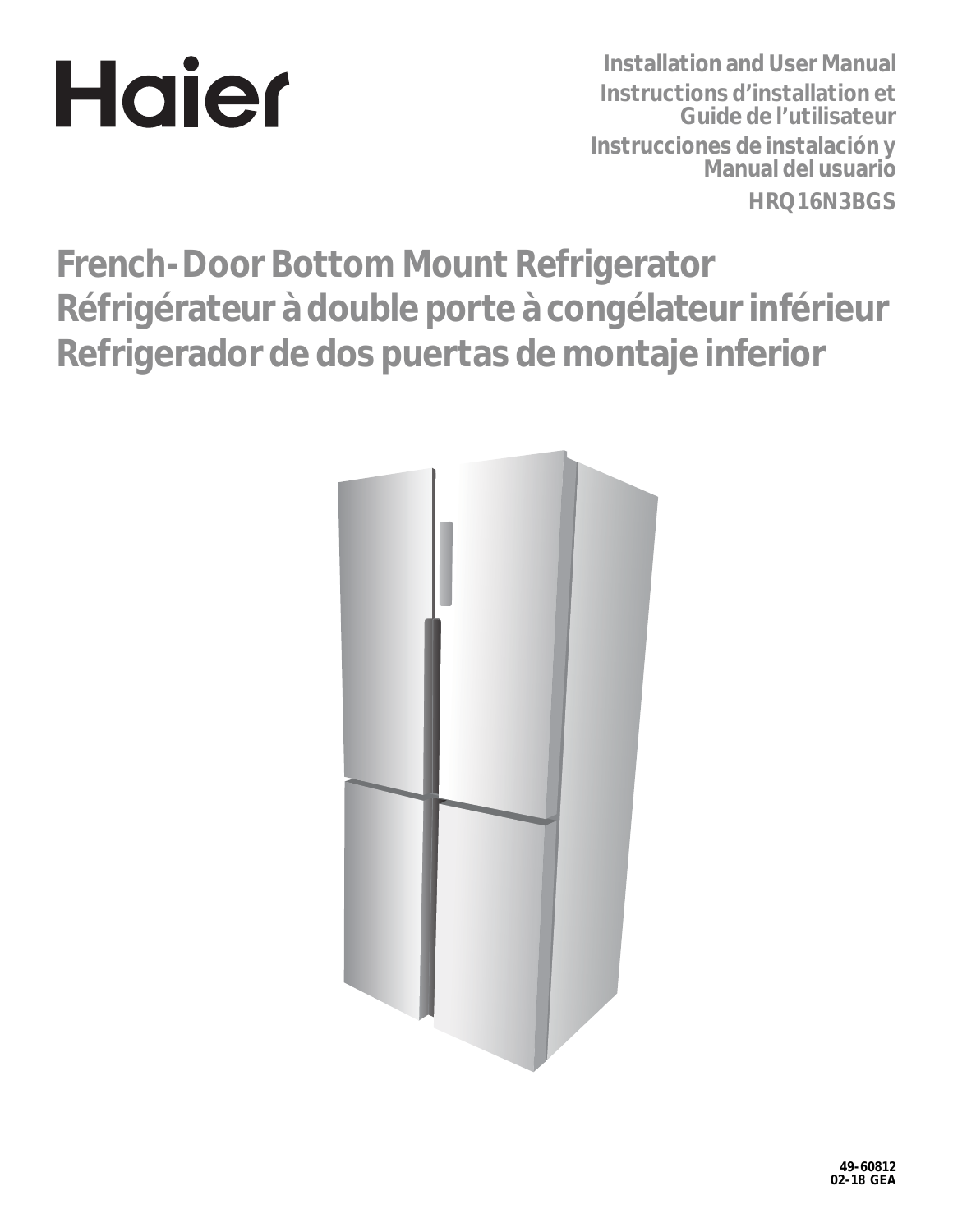Haier

**Installation and User Manual**
**Instructions d'installation et Guide de l'utilisateur**
**Instrucciones de instalación y Manual del usuario**
**HRQ16N3BGS**

# French-Door Bottom Mount Refrigerator
# Réfrigérateur à double porte à congélateur inférieur
# Refrigerador de dos puertas de montaje inferior

49-60812
02-18 GEA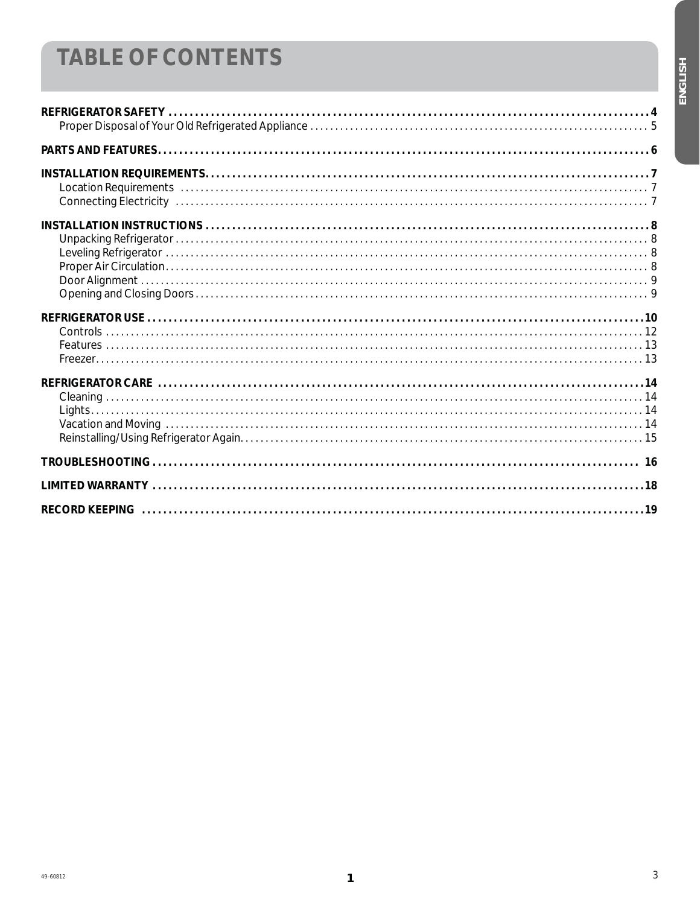# TABLE OF CONTENTS

**REFRIGERATOR SAFETY** .......... **4**
- Proper Disposal of Your Old Refrigerated Appliance .......... 5

**PARTS AND FEATURES** .......... **6**

**INSTALLATION REQUIREMENTS** .......... **7**
- Location Requirements .......... 7
- Connecting Electricity .......... 7

**INSTALLATION INSTRUCTIONS** .......... **8**
- Unpacking Refrigerator .......... 8
- Leveling Refrigerator .......... 8
- Proper Air Circulation .......... 8
- Door Alignment .......... 9
- Opening and Closing Doors .......... 9

**REFRIGERATOR USE** .......... **10**
- Controls .......... 12
- Features .......... 13
- Freezer .......... 13

**REFRIGERATOR CARE** .......... **14**
- Cleaning .......... 14
- Lights .......... 14
- Vacation and Moving .......... 14
- Reinstalling/Using Refrigerator Again .......... 15

**TROUBLESHOOTING** .......... **16**

**LIMITED WARRANTY** .......... **18**

**RECORD KEEPING** .......... **19**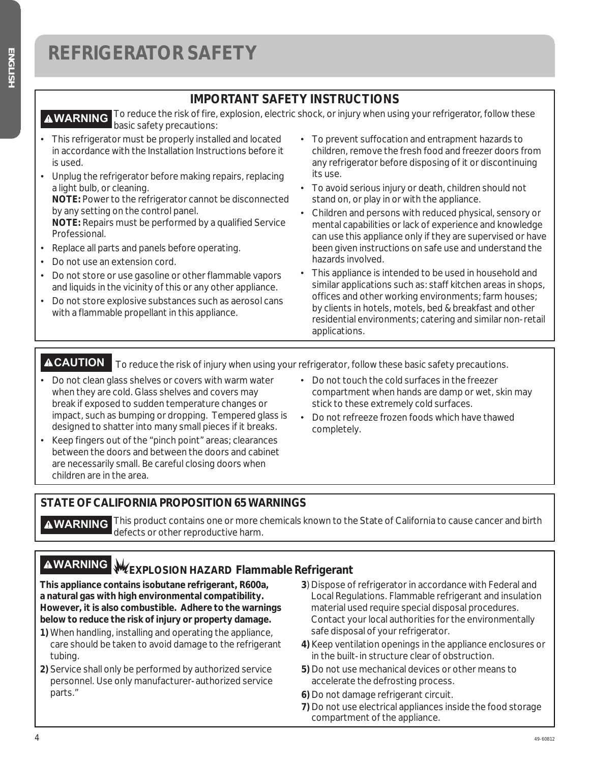# REFRIGERATOR SAFETY

## IMPORTANT SAFETY INSTRUCTIONS

**⚠WARNING** To reduce the risk of fire, explosion, electric shock, or injury when using your refrigerator, follow these basic safety precautions:

- This refrigerator must be properly installed and located in accordance with the Installation Instructions before it is used.
- Unplug the refrigerator before making repairs, replacing a light bulb, or cleaning.
  **NOTE:** Power to the refrigerator cannot be disconnected by any setting on the control panel.
  **NOTE:** Repairs must be performed by a qualified Service Professional.
- Replace all parts and panels before operating.
- Do not use an extension cord.
- Do not store or use gasoline or other flammable vapors and liquids in the vicinity of this or any other appliance.
- Do not store explosive substances such as aerosol cans with a flammable propellant in this appliance.
- To prevent suffocation and entrapment hazards to children, remove the fresh food and freezer doors from any refrigerator before disposing of it or discontinuing its use.
- To avoid serious injury or death, children should not stand on, or play in or with the appliance.
- Children and persons with reduced physical, sensory or mental capabilities or lack of experience and knowledge can use this appliance only if they are supervised or have been given instructions on safe use and understand the hazards involved.
- This appliance is intended to be used in household and similar applications such as: staff kitchen areas in shops, offices and other working environments; farm houses; by clients in hotels, motels, bed & breakfast and other residential environments; catering and similar non-retail applications.

**⚠CAUTION** To reduce the risk of injury when using your refrigerator, follow these basic safety precautions.

- Do not clean glass shelves or covers with warm water when they are cold. Glass shelves and covers may break if exposed to sudden temperature changes or impact, such as bumping or dropping. Tempered glass is designed to shatter into many small pieces if it breaks.
- Keep fingers out of the “pinch point” areas; clearances between the doors and between the doors and cabinet are necessarily small. Be careful closing doors when children are in the area.
- Do not touch the cold surfaces in the freezer compartment when hands are damp or wet, skin may stick to these extremely cold surfaces.
- Do not refreeze frozen foods which have thawed completely.

## STATE OF CALIFORNIA PROPOSITION 65 WARNINGS

**⚠WARNING** This product contains one or more chemicals known to the State of California to cause cancer and birth defects or other reproductive harm.

## ⚠WARNING EXPLOSION HAZARD Flammable Refrigerant

**This appliance contains isobutane refrigerant, R600a, a natural gas with high environmental compatibility. However, it is also combustible. Adhere to the warnings below to reduce the risk of injury or property damage.**

**1)** When handling, installing and operating the appliance, care should be taken to avoid damage to the refrigerant tubing.

**2)** Service shall only be performed by authorized service personnel. Use only manufacturer-authorized service parts.”

**3)** Dispose of refrigerator in accordance with Federal and Local Regulations. Flammable refrigerant and insulation material used require special disposal procedures. Contact your local authorities for the environmentally safe disposal of your refrigerator.

**4)** Keep ventilation openings in the appliance enclosures or in the built-in structure clear of obstruction.

**5)** Do not use mechanical devices or other means to accelerate the defrosting process.

**6)** Do not damage refrigerant circuit.

**7)** Do not use electrical appliances inside the food storage compartment of the appliance.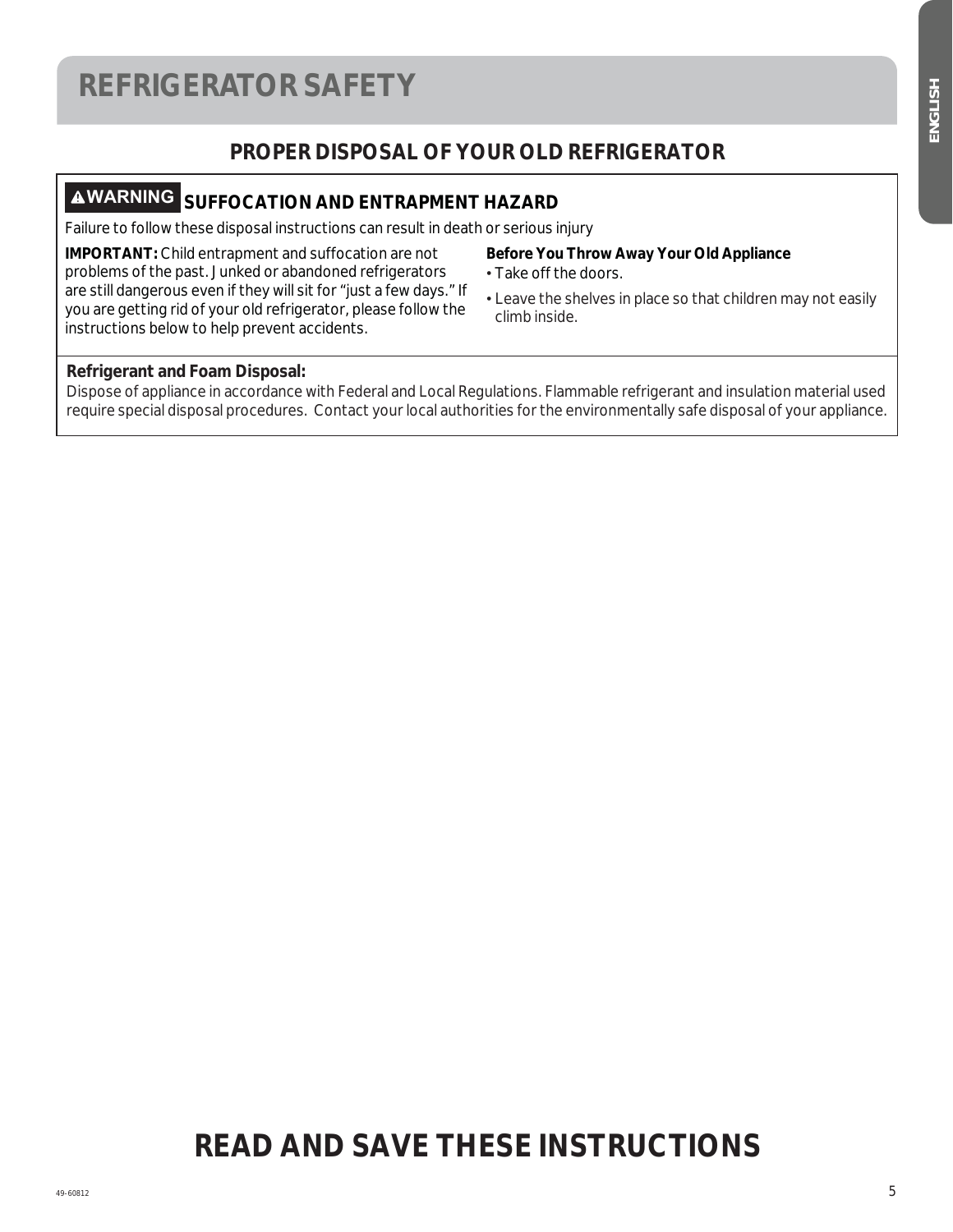# REFRIGERATOR SAFETY

## PROPER DISPOSAL OF YOUR OLD REFRIGERATOR

**⚠WARNING SUFFOCATION AND ENTRAPMENT HAZARD**

Failure to follow these disposal instructions can result in death or serious injury

**IMPORTANT:** Child entrapment and suffocation are not problems of the past. Junked or abandoned refrigerators are still dangerous even if they will sit for "just a few days." If you are getting rid of your old refrigerator, please follow the instructions below to help prevent accidents.

**Before You Throw Away Your Old Appliance**

- Take off the doors.
- Leave the shelves in place so that children may not easily climb inside.

**Refrigerant and Foam Disposal:**

Dispose of appliance in accordance with Federal and Local Regulations. Flammable refrigerant and insulation material used require special disposal procedures. Contact your local authorities for the environmentally safe disposal of your appliance.

## READ AND SAVE THESE INSTRUCTIONS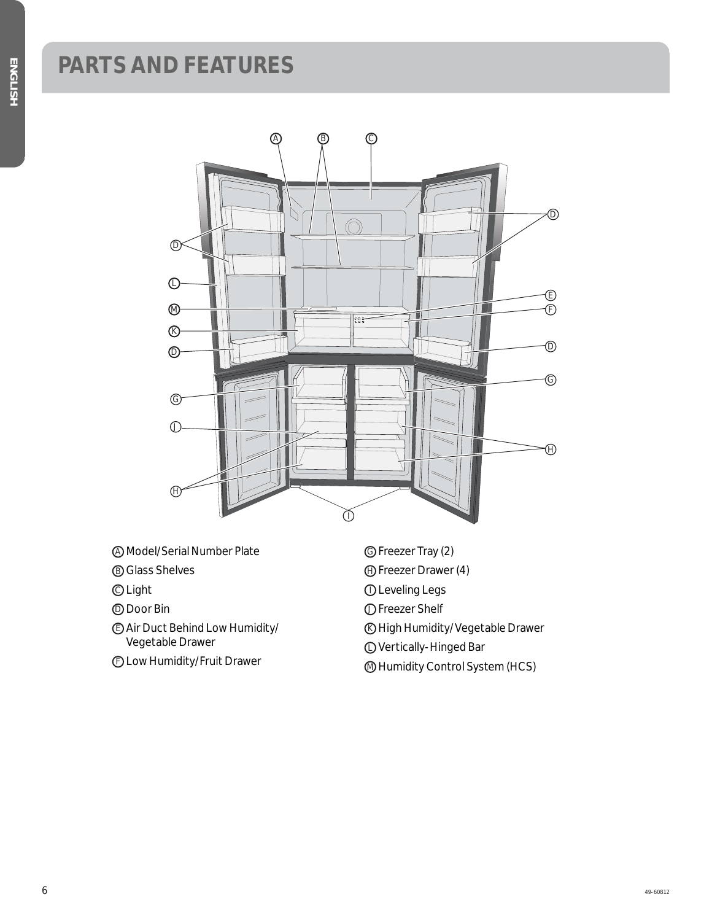# PARTS AND FEATURES

- (A) Model/Serial Number Plate
- (B) Glass Shelves
- (C) Light
- (D) Door Bin
- (E) Air Duct Behind Low Humidity/ Vegetable Drawer
- (F) Low Humidity/Fruit Drawer
- (G) Freezer Tray (2)
- (H) Freezer Drawer (4)
- (I) Leveling Legs
- (J) Freezer Shelf
- (K) High Humidity/Vegetable Drawer
- (L) Vertically-Hinged Bar
- (M) Humidity Control System (HCS)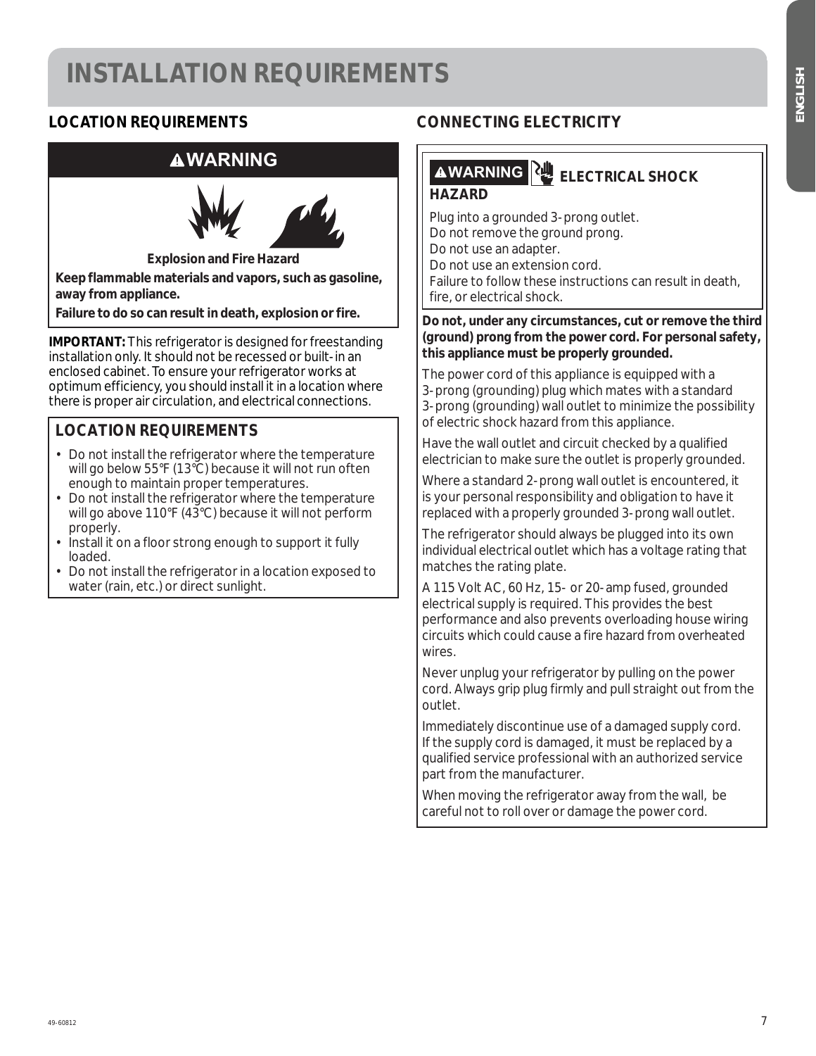# INSTALLATION REQUIREMENTS

## LOCATION REQUIREMENTS

**⚠WARNING**

**Explosion and Fire Hazard**

**Keep flammable materials and vapors, such as gasoline, away from appliance.**

**Failure to do so can result in death, explosion or fire.**

**IMPORTANT:** This refrigerator is designed for freestanding installation only. It should not be recessed or built-in an enclosed cabinet. To ensure your refrigerator works at optimum efficiency, you should install it in a location where there is proper air circulation, and electrical connections.

### LOCATION REQUIREMENTS

- Do not install the refrigerator where the temperature will go below 55°F (13°C) because it will not run often enough to maintain proper temperatures.
- Do not install the refrigerator where the temperature will go above 110°F (43°C) because it will not perform properly.
- Install it on a floor strong enough to support it fully loaded.
- Do not install the refrigerator in a location exposed to water (rain, etc.) or direct sunlight.

## CONNECTING ELECTRICITY

**⚠WARNING ELECTRICAL SHOCK HAZARD**

Plug into a grounded 3-prong outlet.
Do not remove the ground prong.
Do not use an adapter.
Do not use an extension cord.
Failure to follow these instructions can result in death, fire, or electrical shock.

**Do not, under any circumstances, cut or remove the third (ground) prong from the power cord. For personal safety, this appliance must be properly grounded.**

The power cord of this appliance is equipped with a 3-prong (grounding) plug which mates with a standard 3-prong (grounding) wall outlet to minimize the possibility of electric shock hazard from this appliance.

Have the wall outlet and circuit checked by a qualified electrician to make sure the outlet is properly grounded.

Where a standard 2-prong wall outlet is encountered, it is your personal responsibility and obligation to have it replaced with a properly grounded 3-prong wall outlet.

The refrigerator should always be plugged into its own individual electrical outlet which has a voltage rating that matches the rating plate.

A 115 Volt AC, 60 Hz, 15- or 20-amp fused, grounded electrical supply is required. This provides the best performance and also prevents overloading house wiring circuits which could cause a fire hazard from overheated wires.

Never unplug your refrigerator by pulling on the power cord. Always grip plug firmly and pull straight out from the outlet.

Immediately discontinue use of a damaged supply cord. If the supply cord is damaged, it must be replaced by a qualified service professional with an authorized service part from the manufacturer.

When moving the refrigerator away from the wall, be careful not to roll over or damage the power cord.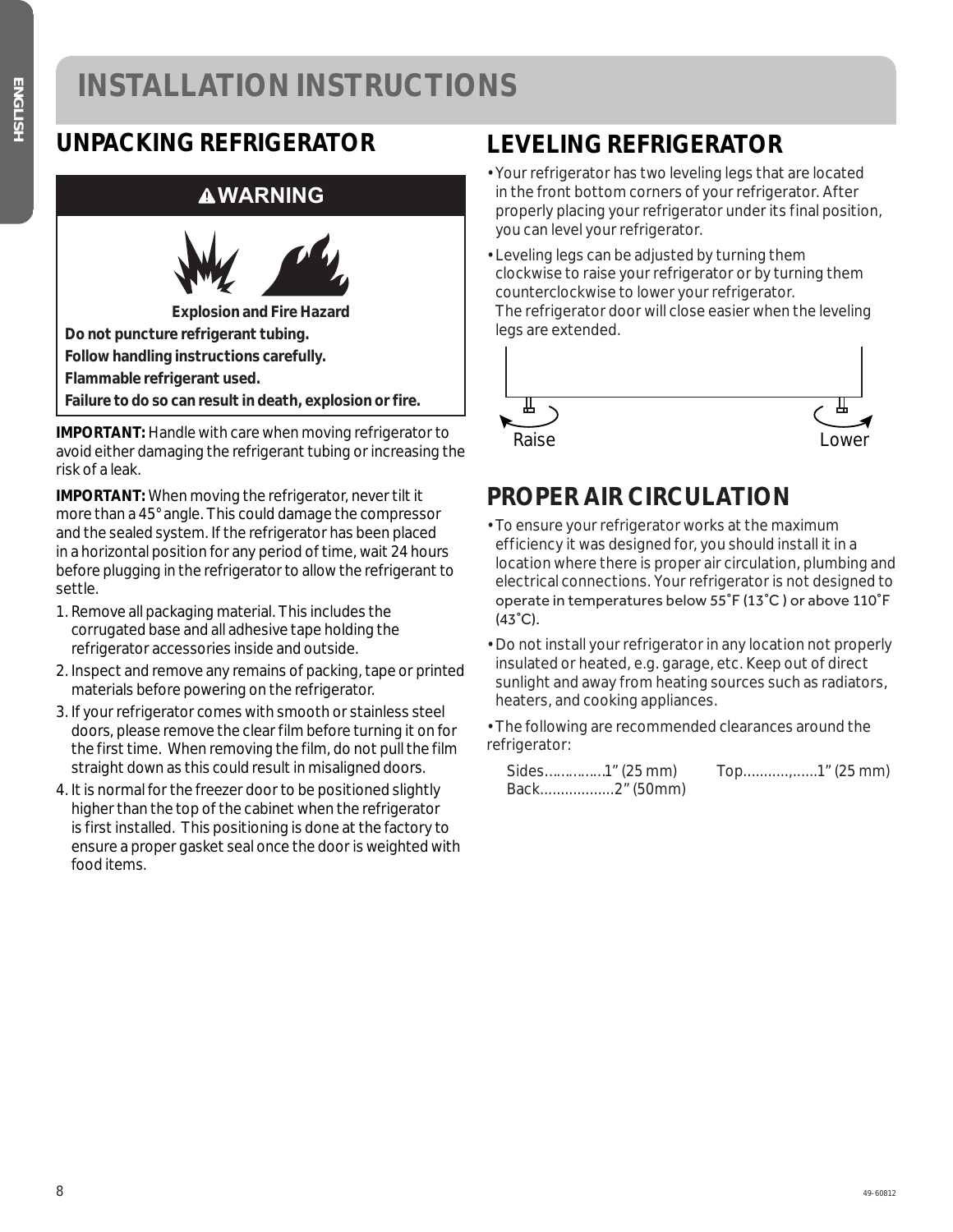# INSTALLATION INSTRUCTIONS

## UNPACKING REFRIGERATOR

**⚠WARNING**

**Explosion and Fire Hazard**

**Do not puncture refrigerant tubing.**

**Follow handling instructions carefully.**

**Flammable refrigerant used.**

**Failure to do so can result in death, explosion or fire.**

**IMPORTANT:** Handle with care when moving refrigerator to avoid either damaging the refrigerant tubing or increasing the risk of a leak.

**IMPORTANT:** When moving the refrigerator, never tilt it more than a 45° angle. This could damage the compressor and the sealed system. If the refrigerator has been placed in a horizontal position for any period of time, wait 24 hours before plugging in the refrigerator to allow the refrigerant to settle.

1. Remove all packaging material. This includes the corrugated base and all adhesive tape holding the refrigerator accessories inside and outside.
2. Inspect and remove any remains of packing, tape or printed materials before powering on the refrigerator.
3. If your refrigerator comes with smooth or stainless steel doors, please remove the clear film before turning it on for the first time. When removing the film, do not pull the film straight down as this could result in misaligned doors.
4. It is normal for the freezer door to be positioned slightly higher than the top of the cabinet when the refrigerator is first installed. This positioning is done at the factory to ensure a proper gasket seal once the door is weighted with food items.

## LEVELING REFRIGERATOR

- Your refrigerator has two leveling legs that are located in the front bottom corners of your refrigerator. After properly placing your refrigerator under its final position, you can level your refrigerator.
- Leveling legs can be adjusted by turning them clockwise to raise your refrigerator or by turning them counterclockwise to lower your refrigerator.
  The refrigerator door will close easier when the leveling legs are extended.

Raise Lower

## PROPER AIR CIRCULATION

- To ensure your refrigerator works at the maximum efficiency it was designed for, you should install it in a location where there is proper air circulation, plumbing and electrical connections. Your refrigerator is not designed to operate in temperatures below 55˚F (13˚C ) or above 110˚F (43˚C).
- Do not install your refrigerator in any location not properly insulated or heated, e.g. garage, etc. Keep out of direct sunlight and away from heating sources such as radiators, heaters, and cooking appliances.
- The following are recommended clearances around the refrigerator:

  Sides...............1" (25 mm)    Top...........,......1" (25 mm)
  Back..................2" (50mm)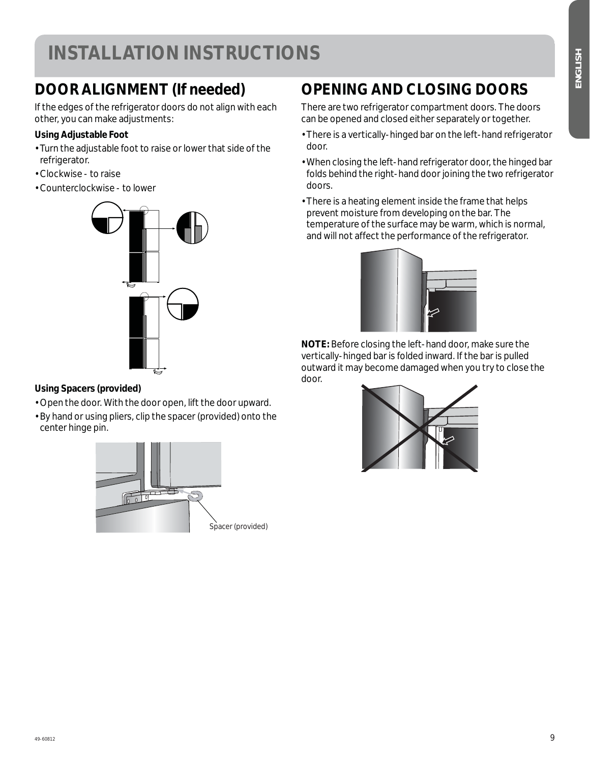# INSTALLATION INSTRUCTIONS

## DOOR ALIGNMENT (If needed)

If the edges of the refrigerator doors do not align with each other, you can make adjustments:

**Using Adjustable Foot**

- Turn the adjustable foot to raise or lower that side of the refrigerator.
- Clockwise - to raise
- Counterclockwise - to lower

**Using Spacers (provided)**

- Open the door. With the door open, lift the door upward.
- By hand or using pliers, clip the spacer (provided) onto the center hinge pin.

Spacer (provided)

## OPENING AND CLOSING DOORS

There are two refrigerator compartment doors. The doors can be opened and closed either separately or together.

- There is a vertically-hinged bar on the left-hand refrigerator door.
- When closing the left-hand refrigerator door, the hinged bar folds behind the right-hand door joining the two refrigerator doors.
- There is a heating element inside the frame that helps prevent moisture from developing on the bar. The temperature of the surface may be warm, which is normal, and will not affect the performance of the refrigerator.

**NOTE:** Before closing the left-hand door, make sure the vertically-hinged bar is folded inward. If the bar is pulled outward it may become damaged when you try to close the door.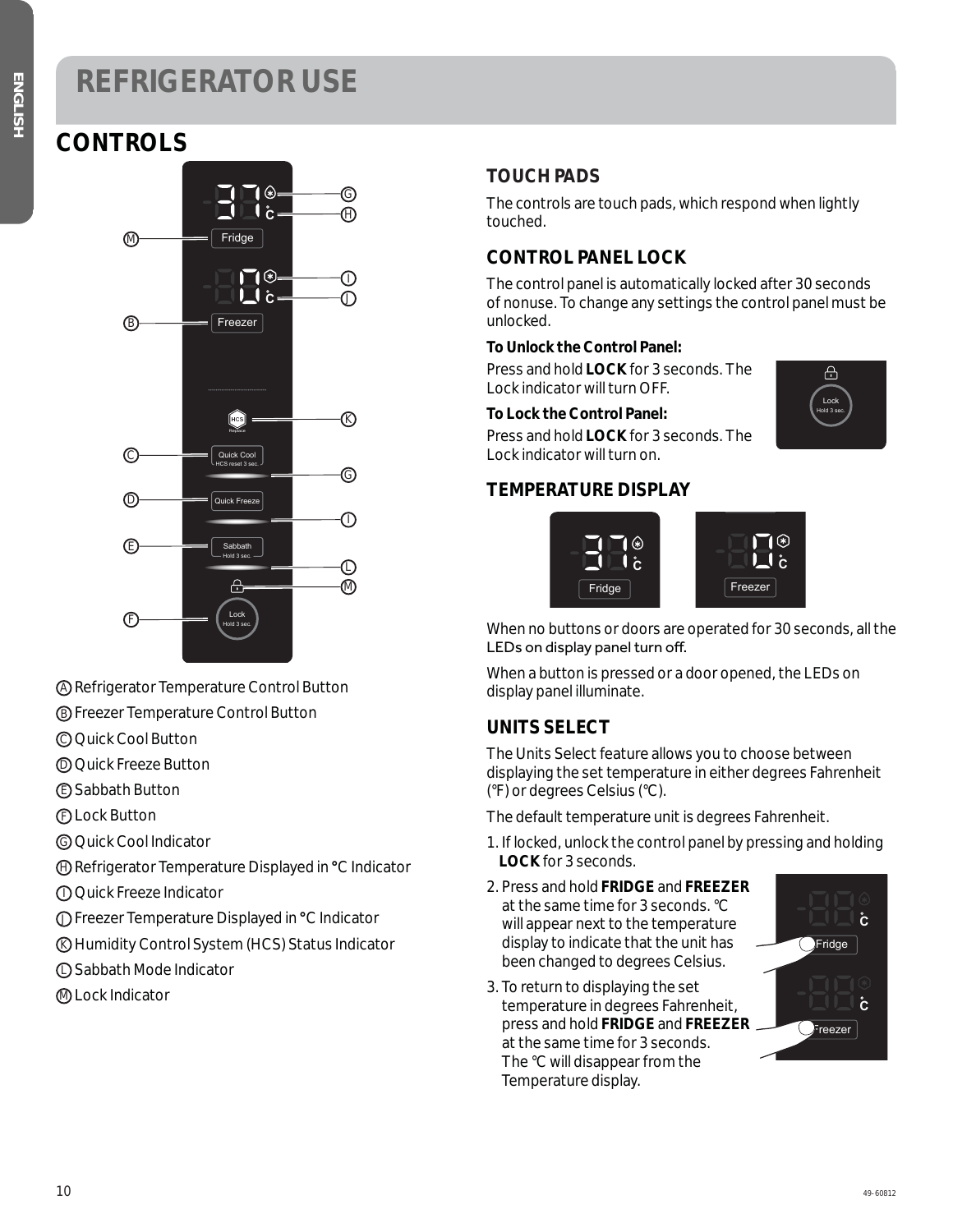# REFRIGERATOR USE

## CONTROLS

Ⓐ Refrigerator Temperature Control Button
Ⓑ Freezer Temperature Control Button
Ⓒ Quick Cool Button
Ⓓ Quick Freeze Button
Ⓔ Sabbath Button
Ⓕ Lock Button
Ⓖ Quick Cool Indicator
Ⓗ Refrigerator Temperature Displayed in °C Indicator
Ⓘ Quick Freeze Indicator
Ⓙ Freezer Temperature Displayed in °C Indicator
Ⓚ Humidity Control System (HCS) Status Indicator
Ⓛ Sabbath Mode Indicator
Ⓜ Lock Indicator

### TOUCH PADS

The controls are touch pads, which respond when lightly touched.

### CONTROL PANEL LOCK

The control panel is automatically locked after 30 seconds of nonuse. To change any settings the control panel must be unlocked.

**To Unlock the Control Panel:**
Press and hold **LOCK** for 3 seconds. The Lock indicator will turn OFF.

**To Lock the Control Panel:**
Press and hold **LOCK** for 3 seconds. The Lock indicator will turn on.

### TEMPERATURE DISPLAY

When no buttons or doors are operated for 30 seconds, all the LEDs on display panel turn off.

When a button is pressed or a door opened, the LEDs on display panel illuminate.

### UNITS SELECT

The Units Select feature allows you to choose between displaying the set temperature in either degrees Fahrenheit (°F) or degrees Celsius (°C).

The default temperature unit is degrees Fahrenheit.

1. If locked, unlock the control panel by pressing and holding **LOCK** for 3 seconds.
2. Press and hold **FRIDGE** and **FREEZER** at the same time for 3 seconds. °C will appear next to the temperature display to indicate that the unit has been changed to degrees Celsius.
3. To return to displaying the set temperature in degrees Fahrenheit, press and hold **FRIDGE** and **FREEZER** at the same time for 3 seconds. The °C will disappear from the Temperature display.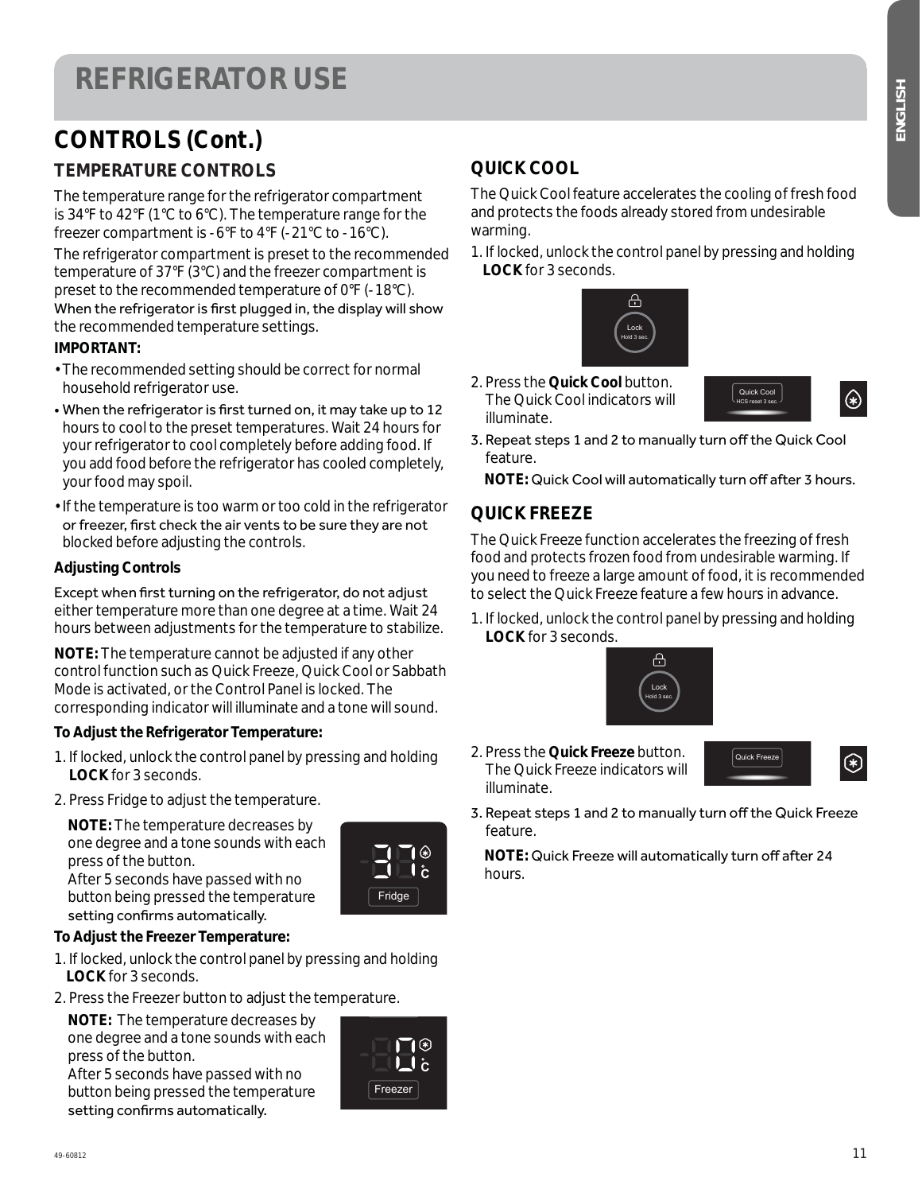# REFRIGERATOR USE

## CONTROLS (Cont.)

### TEMPERATURE CONTROLS

The temperature range for the refrigerator compartment is 34°F to 42°F (1°C to 6°C). The temperature range for the freezer compartment is -6°F to 4°F (-21°C to -16°C).

The refrigerator compartment is preset to the recommended temperature of 37°F (3°C) and the freezer compartment is preset to the recommended temperature of 0°F (-18°C). When the refrigerator is first plugged in, the display will show the recommended temperature settings.

**IMPORTANT:**

- The recommended setting should be correct for normal household refrigerator use.
- When the refrigerator is first turned on, it may take up to 12 hours to cool to the preset temperatures. Wait 24 hours for your refrigerator to cool completely before adding food. If you add food before the refrigerator has cooled completely, your food may spoil.
- If the temperature is too warm or too cold in the refrigerator or freezer, first check the air vents to be sure they are not blocked before adjusting the controls.

**Adjusting Controls**

Except when first turning on the refrigerator, do not adjust either temperature more than one degree at a time. Wait 24 hours between adjustments for the temperature to stabilize.

**NOTE:** The temperature cannot be adjusted if any other control function such as Quick Freeze, Quick Cool or Sabbath Mode is activated, or the Control Panel is locked. The corresponding indicator will illuminate and a tone will sound.

**To Adjust the Refrigerator Temperature:**

1. If locked, unlock the control panel by pressing and holding **LOCK** for 3 seconds.
2. Press Fridge to adjust the temperature.

   **NOTE:** The temperature decreases by one degree and a tone sounds with each press of the button. After 5 seconds have passed with no button being pressed the temperature setting confirms automatically.

**To Adjust the Freezer Temperature:**

1. If locked, unlock the control panel by pressing and holding **LOCK** for 3 seconds.
2. Press the Freezer button to adjust the temperature.

   **NOTE:** The temperature decreases by one degree and a tone sounds with each press of the button. After 5 seconds have passed with no button being pressed the temperature setting confirms automatically.

### QUICK COOL

The Quick Cool feature accelerates the cooling of fresh food and protects the foods already stored from undesirable warming.

1. If locked, unlock the control panel by pressing and holding **LOCK** for 3 seconds.
2. Press the **Quick Cool** button. The Quick Cool indicators will illuminate.
3. Repeat steps 1 and 2 to manually turn off the Quick Cool feature.

   **NOTE:** Quick Cool will automatically turn off after 3 hours.

### QUICK FREEZE

The Quick Freeze function accelerates the freezing of fresh food and protects frozen food from undesirable warming. If you need to freeze a large amount of food, it is recommended to select the Quick Freeze feature a few hours in advance.

1. If locked, unlock the control panel by pressing and holding **LOCK** for 3 seconds.
2. Press the **Quick Freeze** button. The Quick Freeze indicators will illuminate.
3. Repeat steps 1 and 2 to manually turn off the Quick Freeze feature.

   **NOTE:** Quick Freeze will automatically turn off after 24 hours.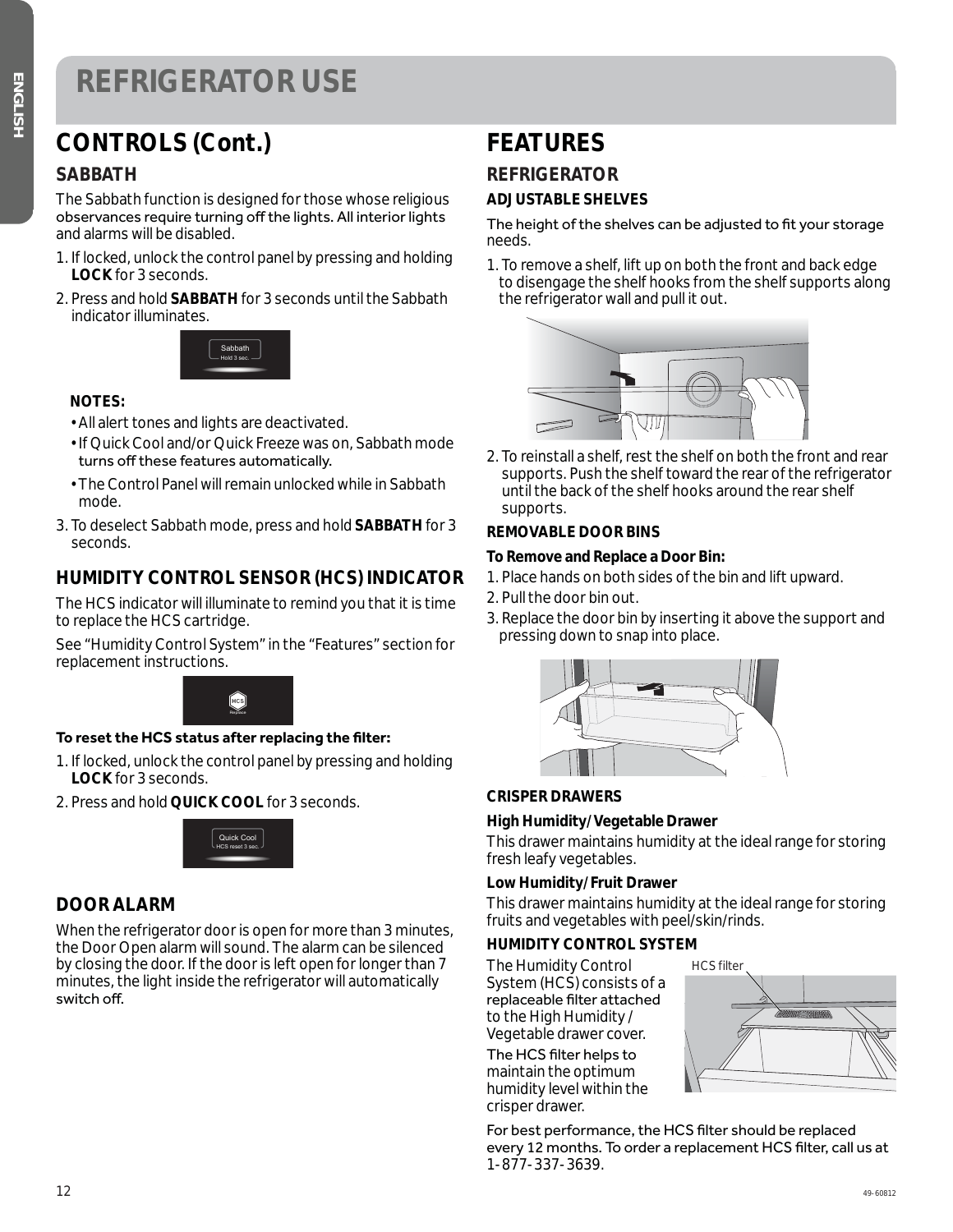# REFRIGERATOR USE

## CONTROLS (Cont.)

### SABBATH

The Sabbath function is designed for those whose religious observances require turning off the lights. All interior lights and alarms will be disabled.

1. If locked, unlock the control panel by pressing and holding **LOCK** for 3 seconds.
2. Press and hold **SABBATH** for 3 seconds until the Sabbath indicator illuminates.

   Sabbath
   Hold 3 sec.

   **NOTES:**
   - All alert tones and lights are deactivated.
   - If Quick Cool and/or Quick Freeze was on, Sabbath mode turns off these features automatically.
   - The Control Panel will remain unlocked while in Sabbath mode.
3. To deselect Sabbath mode, press and hold **SABBATH** for 3 seconds.

### HUMIDITY CONTROL SENSOR (HCS) INDICATOR

The HCS indicator will illuminate to remind you that it is time to replace the HCS cartridge.

See "Humidity Control System" in the "Features" section for replacement instructions.

HCS
Replace

**To reset the HCS status after replacing the filter:**

1. If locked, unlock the control panel by pressing and holding **LOCK** for 3 seconds.
2. Press and hold **QUICK COOL** for 3 seconds.

Quick Cool
HCS reset 3 sec.

### DOOR ALARM

When the refrigerator door is open for more than 3 minutes, the Door Open alarm will sound. The alarm can be silenced by closing the door. If the door is left open for longer than 7 minutes, the light inside the refrigerator will automatically switch off.

## FEATURES

### REFRIGERATOR

**ADJUSTABLE SHELVES**

The height of the shelves can be adjusted to fit your storage needs.

1. To remove a shelf, lift up on both the front and back edge to disengage the shelf hooks from the shelf supports along the refrigerator wall and pull it out.
2. To reinstall a shelf, rest the shelf on both the front and rear supports. Push the shelf toward the rear of the refrigerator until the back of the shelf hooks around the rear shelf supports.

**REMOVABLE DOOR BINS**

**To Remove and Replace a Door Bin:**

1. Place hands on both sides of the bin and lift upward.
2. Pull the door bin out.
3. Replace the door bin by inserting it above the support and pressing down to snap into place.

**CRISPER DRAWERS**

**High Humidity/Vegetable Drawer**

This drawer maintains humidity at the ideal range for storing fresh leafy vegetables.

**Low Humidity/Fruit Drawer**

This drawer maintains humidity at the ideal range for storing fruits and vegetables with peel/skin/rinds.

**HUMIDITY CONTROL SYSTEM**

The Humidity Control System (HCS) consists of a replaceable filter attached to the High Humidity / Vegetable drawer cover.

The HCS filter helps to maintain the optimum humidity level within the crisper drawer.

HCS filter

For best performance, the HCS filter should be replaced every 12 months. To order a replacement HCS filter, call us at 1-877-337-3639.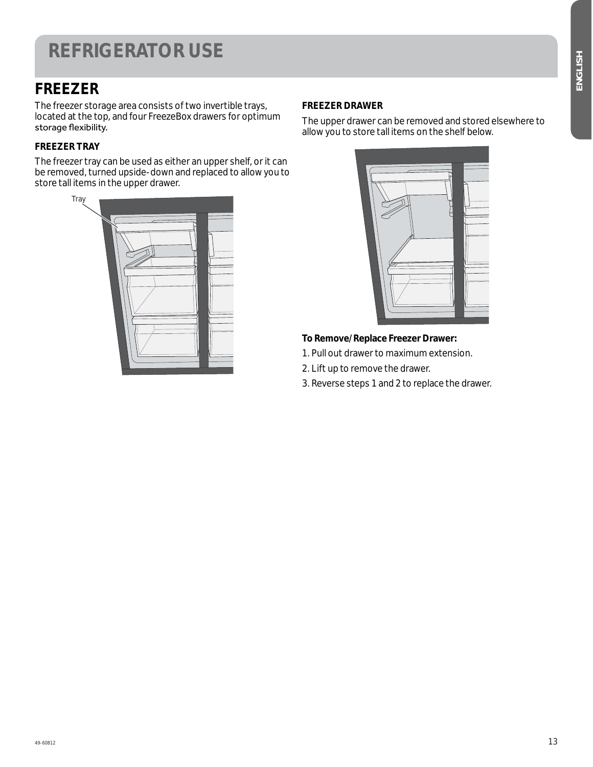# REFRIGERATOR USE

## FREEZER

The freezer storage area consists of two invertible trays, located at the top, and four FreezeBox drawers for optimum storage flexibility.

**FREEZER TRAY**

The freezer tray can be used as either an upper shelf, or it can be removed, turned upside-down and replaced to allow you to store tall items in the upper drawer.

Tray

**FREEZER DRAWER**

The upper drawer can be removed and stored elsewhere to allow you to store tall items on the shelf below.

**To Remove/Replace Freezer Drawer:**

1. Pull out drawer to maximum extension.
2. Lift up to remove the drawer.
3. Reverse steps 1 and 2 to replace the drawer.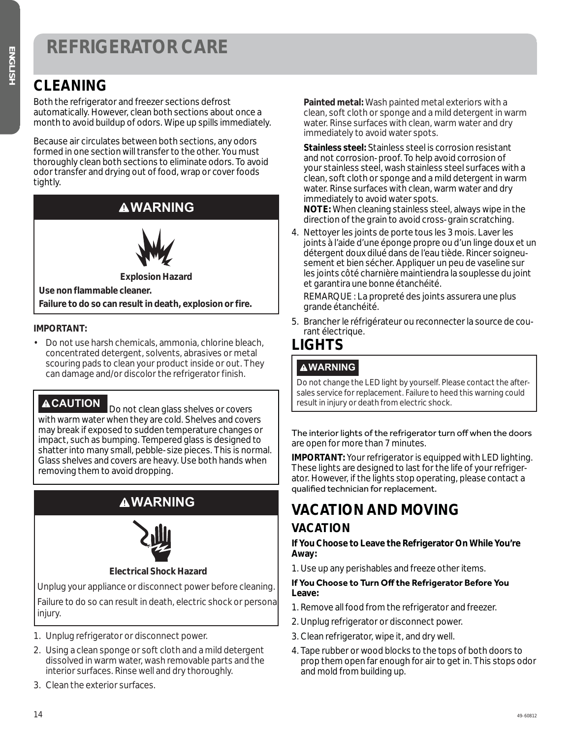# REFRIGERATOR CARE

## CLEANING

Both the refrigerator and freezer sections defrost automatically. However, clean both sections about once a month to avoid buildup of odors. Wipe up spills immediately.

Because air circulates between both sections, any odors formed in one section will transfer to the other. You must thoroughly clean both sections to eliminate odors. To avoid odor transfer and drying out of food, wrap or cover foods tightly.

**⚠WARNING**

**Explosion Hazard**

**Use non flammable cleaner.**

**Failure to do so can result in death, explosion or fire.**

**IMPORTANT:**

- Do not use harsh chemicals, ammonia, chlorine bleach, concentrated detergent, solvents, abrasives or metal scouring pads to clean your product inside or out. They can damage and/or discolor the refrigerator finish.

**⚠CAUTION** Do not clean glass shelves or covers with warm water when they are cold. Shelves and covers may break if exposed to sudden temperature changes or impact, such as bumping. Tempered glass is designed to shatter into many small, pebble-size pieces. This is normal. Glass shelves and covers are heavy. Use both hands when removing them to avoid dropping.

**⚠WARNING**

**Electrical Shock Hazard**

Unplug your appliance or disconnect power before cleaning.

Failure to do so can result in death, electric shock or persona injury.

1. Unplug refrigerator or disconnect power.
2. Using a clean sponge or soft cloth and a mild detergent dissolved in warm water, wash removable parts and the interior surfaces. Rinse well and dry thoroughly.
3. Clean the exterior surfaces.

   **Painted metal:** Wash painted metal exteriors with a clean, soft cloth or sponge and a mild detergent in warm water. Rinse surfaces with clean, warm water and dry immediately to avoid water spots.

   **Stainless steel:** Stainless steel is corrosion resistant and not corrosion-proof. To help avoid corrosion of your stainless steel, wash stainless steel surfaces with a clean, soft cloth or sponge and a mild detergent in warm water. Rinse surfaces with clean, warm water and dry immediately to avoid water spots.
   **NOTE:** When cleaning stainless steel, always wipe in the direction of the grain to avoid cross-grain scratching.
4. Nettoyer les joints de porte tous les 3 mois. Laver les joints à l'aide d'une éponge propre ou d'un linge doux et un détergent doux dilué dans de l'eau tiède. Rincer soigneusement et bien sécher. Appliquer un peu de vaseline sur les joints côté charnière maintiendra la souplesse du joint et garantira une bonne étanchéité.

   REMARQUE : La propreté des joints assurera une plus grande étanchéité.
5. Brancher le réfrigérateur ou reconnecter la source de courant électrique.

## LIGHTS

**⚠WARNING**

Do not change the LED light by yourself. Please contact the after-sales service for replacement. Failure to heed this warning could result in injury or death from electric shock.

The interior lights of the refrigerator turn off when the doors are open for more than 7 minutes.

**IMPORTANT:** Your refrigerator is equipped with LED lighting. These lights are designed to last for the life of your refrigerator. However, if the lights stop operating, please contact a qualified technician for replacement.

## VACATION AND MOVING

### VACATION

**If You Choose to Leave the Refrigerator On While You're Away:**

1. Use up any perishables and freeze other items.

**If You Choose to Turn Off the Refrigerator Before You Leave:**

1. Remove all food from the refrigerator and freezer.
2. Unplug refrigerator or disconnect power.
3. Clean refrigerator, wipe it, and dry well.
4. Tape rubber or wood blocks to the tops of both doors to prop them open far enough for air to get in. This stops odor and mold from building up.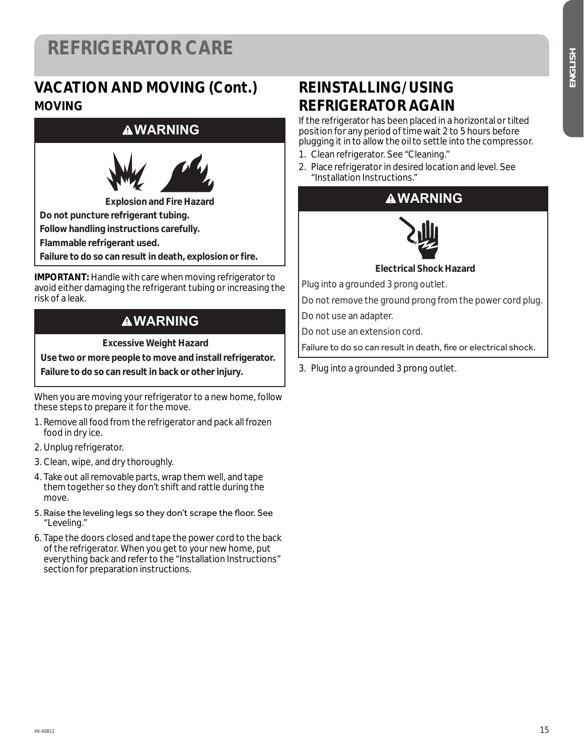# REFRIGERATOR CARE

## VACATION AND MOVING (Cont.)

### MOVING

**⚠WARNING**

**Explosion and Fire Hazard**

**Do not puncture refrigerant tubing.**

**Follow handling instructions carefully.**

**Flammable refrigerant used.**

**Failure to do so can result in death, explosion or fire.**

**IMPORTANT:** Handle with care when moving refrigerator to avoid either damaging the refrigerant tubing or increasing the risk of a leak.

**⚠WARNING**

**Excessive Weight Hazard**

**Use two or more people to move and install refrigerator.**

**Failure to do so can result in back or other injury.**

When you are moving your refrigerator to a new home, follow these steps to prepare it for the move.

1. Remove all food from the refrigerator and pack all frozen food in dry ice.
2. Unplug refrigerator.
3. Clean, wipe, and dry thoroughly.
4. Take out all removable parts, wrap them well, and tape them together so they don't shift and rattle during the move.
5. Raise the leveling legs so they don't scrape the floor. See "Leveling."
6. Tape the doors closed and tape the power cord to the back of the refrigerator. When you get to your new home, put everything back and refer to the "Installation Instructions" section for preparation instructions.

## REINSTALLING/USING REFRIGERATOR AGAIN

If the refrigerator has been placed in a horizontal or tilted position for any period of time wait 2 to 5 hours before plugging it in to allow the oil to settle into the compressor.

1. Clean refrigerator. See "Cleaning."
2. Place refrigerator in desired location and level. See "Installation Instructions."

**⚠WARNING**

**Electrical Shock Hazard**

Plug into a grounded 3 prong outlet.

Do not remove the ground prong from the power cord plug.

Do not use an adapter.

Do not use an extension cord.

Failure to do so can result in death, fire or electrical shock.

3. Plug into a grounded 3 prong outlet.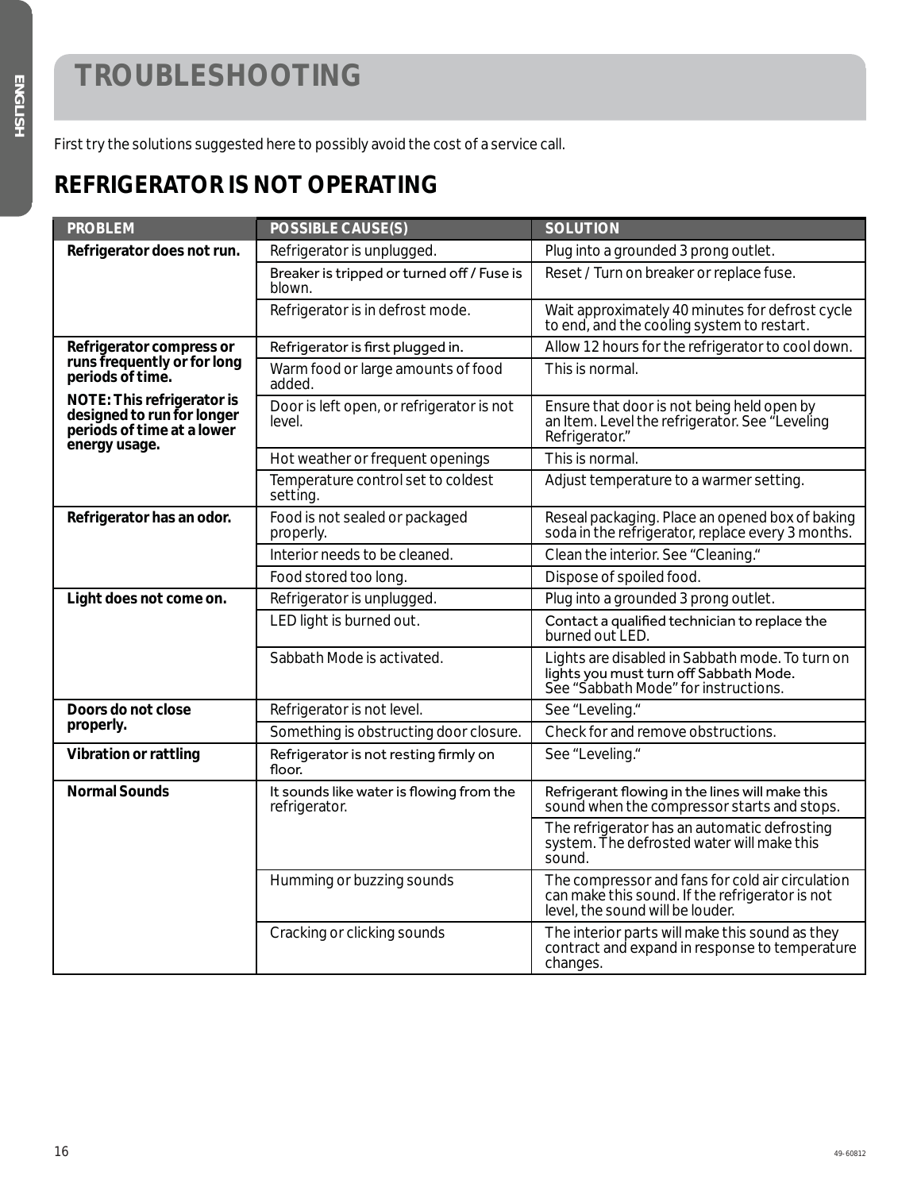# TROUBLESHOOTING

First try the solutions suggested here to possibly avoid the cost of a service call.

## REFRIGERATOR IS NOT OPERATING

| PROBLEM | POSSIBLE CAUSE(S) | SOLUTION |
|---|---|---|
| **Refrigerator does not run.** | Refrigerator is unplugged. | Plug into a grounded 3 prong outlet. |
| | Breaker is tripped or turned off / Fuse is blown. | Reset / Turn on breaker or replace fuse. |
| | Refrigerator is in defrost mode. | Wait approximately 40 minutes for defrost cycle to end, and the cooling system to restart. |
| **Refrigerator compress or runs frequently or for long periods of time.** **NOTE: This refrigerator is designed to run for longer periods of time at a lower energy usage.** | Refrigerator is first plugged in. | Allow 12 hours for the refrigerator to cool down. |
| | Warm food or large amounts of food added. | This is normal. |
| | Door is left open, or refrigerator is not level. | Ensure that door is not being held open by an Item. Level the refrigerator. See "Leveling Refrigerator." |
| | Hot weather or frequent openings | This is normal. |
| | Temperature control set to coldest setting. | Adjust temperature to a warmer setting. |
| **Refrigerator has an odor.** | Food is not sealed or packaged properly. | Reseal packaging. Place an opened box of baking soda in the refrigerator, replace every 3 months. |
| | Interior needs to be cleaned. | Clean the interior. See "Cleaning." |
| | Food stored too long. | Dispose of spoiled food. |
| **Light does not come on.** | Refrigerator is unplugged. | Plug into a grounded 3 prong outlet. |
| | LED light is burned out. | Contact a qualified technician to replace the burned out LED. |
| | Sabbath Mode is activated. | Lights are disabled in Sabbath mode. To turn on lights you must turn off Sabbath Mode. See "Sabbath Mode" for instructions. |
| **Doors do not close properly.** | Refrigerator is not level. | See "Leveling." |
| | Something is obstructing door closure. | Check for and remove obstructions. |
| **Vibration or rattling** | Refrigerator is not resting firmly on floor. | See "Leveling." |
| **Normal Sounds** | It sounds like water is flowing from the refrigerator. | Refrigerant flowing in the lines will make this sound when the compressor starts and stops. |
| | | The refrigerator has an automatic defrosting system. The defrosted water will make this sound. |
| | Humming or buzzing sounds | The compressor and fans for cold air circulation can make this sound. If the refrigerator is not level, the sound will be louder. |
| | Cracking or clicking sounds | The interior parts will make this sound as they contract and expand in response to temperature changes. |

49-60812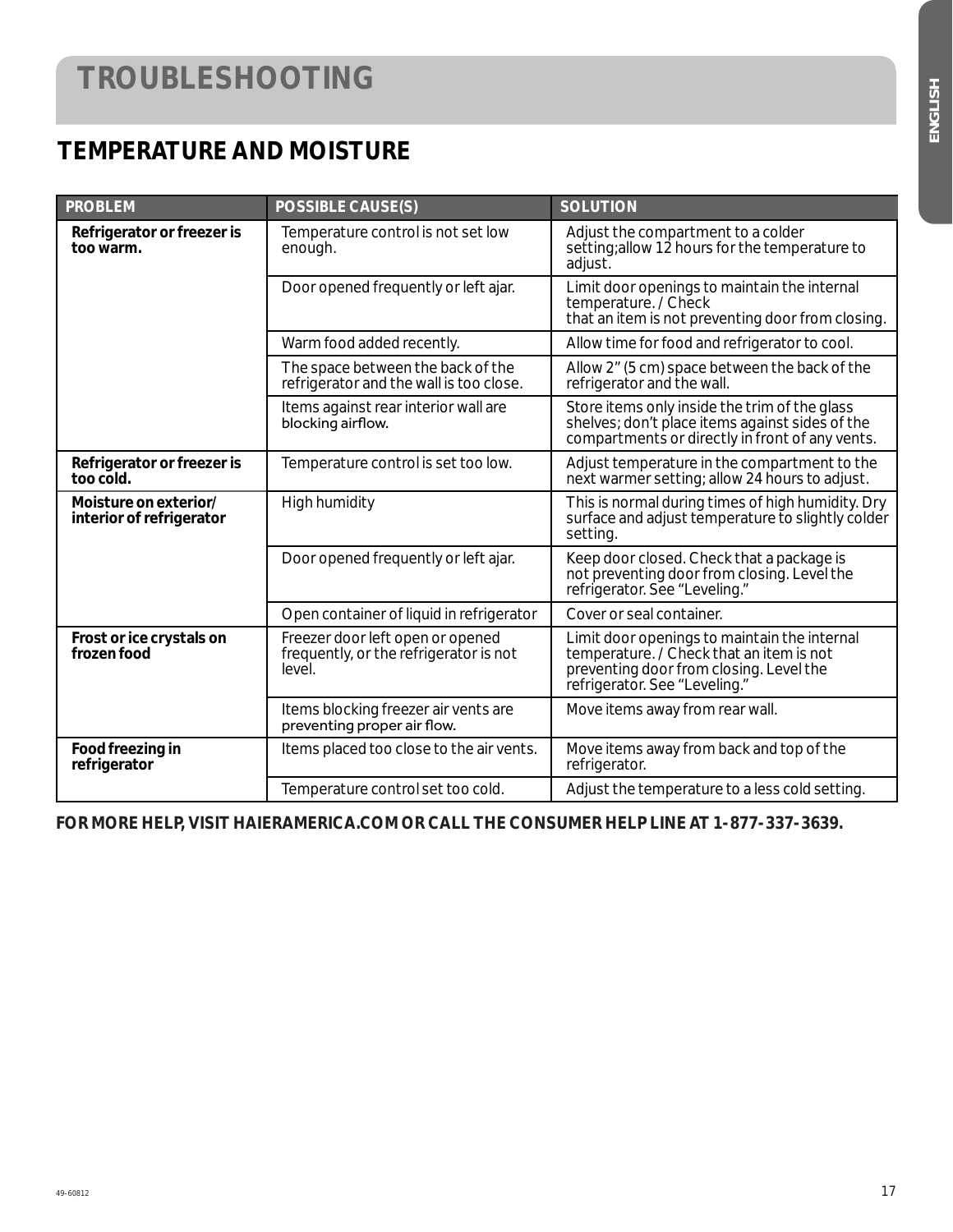# TROUBLESHOOTING

## TEMPERATURE AND MOISTURE

| PROBLEM | POSSIBLE CAUSE(S) | SOLUTION |
|---|---|---|
| **Refrigerator or freezer is too warm.** | Temperature control is not set low enough. | Adjust the compartment to a colder setting;allow 12 hours for the temperature to adjust. |
| | Door opened frequently or left ajar. | Limit door openings to maintain the internal temperature. / Check that an item is not preventing door from closing. |
| | Warm food added recently. | Allow time for food and refrigerator to cool. |
| | The space between the back of the refrigerator and the wall is too close. | Allow 2" (5 cm) space between the back of the refrigerator and the wall. |
| | Items against rear interior wall are blocking airflow. | Store items only inside the trim of the glass shelves; don't place items against sides of the compartments or directly in front of any vents. |
| **Refrigerator or freezer is too cold.** | Temperature control is set too low. | Adjust temperature in the compartment to the next warmer setting; allow 24 hours to adjust. |
| **Moisture on exterior/ interior of refrigerator** | High humidity | This is normal during times of high humidity. Dry surface and adjust temperature to slightly colder setting. |
| | Door opened frequently or left ajar. | Keep door closed. Check that a package is not preventing door from closing. Level the refrigerator. See "Leveling." |
| | Open container of liquid in refrigerator | Cover or seal container. |
| **Frost or ice crystals on frozen food** | Freezer door left open or opened frequently, or the refrigerator is not level. | Limit door openings to maintain the internal temperature. / Check that an item is not preventing door from closing. Level the refrigerator. See "Leveling." |
| | Items blocking freezer air vents are preventing proper air flow. | Move items away from rear wall. |
| **Food freezing in refrigerator** | Items placed too close to the air vents. | Move items away from back and top of the refrigerator. |
| | Temperature control set too cold. | Adjust the temperature to a less cold setting. |

**FOR MORE HELP, VISIT HAIERAMERICA.COM OR CALL THE CONSUMER HELP LINE AT 1-877-337-3639.**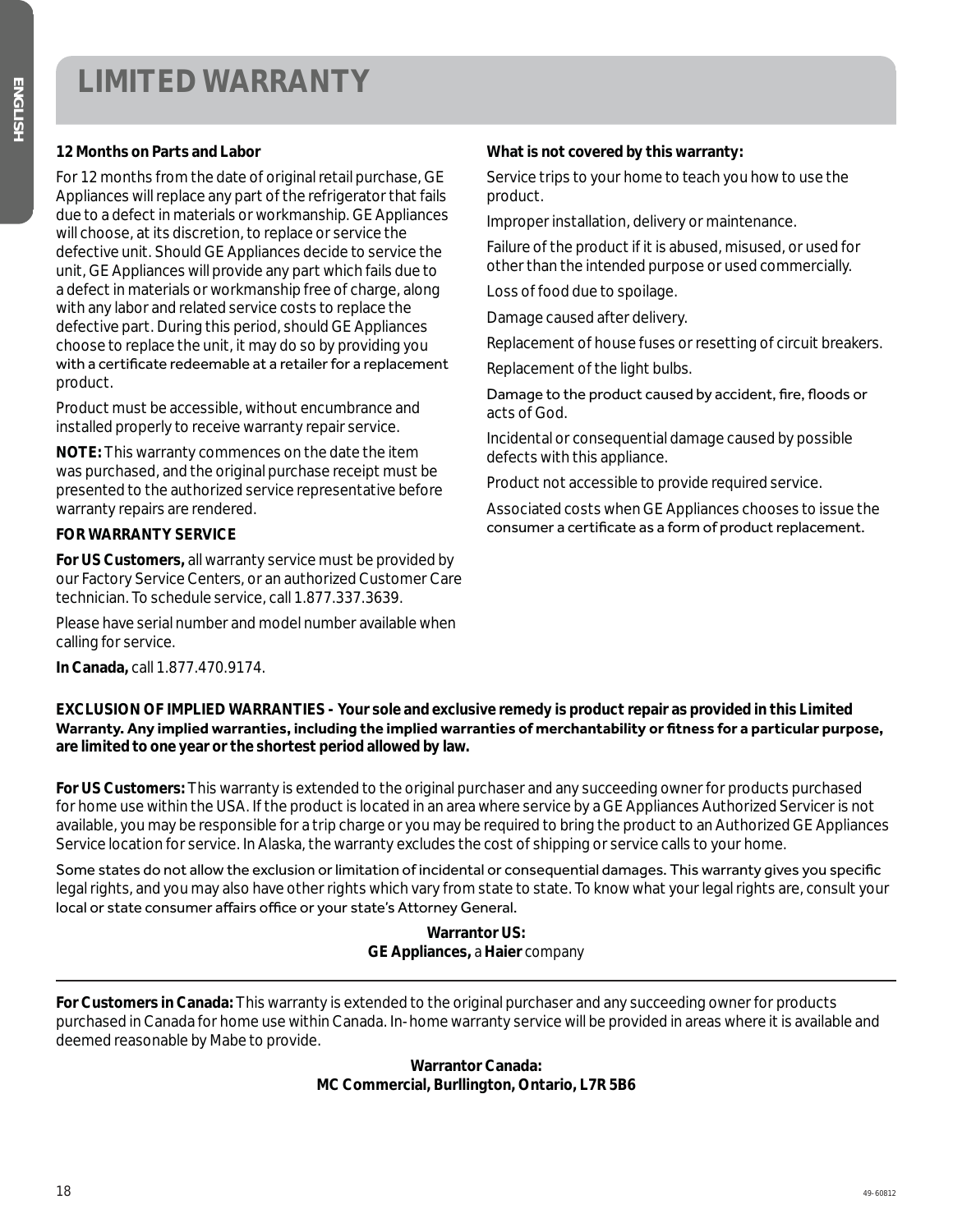# LIMITED WARRANTY

**12 Months on Parts and Labor**

For 12 months from the date of original retail purchase, GE Appliances will replace any part of the refrigerator that fails due to a defect in materials or workmanship. GE Appliances will choose, at its discretion, to replace or service the defective unit. Should GE Appliances decide to service the unit, GE Appliances will provide any part which fails due to a defect in materials or workmanship free of charge, along with any labor and related service costs to replace the defective part. During this period, should GE Appliances choose to replace the unit, it may do so by providing you with a certificate redeemable at a retailer for a replacement product.

Product must be accessible, without encumbrance and installed properly to receive warranty repair service.

**NOTE:** This warranty commences on the date the item was purchased, and the original purchase receipt must be presented to the authorized service representative before warranty repairs are rendered.

**FOR WARRANTY SERVICE**

**For US Customers,** all warranty service must be provided by our Factory Service Centers, or an authorized Customer Care technician. To schedule service, call 1.877.337.3639.

Please have serial number and model number available when calling for service.

**In Canada,** call 1.877.470.9174.

**What is not covered by this warranty:**

Service trips to your home to teach you how to use the product.

Improper installation, delivery or maintenance.

Failure of the product if it is abused, misused, or used for other than the intended purpose or used commercially.

Loss of food due to spoilage.

Damage caused after delivery.

Replacement of house fuses or resetting of circuit breakers.

Replacement of the light bulbs.

Damage to the product caused by accident, fire, floods or acts of God.

Incidental or consequential damage caused by possible defects with this appliance.

Product not accessible to provide required service.

Associated costs when GE Appliances chooses to issue the consumer a certificate as a form of product replacement.

**EXCLUSION OF IMPLIED WARRANTIES - Your sole and exclusive remedy is product repair as provided in this Limited Warranty. Any implied warranties, including the implied warranties of merchantability or fitness for a particular purpose, are limited to one year or the shortest period allowed by law.**

**For US Customers:** This warranty is extended to the original purchaser and any succeeding owner for products purchased for home use within the USA. If the product is located in an area where service by a GE Appliances Authorized Servicer is not available, you may be responsible for a trip charge or you may be required to bring the product to an Authorized GE Appliances Service location for service. In Alaska, the warranty excludes the cost of shipping or service calls to your home.

Some states do not allow the exclusion or limitation of incidental or consequential damages. This warranty gives you specific legal rights, and you may also have other rights which vary from state to state. To know what your legal rights are, consult your local or state consumer affairs office or your state's Attorney General.

**Warrantor US:**
**GE Appliances,** a **Haier** company

---

**For Customers in Canada:** This warranty is extended to the original purchaser and any succeeding owner for products purchased in Canada for home use within Canada. In-home warranty service will be provided in areas where it is available and deemed reasonable by Mabe to provide.

**Warrantor Canada:**
**MC Commercial, Burllington, Ontario, L7R 5B6**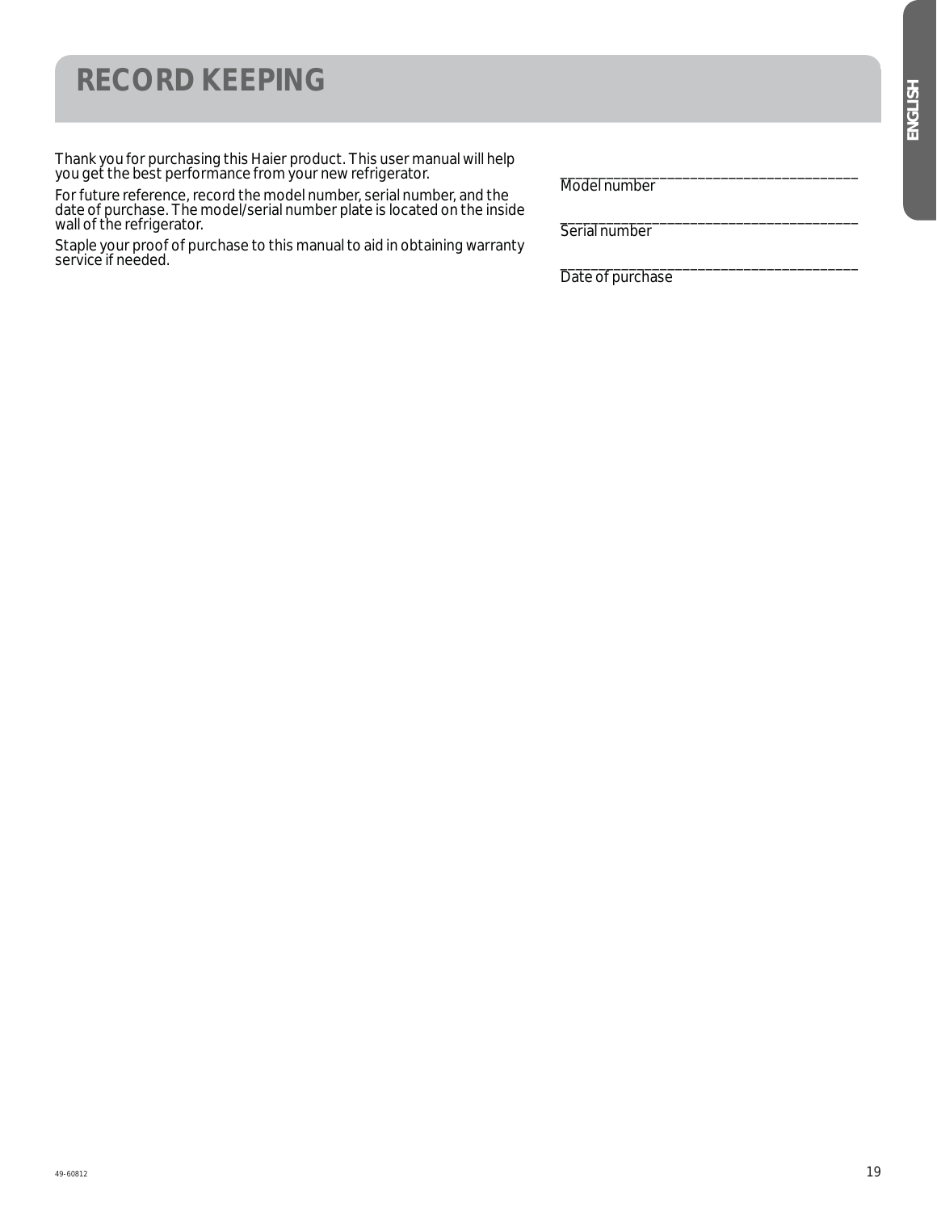# RECORD KEEPING

Thank you for purchasing this Haier product. This user manual will help you get the best performance from your new refrigerator.

For future reference, record the model number, serial number, and the date of purchase. The model/serial number plate is located on the inside wall of the refrigerator.

Staple your proof of purchase to this manual to aid in obtaining warranty service if needed.

_______________________________________
Model number

_______________________________________
Serial number

_______________________________________
Date of purchase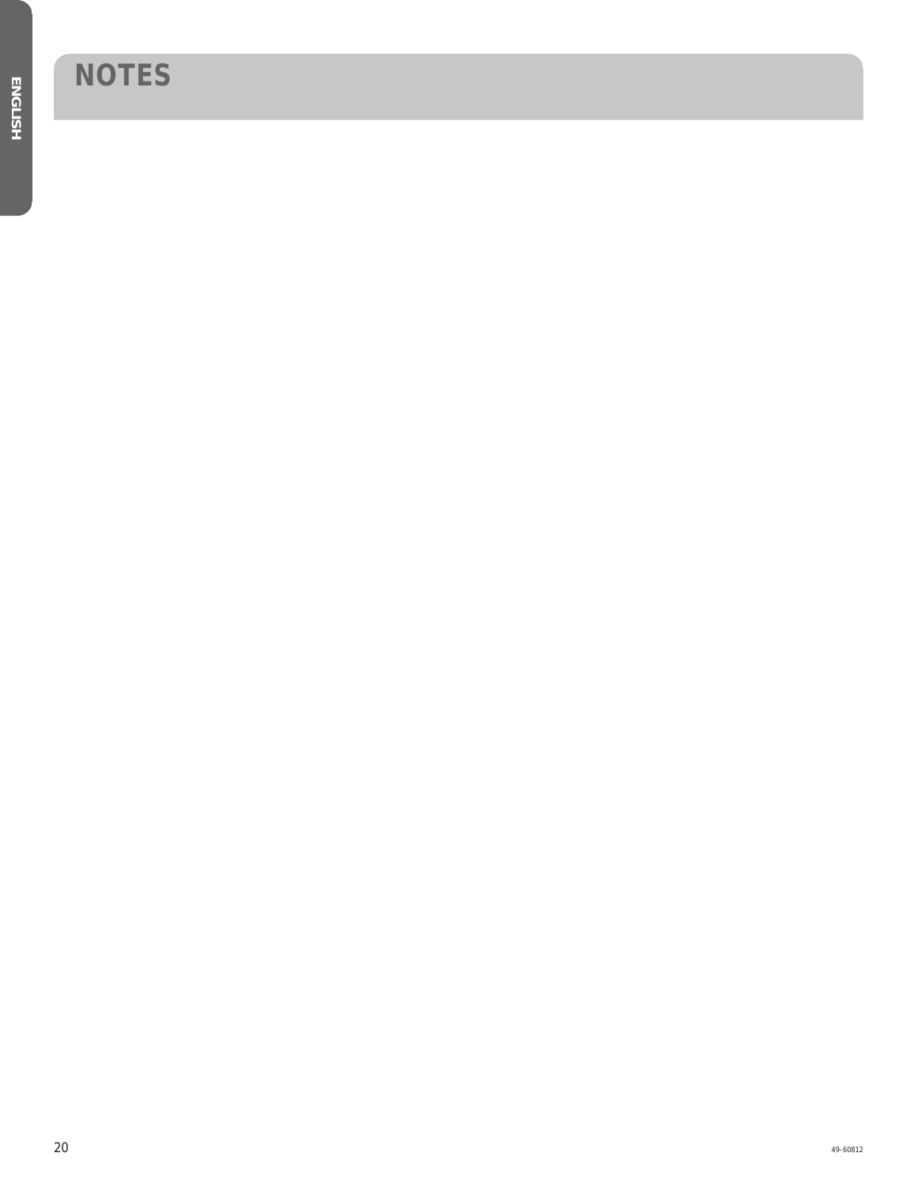# NOTES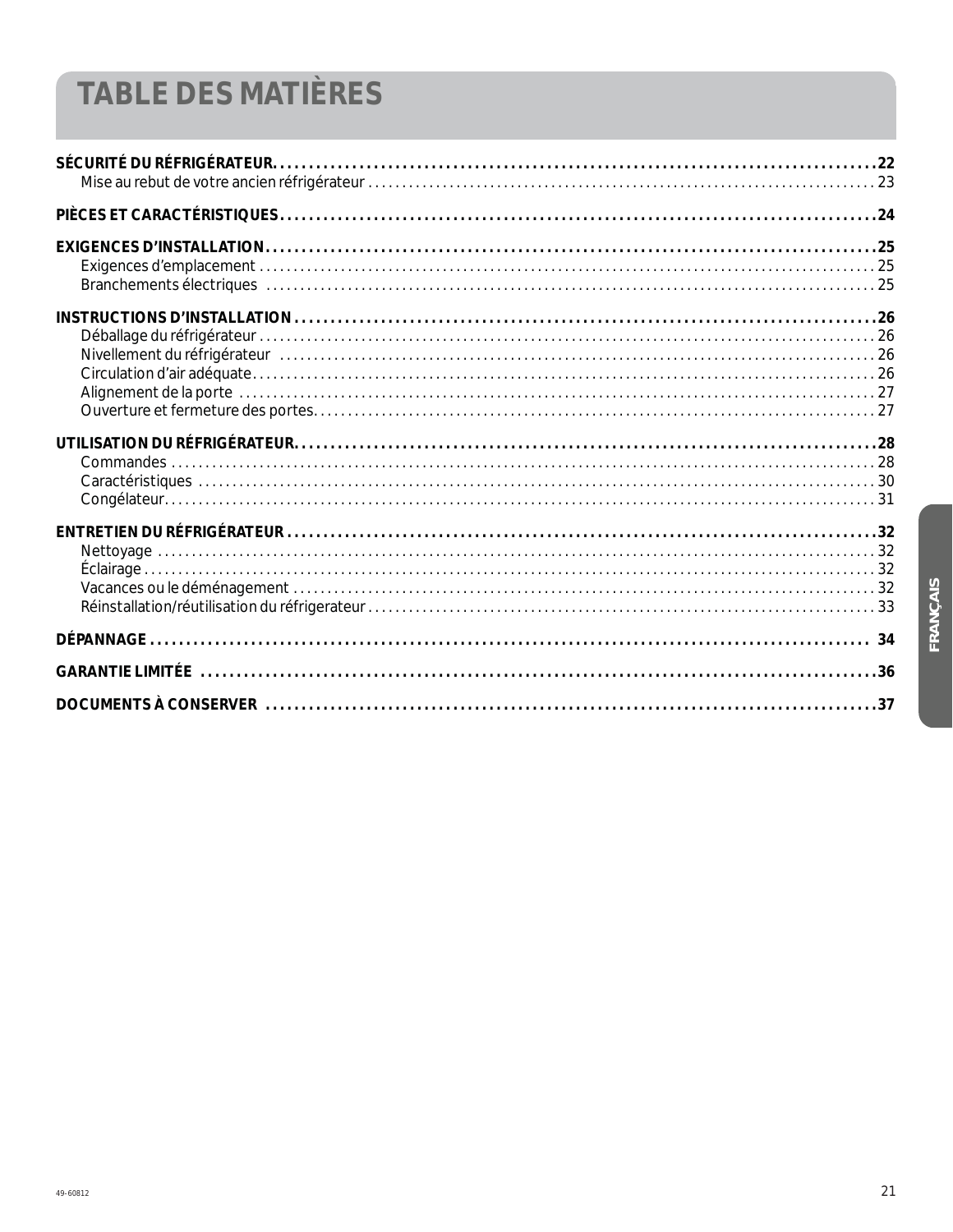# TABLE DES MATIÈRES

**SÉCURITÉ DU RÉFRIGÉRATEUR** .......... **22**
- Mise au rebut de votre ancien réfrigérateur .......... 23

**PIÈCES ET CARACTÉRISTIQUES** .......... **24**

**EXIGENCES D'INSTALLATION** .......... **25**
- Exigences d'emplacement .......... 25
- Branchements électriques .......... 25

**INSTRUCTIONS D'INSTALLATION** .......... **26**
- Déballage du réfrigérateur .......... 26
- Nivellement du réfrigérateur .......... 26
- Circulation d'air adéquate .......... 26
- Alignement de la porte .......... 27
- Ouverture et fermeture des portes .......... 27

**UTILISATION DU RÉFRIGÉRATEUR** .......... **28**
- Commandes .......... 28
- Caractéristiques .......... 30
- Congélateur .......... 31

**ENTRETIEN DU RÉFRIGÉRATEUR** .......... **32**
- Nettoyage .......... 32
- Éclairage .......... 32
- Vacances ou le déménagement .......... 32
- Réinstallation/réutilisation du réfrigerateur .......... 33

**DÉPANNAGE** .......... **34**

**GARANTIE LIMITÉE** .......... **36**

**DOCUMENTS À CONSERVER** .......... **37**

FRANÇAIS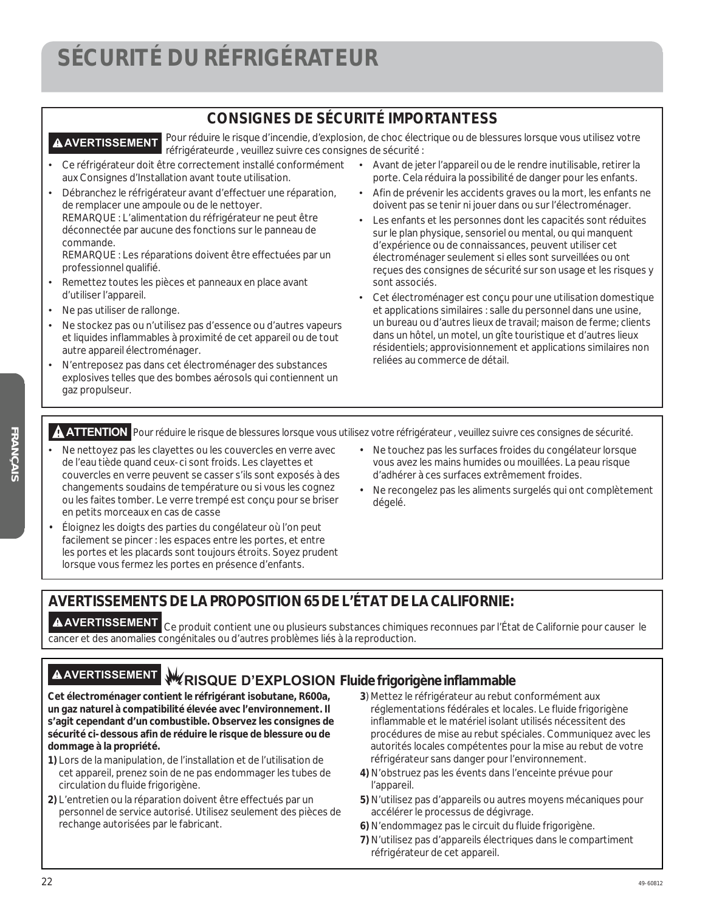# SÉCURITÉ DU RÉFRIGÉRATEUR

## CONSIGNES DE SÉCURITÉ IMPORTANTESS

**⚠ AVERTISSEMENT** Pour réduire le risque d'incendie, d'explosion, de choc électrique ou de blessures lorsque vous utilisez votre réfrigérateurde , veuillez suivre ces consignes de sécurité :

- Ce réfrigérateur doit être correctement installé conformément aux Consignes d'Installation avant toute utilisation.
- Débranchez le réfrigérateur avant d'effectuer une réparation, de remplacer une ampoule ou de le nettoyer.
  REMARQUE : L'alimentation du réfrigérateur ne peut être déconnectée par aucune des fonctions sur le panneau de commande.
  REMARQUE : Les réparations doivent être effectuées par un professionnel qualifié.
- Remettez toutes les pièces et panneaux en place avant d'utiliser l'appareil.
- Ne pas utiliser de rallonge.
- Ne stockez pas ou n'utilisez pas d'essence ou d'autres vapeurs et liquides inflammables à proximité de cet appareil ou de tout autre appareil électroménager.
- N'entreposez pas dans cet électroménager des substances explosives telles que des bombes aérosols qui contiennent un gaz propulseur.
- Avant de jeter l'appareil ou de le rendre inutilisable, retirer la porte. Cela réduira la possibilité de danger pour les enfants.
- Afin de prévenir les accidents graves ou la mort, les enfants ne doivent pas se tenir ni jouer dans ou sur l'électroménager.
- Les enfants et les personnes dont les capacités sont réduites sur le plan physique, sensoriel ou mental, ou qui manquent d'expérience ou de connaissances, peuvent utiliser cet électroménager seulement si elles sont surveillées ou ont reçues des consignes de sécurité sur son usage et les risques y sont associés.
- Cet électroménager est conçu pour une utilisation domestique et applications similaires : salle du personnel dans une usine, un bureau ou d'autres lieux de travail; maison de ferme; clients dans un hôtel, un motel, un gîte touristique et d'autres lieux résidentiels; approvisionnement et applications similaires non reliées au commerce de détail.

**⚠ ATTENTION** Pour réduire le risque de blessures lorsque vous utilisez votre réfrigérateur , veuillez suivre ces consignes de sécurité.

- Ne nettoyez pas les clayettes ou les couvercles en verre avec de l'eau tiède quand ceux- ci sont froids. Les clayettes et couvercles en verre peuvent se casser s'ils sont exposés à des changements soudains de température ou si vous les cognez ou les faites tomber. Le verre trempé est conçu pour se briser en petits morceaux en cas de casse
- Éloignez les doigts des parties du congélateur où l'on peut facilement se pincer : les espaces entre les portes, et entre les portes et les placards sont toujours étroits. Soyez prudent lorsque vous fermez les portes en présence d'enfants.
- Ne touchez pas les surfaces froides du congélateur lorsque vous avez les mains humides ou mouillées. La peau risque d'adhérer à ces surfaces extrêmement froides.
- Ne recongelez pas les aliments surgelés qui ont complètement dégelé.

## AVERTISSEMENTS DE LA PROPOSITION 65 DE L'ÉTAT DE LA CALIFORNIE:

**⚠ AVERTISSEMENT** Ce produit contient une ou plusieurs substances chimiques reconnues par l'État de Californie pour causer le cancer et des anomalies congénitales ou d'autres problèmes liés à la reproduction.

## ⚠ AVERTISSEMENT RISQUE D'EXPLOSION Fluide frigorigène inflammable

**Cet électroménager contient le réfrigérant isobutane, R600a, un gaz naturel à compatibilité élevée avec l'environnement. Il s'agit cependant d'un combustible. Observez les consignes de sécurité ci- dessous afin de réduire le risque de blessure ou de dommage à la propriété.**

**1)** Lors de la manipulation, de l'installation et de l'utilisation de cet appareil, prenez soin de ne pas endommager les tubes de circulation du fluide frigorigène.

**2)** L'entretien ou la réparation doivent être effectués par un personnel de service autorisé. Utilisez seulement des pièces de rechange autorisées par le fabricant.

**3**) Mettez le réfrigérateur au rebut conformément aux réglementations fédérales et locales. Le fluide frigorigène inflammable et le matériel isolant utilisés nécessitent des procédures de mise au rebut spéciales. Communiquez avec les autorités locales compétentes pour la mise au rebut de votre réfrigérateur sans danger pour l'environnement.

**4)** N'obstruez pas les évents dans l'enceinte prévue pour l'appareil.

**5)** N'utilisez pas d'appareils ou autres moyens mécaniques pour accélérer le processus de dégivrage.

**6)** N'endommagez pas le circuit du fluide frigorigène.

**7)** N'utilisez pas d'appareils électriques dans le compartiment réfrigérateur de cet appareil.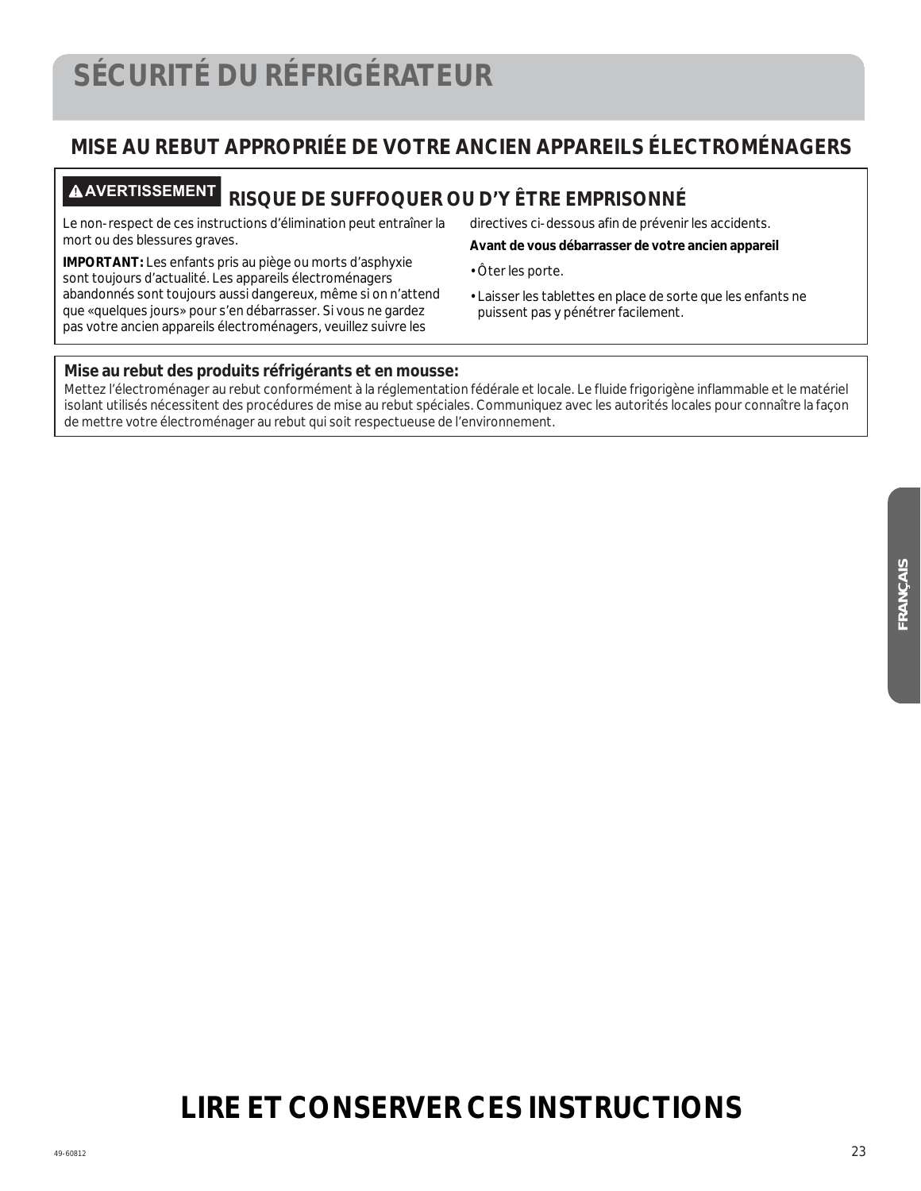# SÉCURITÉ DU RÉFRIGÉRATEUR

## MISE AU REBUT APPROPRIÉE DE VOTRE ANCIEN APPAREILS ÉLECTROMÉNAGERS

**⚠ AVERTISSEMENT** **RISQUE DE SUFFOQUER OU D'Y ÊTRE EMPRISONNÉ**

Le non- respect de ces instructions d'élimination peut entraîner la mort ou des blessures graves.

**IMPORTANT:** Les enfants pris au piège ou morts d'asphyxie sont toujours d'actualité. Les appareils électroménagers abandonnés sont toujours aussi dangereux, même si on n'attend que «quelques jours» pour s'en débarrasser. Si vous ne gardez pas votre ancien appareils électroménagers, veuillez suivre les directives ci- dessous afin de prévenir les accidents.

**Avant de vous débarrasser de votre ancien appareil**

- Ôter les porte.
- Laisser les tablettes en place de sorte que les enfants ne puissent pas y pénétrer facilement.

**Mise au rebut des produits réfrigérants et en mousse:**
Mettez l'électroménager au rebut conformément à la réglementation fédérale et locale. Le fluide frigorigène inflammable et le matériel isolant utilisés nécessitent des procédures de mise au rebut spéciales. Communiquez avec les autorités locales pour connaître la façon de mettre votre électroménager au rebut qui soit respectueuse de l'environnement.

# LIRE ET CONSERVER CES INSTRUCTIONS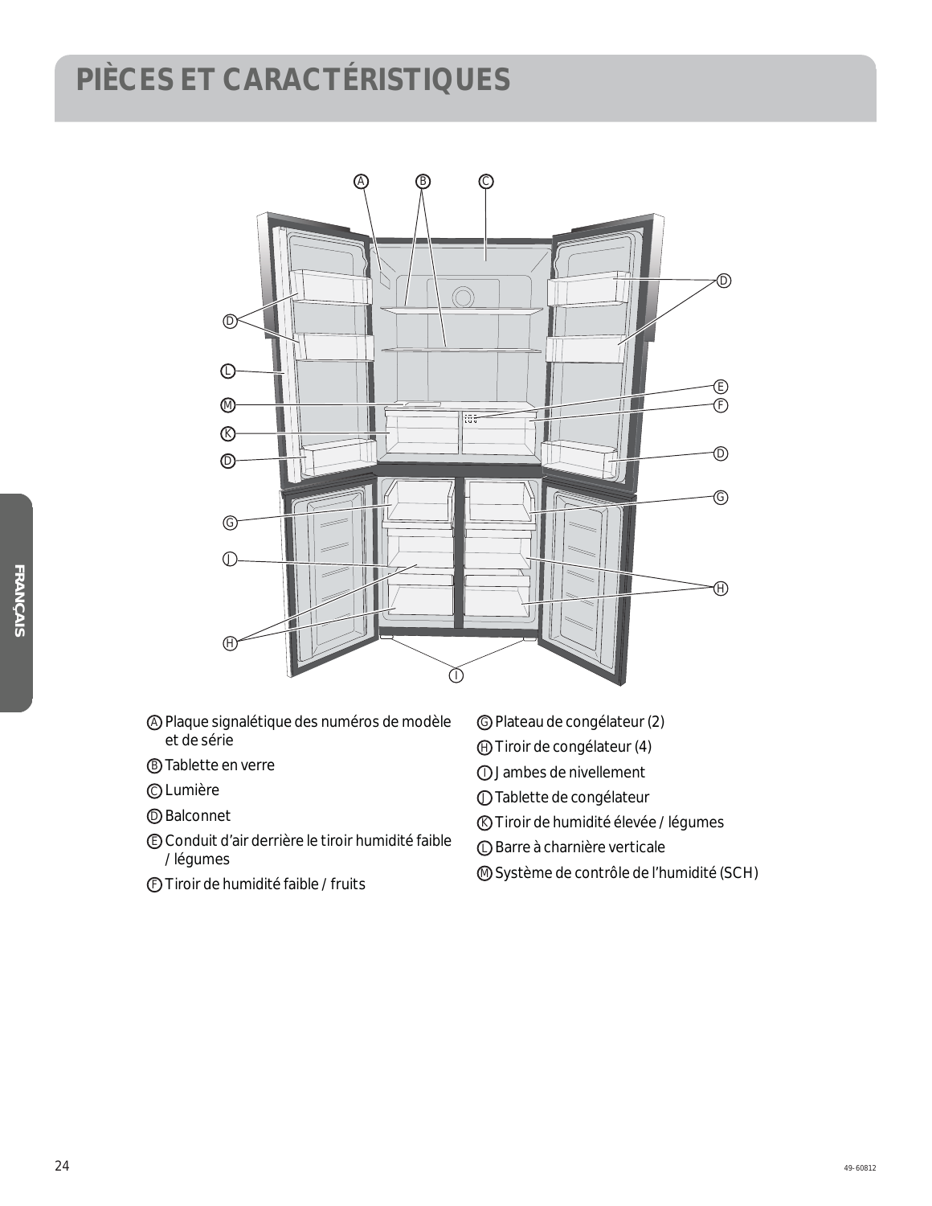# PIÈCES ET CARACTÉRISTIQUES

- Ⓐ Plaque signalétique des numéros de modèle et de série
- Ⓑ Tablette en verre
- Ⓒ Lumière
- Ⓓ Balconnet
- Ⓔ Conduit d'air derrière le tiroir humidité faible / légumes
- Ⓕ Tiroir de humidité faible / fruits
- Ⓖ Plateau de congélateur (2)
- Ⓗ Tiroir de congélateur (4)
- Ⓘ Jambes de nivellement
- Ⓙ Tablette de congélateur
- Ⓚ Tiroir de humidité élevée / légumes
- Ⓛ Barre à charnière verticale
- Ⓜ Système de contrôle de l'humidité (SCH)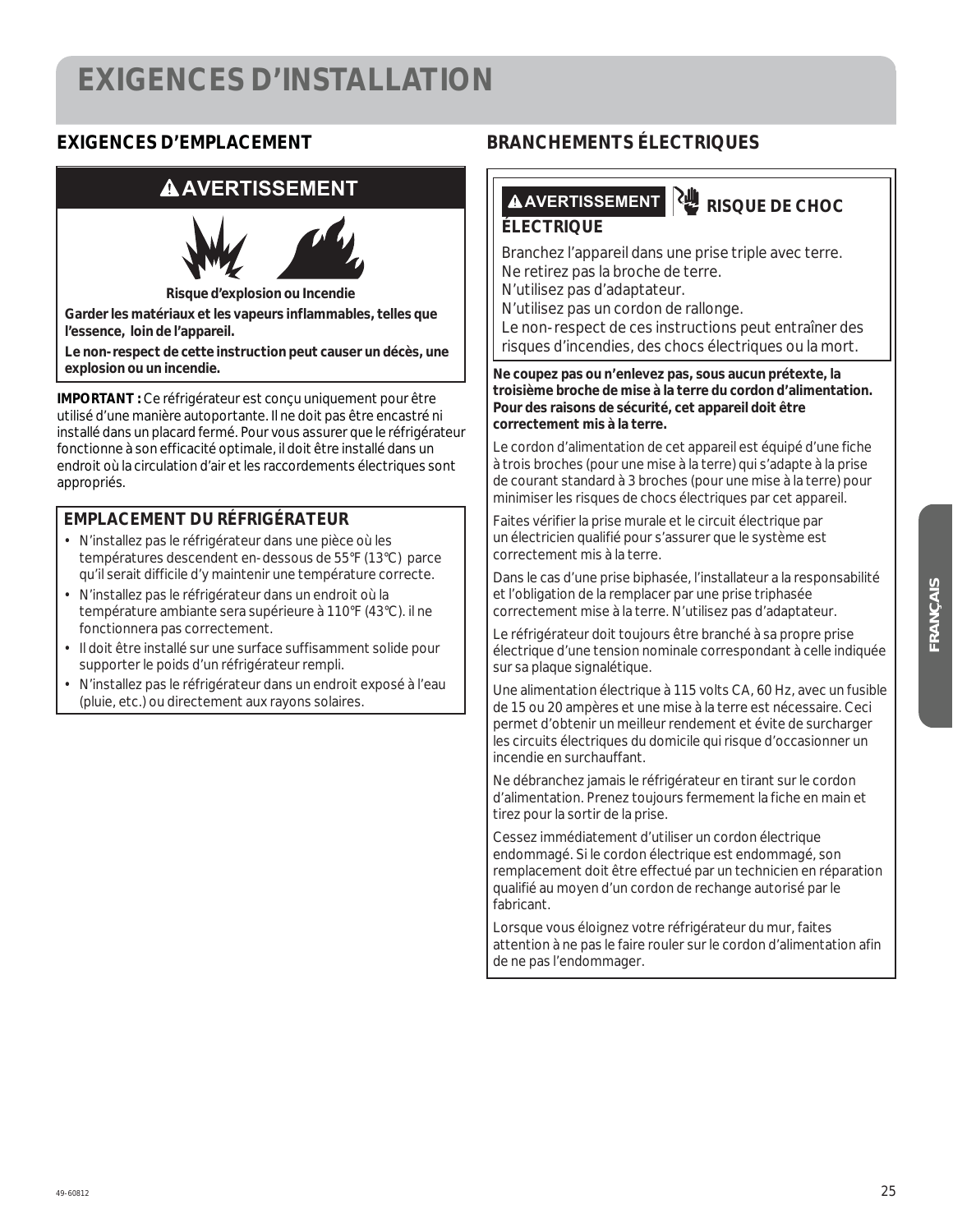# EXIGENCES D'INSTALLATION

## EXIGENCES D'EMPLACEMENT

**⚠AVERTISSEMENT**

**Risque d'explosion ou Incendie**

**Garder les matériaux et les vapeurs inflammables, telles que l'essence, loin de l'appareil.**

**Le non-respect de cette instruction peut causer un décès, une explosion ou un incendie.**

**IMPORTANT :** Ce réfrigérateur est conçu uniquement pour être utilisé d'une manière autoportante. Il ne doit pas être encastré ni installé dans un placard fermé. Pour vous assurer que le réfrigérateur fonctionne à son efficacité optimale, il doit être installé dans un endroit où la circulation d'air et les raccordements électriques sont appropriés.

### EMPLACEMENT DU RÉFRIGÉRATEUR

- N'installez pas le réfrigérateur dans une pièce où les températures descendent en-dessous de 55°F (13°C) parce qu'il serait difficile d'y maintenir une température correcte.
- N'installez pas le réfrigérateur dans un endroit où la température ambiante sera supérieure à 110°F (43°C). il ne fonctionnera pas correctement.
- Il doit être installé sur une surface suffisamment solide pour supporter le poids d'un réfrigérateur rempli.
- N'installez pas le réfrigérateur dans un endroit exposé à l'eau (pluie, etc.) ou directement aux rayons solaires.

## BRANCHEMENTS ÉLECTRIQUES

**⚠AVERTISSEMENT** **RISQUE DE CHOC ÉLECTRIQUE**

Branchez l'appareil dans une prise triple avec terre.
Ne retirez pas la broche de terre.
N'utilisez pas d'adaptateur.
N'utilisez pas un cordon de rallonge.
Le non-respect de ces instructions peut entraîner des risques d'incendies, des chocs électriques ou la mort.

**Ne coupez pas ou n'enlevez pas, sous aucun prétexte, la troisième broche de mise à la terre du cordon d'alimentation. Pour des raisons de sécurité, cet appareil doit être correctement mis à la terre.**

Le cordon d'alimentation de cet appareil est équipé d'une fiche à trois broches (pour une mise à la terre) qui s'adapte à la prise de courant standard à 3 broches (pour une mise à la terre) pour minimiser les risques de chocs électriques par cet appareil.

Faites vérifier la prise murale et le circuit électrique par un électricien qualifié pour s'assurer que le système est correctement mis à la terre.

Dans le cas d'une prise biphasée, l'installateur a la responsabilité et l'obligation de la remplacer par une prise triphasée correctement mise à la terre. N'utilisez pas d'adaptateur.

Le réfrigérateur doit toujours être branché à sa propre prise électrique d'une tension nominale correspondant à celle indiquée sur sa plaque signalétique.

Une alimentation électrique à 115 volts CA, 60 Hz, avec un fusible de 15 ou 20 ampères et une mise à la terre est nécessaire. Ceci permet d'obtenir un meilleur rendement et évite de surcharger les circuits électriques du domicile qui risque d'occasionner un incendie en surchauffant.

Ne débranchez jamais le réfrigérateur en tirant sur le cordon d'alimentation. Prenez toujours fermement la fiche en main et tirez pour la sortir de la prise.

Cessez immédiatement d'utiliser un cordon électrique endommagé. Si le cordon électrique est endommagé, son remplacement doit être effectué par un technicien en réparation qualifié au moyen d'un cordon de rechange autorisé par le fabricant.

Lorsque vous éloignez votre réfrigérateur du mur, faites attention à ne pas le faire rouler sur le cordon d'alimentation afin de ne pas l'endommager.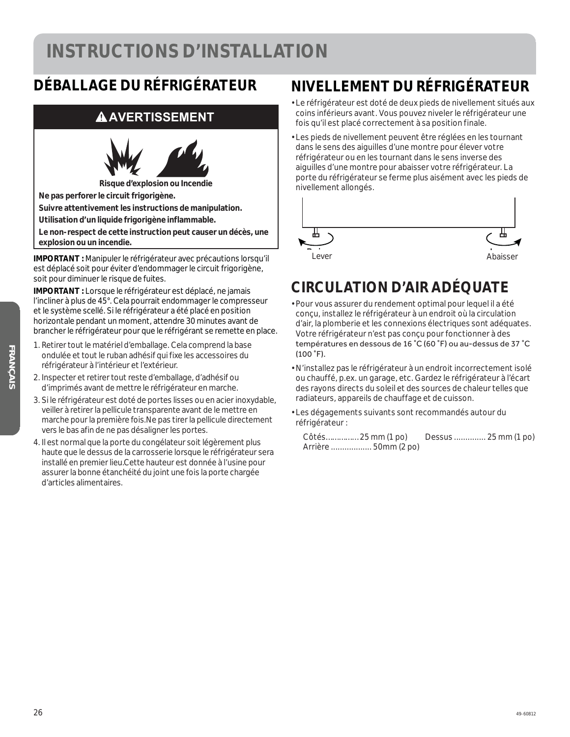# INSTRUCTIONS D'INSTALLATION

## DÉBALLAGE DU RÉFRIGÉRATEUR

**⚠ AVERTISSEMENT**

**Risque d'explosion ou Incendie**

**Ne pas perforer le circuit frigorigène.**

**Suivre attentivement les instructions de manipulation.**

**Utilisation d'un liquide frigorigène inflammable.**

**Le non- respect de cette instruction peut causer un décès, une explosion ou un incendie.**

**IMPORTANT :** Manipuler le réfrigérateur avec précautions lorsqu'il est déplacé soit pour éviter d'endommager le circuit frigorigène, soit pour diminuer le risque de fuites.

**IMPORTANT :** Lorsque le réfrigérateur est déplacé, ne jamais l'incliner à plus de 45°. Cela pourrait endommager le compresseur et le système scellé. Si le réfrigérateur a été placé en position horizontale pendant un moment, attendre 30 minutes avant de brancher le réfrigérateur pour que le réfrigérant se remette en place.

1. Retirer tout le matériel d'emballage. Cela comprend la base ondulée et tout le ruban adhésif qui fixe les accessoires du réfrigérateur à l'intérieur et l'extérieur.
2. Inspecter et retirer tout reste d'emballage, d'adhésif ou d'imprimés avant de mettre le réfrigérateur en marche.
3. Si le réfrigérateur est doté de portes lisses ou en acier inoxydable, veiller à retirer la pellicule transparente avant de le mettre en marche pour la première fois.Ne pas tirer la pellicule directement vers le bas afin de ne pas désaligner les portes.
4. Il est normal que la porte du congélateur soit légèrement plus haute que le dessus de la carrosserie lorsque le réfrigérateur sera installé en premier lieu.Cette hauteur est donnée à l'usine pour assurer la bonne étanchéité du joint une fois la porte chargée d'articles alimentaires.

## NIVELLEMENT DU RÉFRIGÉRATEUR

- Le réfrigérateur est doté de deux pieds de nivellement situés aux coins inférieurs avant. Vous pouvez niveler le réfrigérateur une fois qu'il est placé correctement à sa position finale.
- Les pieds de nivellement peuvent être réglées en les tournant dans le sens des aiguilles d'une montre pour élever votre réfrigérateur ou en les tournant dans le sens inverse des aiguilles d'une montre pour abaisser votre réfrigérateur. La porte du réfrigérateur se ferme plus aisément avec les pieds de nivellement allongés.

Lever Abaisser

## CIRCULATION D'AIR ADÉQUATE

- Pour vous assurer du rendement optimal pour lequel il a été conçu, installez le réfrigérateur à un endroit où la circulation d'air, la plomberie et les connexions électriques sont adéquates. Votre réfrigérateur n'est pas conçu pour fonctionner à des températures en dessous de 16 °C (60 °F) ou au-dessus de 37 °C (100 °F).
- N'installez pas le réfrigérateur à un endroit incorrectement isolé ou chauffé, p.ex. un garage, etc. Gardez le réfrigérateur à l'écart des rayons directs du soleil et des sources de chaleur telles que radiateurs, appareils de chauffage et de cuisson.
- Les dégagements suivants sont recommandés autour du réfrigérateur :

  Côtés............... 25 mm (1 po)  Dessus .............. 25 mm (1 po)
  Arrière .................. 50mm (2 po)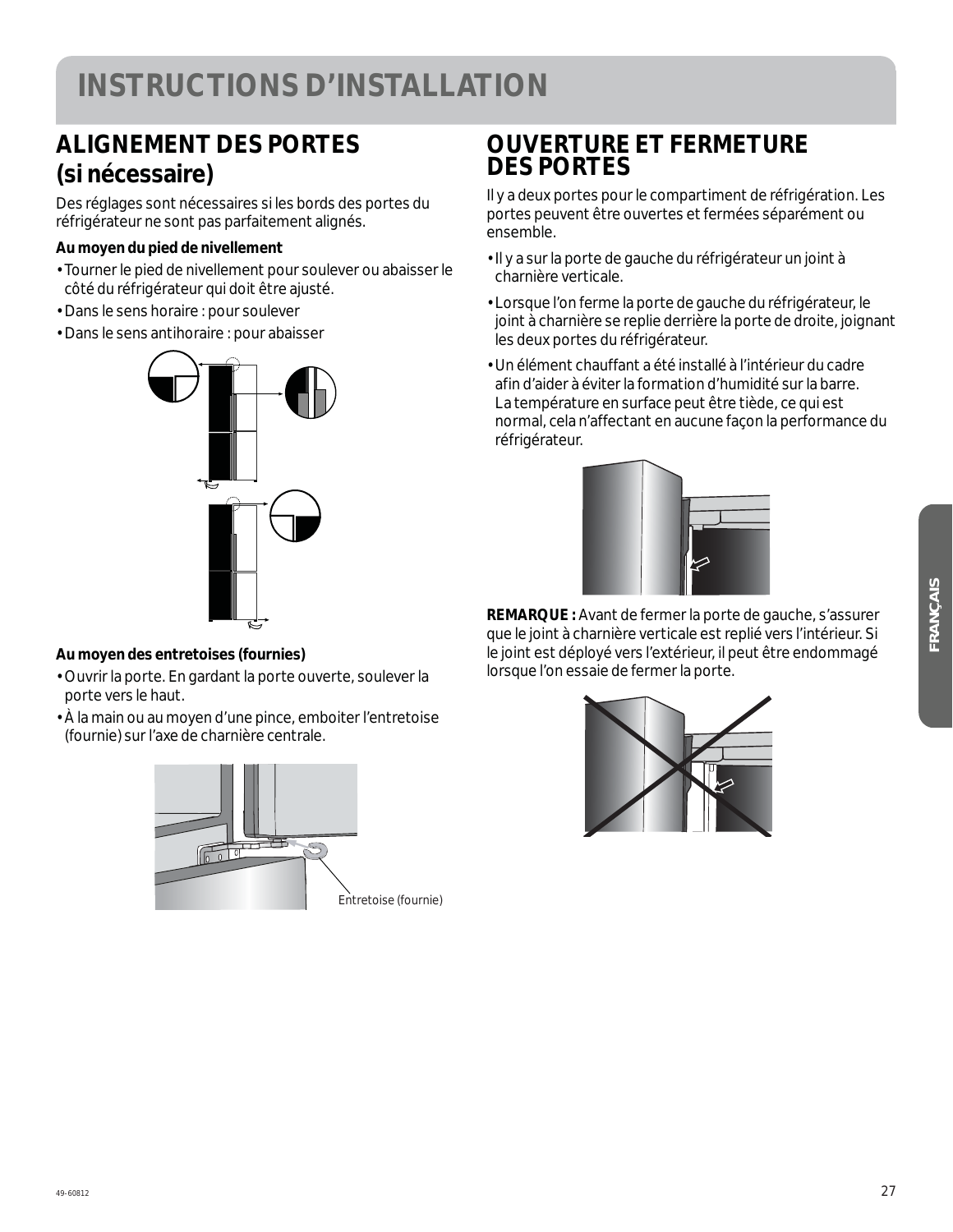# INSTRUCTIONS D'INSTALLATION

## ALIGNEMENT DES PORTES (si nécessaire)

Des réglages sont nécessaires si les bords des portes du réfrigérateur ne sont pas parfaitement alignés.

**Au moyen du pied de nivellement**

- Tourner le pied de nivellement pour soulever ou abaisser le côté du réfrigérateur qui doit être ajusté.
- Dans le sens horaire : pour soulever
- Dans le sens antihoraire : pour abaisser

**Au moyen des entretoises (fournies)**

- Ouvrir la porte. En gardant la porte ouverte, soulever la porte vers le haut.
- À la main ou au moyen d'une pince, emboiter l'entretoise (fournie) sur l'axe de charnière centrale.

Entretoise (fournie)

## OUVERTURE ET FERMETURE DES PORTES

Il y a deux portes pour le compartiment de réfrigération. Les portes peuvent être ouvertes et fermées séparément ou ensemble.

- Il y a sur la porte de gauche du réfrigérateur un joint à charnière verticale.
- Lorsque l'on ferme la porte de gauche du réfrigérateur, le joint à charnière se replie derrière la porte de droite, joignant les deux portes du réfrigérateur.
- Un élément chauffant a été installé à l'intérieur du cadre afin d'aider à éviter la formation d'humidité sur la barre. La température en surface peut être tiède, ce qui est normal, cela n'affectant en aucune façon la performance du réfrigérateur.

**REMARQUE :** Avant de fermer la porte de gauche, s'assurer que le joint à charnière verticale est replié vers l'intérieur. Si le joint est déployé vers l'extérieur, il peut être endommagé lorsque l'on essaie de fermer la porte.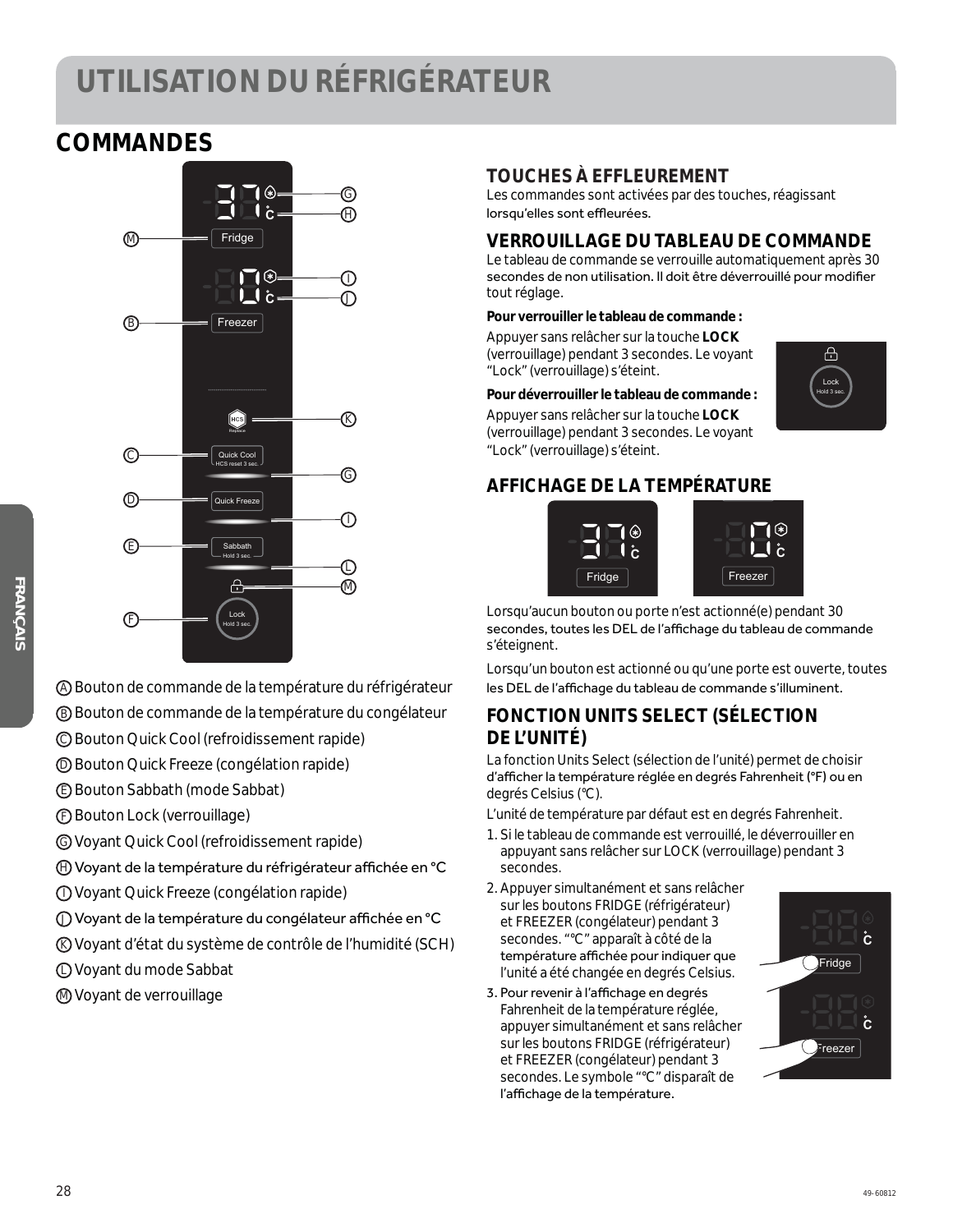# UTILISATION DU RÉFRIGÉRATEUR

## COMMANDES

Ⓐ Bouton de commande de la température du réfrigérateur
Ⓑ Bouton de commande de la température du congélateur
Ⓒ Bouton Quick Cool (refroidissement rapide)
Ⓓ Bouton Quick Freeze (congélation rapide)
Ⓔ Bouton Sabbath (mode Sabbat)
Ⓕ Bouton Lock (verrouillage)
Ⓖ Voyant Quick Cool (refroidissement rapide)
Ⓗ Voyant de la température du réfrigérateur affichée en °C
Ⓘ Voyant Quick Freeze (congélation rapide)
Ⓙ Voyant de la température du congélateur affichée en °C
Ⓚ Voyant d'état du système de contrôle de l'humidité (SCH)
Ⓛ Voyant du mode Sabbat
Ⓜ Voyant de verrouillage

### TOUCHES À EFFLEUREMENT

Les commandes sont activées par des touches, réagissant lorsqu'elles sont effleurées.

### VERROUILLAGE DU TABLEAU DE COMMANDE

Le tableau de commande se verrouille automatiquement après 30 secondes de non utilisation. Il doit être déverrouillé pour modifier tout réglage.

**Pour verrouiller le tableau de commande :**

Appuyer sans relâcher sur la touche **LOCK** (verrouillage) pendant 3 secondes. Le voyant "Lock" (verrouillage) s'éteint.

**Pour déverrouiller le tableau de commande :**

Appuyer sans relâcher sur la touche **LOCK** (verrouillage) pendant 3 secondes. Le voyant "Lock" (verrouillage) s'éteint.

### AFFICHAGE DE LA TEMPÉRATURE

Lorsqu'aucun bouton ou porte n'est actionné(e) pendant 30 secondes, toutes les DEL de l'affichage du tableau de commande s'éteignent.

Lorsqu'un bouton est actionné ou qu'une porte est ouverte, toutes les DEL de l'affichage du tableau de commande s'illuminent.

### FONCTION UNITS SELECT (SÉLECTION DE L'UNITÉ)

La fonction Units Select (sélection de l'unité) permet de choisir d'afficher la température réglée en degrés Fahrenheit (°F) ou en degrés Celsius (°C).

L'unité de température par défaut est en degrés Fahrenheit.

1. Si le tableau de commande est verrouillé, le déverrouiller en appuyant sans relâcher sur LOCK (verrouillage) pendant 3 secondes.
2. Appuyer simultanément et sans relâcher sur les boutons FRIDGE (réfrigérateur) et FREEZER (congélateur) pendant 3 secondes. "°C" apparaît à côté de la température affichée pour indiquer que l'unité a été changée en degrés Celsius.
3. Pour revenir à l'affichage en degrés Fahrenheit de la température réglée, appuyer simultanément et sans relâcher sur les boutons FRIDGE (réfrigérateur) et FREEZER (congélateur) pendant 3 secondes. Le symbole "°C" disparaît de l'affichage de la température.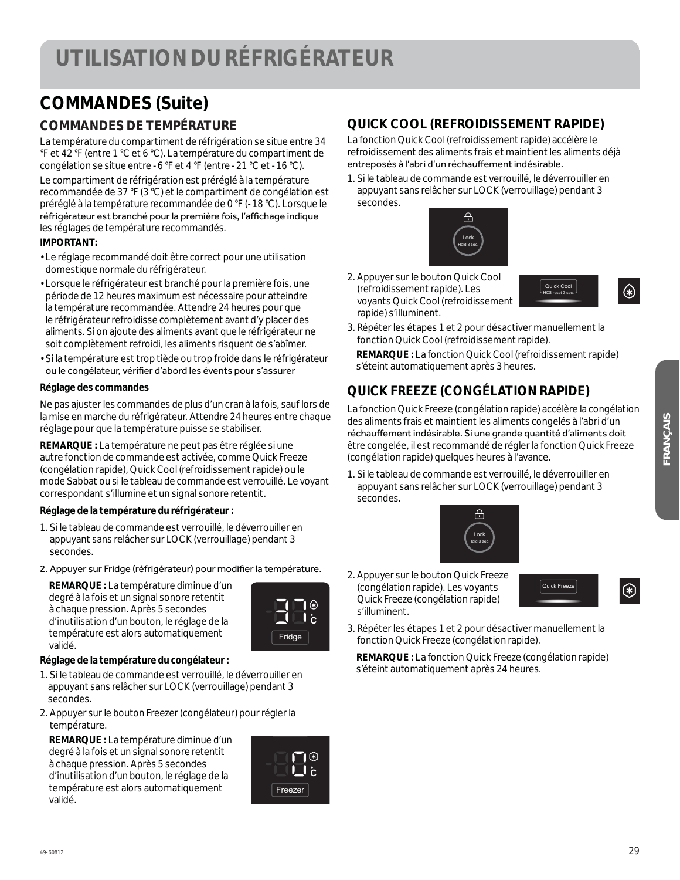# UTILISATION DU RÉFRIGÉRATEUR

## COMMANDES (Suite)

### COMMANDES DE TEMPÉRATURE

La température du compartiment de réfrigération se situe entre 34 °F et 42 °F (entre 1 °C et 6 °C). La température du compartiment de congélation se situe entre - 6 °F et 4 °F (entre - 21 °C et - 16 °C).

Le compartiment de réfrigération est préréglé à la température recommandée de 37 °F (3 °C) et le compartiment de congélation est préréglé à la température recommandée de 0 °F (- 18 °C). Lorsque le réfrigérateur est branché pour la première fois, l'affichage indique les réglages de température recommandés.

**IMPORTANT:**

- Le réglage recommandé doit être correct pour une utilisation domestique normale du réfrigérateur.
- Lorsque le réfrigérateur est branché pour la première fois, une période de 12 heures maximum est nécessaire pour atteindre la température recommandée. Attendre 24 heures pour que le réfrigérateur refroidisse complètement avant d'y placer des aliments. Si on ajoute des aliments avant que le réfrigérateur ne soit complètement refroidi, les aliments risquent de s'abîmer.
- Si la température est trop tiède ou trop froide dans le réfrigérateur ou le congélateur, vérifier d'abord les évents pour s'assurer

**Réglage des commandes**

Ne pas ajuster les commandes de plus d'un cran à la fois, sauf lors de la mise en marche du réfrigérateur. Attendre 24 heures entre chaque réglage pour que la température puisse se stabiliser.

**REMARQUE :** La température ne peut pas être réglée si une autre fonction de commande est activée, comme Quick Freeze (congélation rapide), Quick Cool (refroidissement rapide) ou le mode Sabbat ou si le tableau de commande est verrouillé. Le voyant correspondant s'illumine et un signal sonore retentit.

**Réglage de la température du réfrigérateur :**

1. Si le tableau de commande est verrouillé, le déverrouiller en appuyant sans relâcher sur LOCK (verrouillage) pendant 3 secondes.
2. Appuyer sur Fridge (réfrigérateur) pour modifier la température.

   **REMARQUE :** La température diminue d'un degré à la fois et un signal sonore retentit à chaque pression. Après 5 secondes d'inutilisation d'un bouton, le réglage de la température est alors automatiquement validé.

**Réglage de la température du congélateur :**

1. Si le tableau de commande est verrouillé, le déverrouiller en appuyant sans relâcher sur LOCK (verrouillage) pendant 3 secondes.
2. Appuyer sur le bouton Freezer (congélateur) pour régler la température.

   **REMARQUE :** La température diminue d'un degré à la fois et un signal sonore retentit à chaque pression. Après 5 secondes d'inutilisation d'un bouton, le réglage de la température est alors automatiquement validé.

### QUICK COOL (REFROIDISSEMENT RAPIDE)

La fonction Quick Cool (refroidissement rapide) accélère le refroidissement des aliments frais et maintient les aliments déjà entreposés à l'abri d'un réchauffement indésirable.

1. Si le tableau de commande est verrouillé, le déverrouiller en appuyant sans relâcher sur LOCK (verrouillage) pendant 3 secondes.
2. Appuyer sur le bouton Quick Cool (refroidissement rapide). Les voyants Quick Cool (refroidissement rapide) s'illuminent.
3. Répéter les étapes 1 et 2 pour désactiver manuellement la fonction Quick Cool (refroidissement rapide).

   **REMARQUE :** La fonction Quick Cool (refroidissement rapide) s'éteint automatiquement après 3 heures.

### QUICK FREEZE (CONGÉLATION RAPIDE)

La fonction Quick Freeze (congélation rapide) accélère la congélation des aliments frais et maintient les aliments congelés à l'abri d'un réchauffement indésirable. Si une grande quantité d'aliments doit être congelée, il est recommandé de régler la fonction Quick Freeze (congélation rapide) quelques heures à l'avance.

1. Si le tableau de commande est verrouillé, le déverrouiller en appuyant sans relâcher sur LOCK (verrouillage) pendant 3 secondes.
2. Appuyer sur le bouton Quick Freeze (congélation rapide). Les voyants Quick Freeze (congélation rapide) s'illuminent.
3. Répéter les étapes 1 et 2 pour désactiver manuellement la fonction Quick Freeze (congélation rapide).

   **REMARQUE :** La fonction Quick Freeze (congélation rapide) s'éteint automatiquement après 24 heures.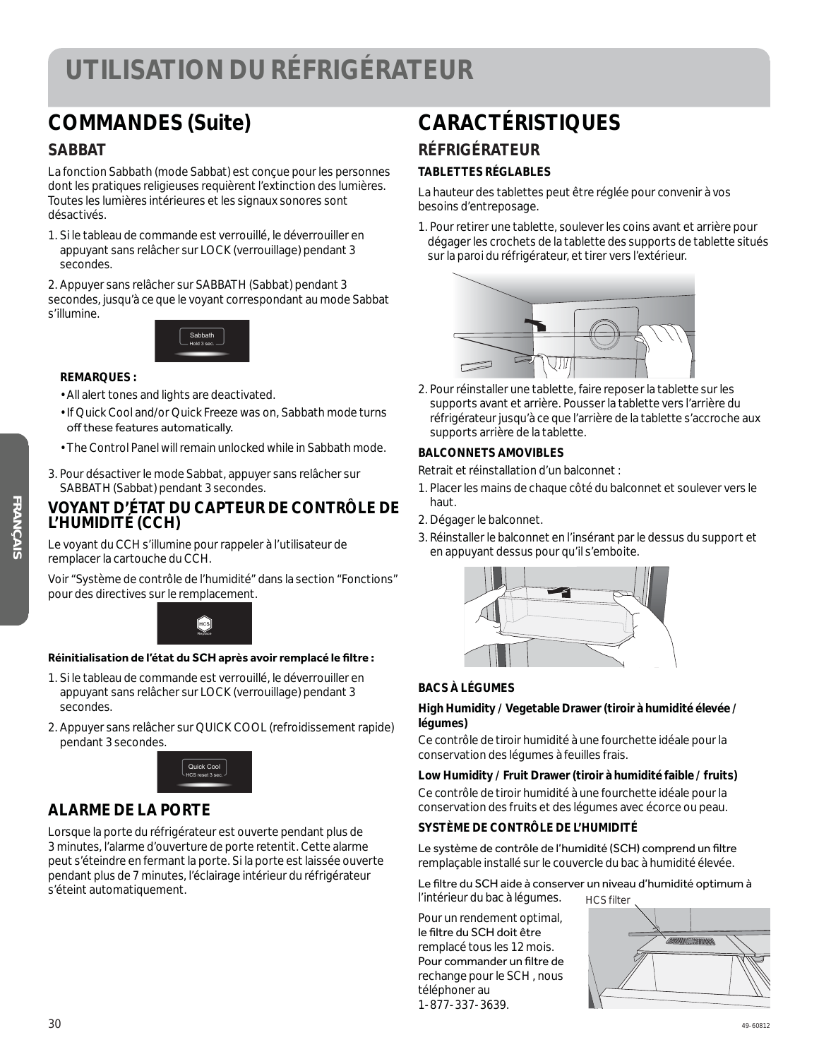# UTILISATION DU RÉFRIGÉRATEUR

## COMMANDES (Suite)

### SABBAT

La fonction Sabbath (mode Sabbat) est conçue pour les personnes dont les pratiques religieuses requièrent l'extinction des lumières. Toutes les lumières intérieures et les signaux sonores sont désactivés.

1. Si le tableau de commande est verrouillé, le déverrouiller en appuyant sans relâcher sur LOCK (verrouillage) pendant 3 secondes.

2. Appuyer sans relâcher sur SABBATH (Sabbat) pendant 3 secondes, jusqu'à ce que le voyant correspondant au mode Sabbat s'illumine.

Sabbath
Hold 3 sec.

**REMARQUES :**

- All alert tones and lights are deactivated.
- If Quick Cool and/or Quick Freeze was on, Sabbath mode turns off these features automatically.
- The Control Panel will remain unlocked while in Sabbath mode.

3. Pour désactiver le mode Sabbat, appuyer sans relâcher sur SABBATH (Sabbat) pendant 3 secondes.

### VOYANT D'ÉTAT DU CAPTEUR DE CONTRÔLE DE L'HUMIDITÉ (CCH)

Le voyant du CCH s'illumine pour rappeler à l'utilisateur de remplacer la cartouche du CCH.

Voir "Système de contrôle de l'humidité" dans la section "Fonctions" pour des directives sur le remplacement.

HCS
Replace

**Réinitialisation de l'état du SCH après avoir remplacé le filtre :**

1. Si le tableau de commande est verrouillé, le déverrouiller en appuyant sans relâcher sur LOCK (verrouillage) pendant 3 secondes.
2. Appuyer sans relâcher sur QUICK COOL (refroidissement rapide) pendant 3 secondes.

Quick Cool
HCS reset 3 sec.

### ALARME DE LA PORTE

Lorsque la porte du réfrigérateur est ouverte pendant plus de 3 minutes, l'alarme d'ouverture de porte retentit. Cette alarme peut s'éteindre en fermant la porte. Si la porte est laissée ouverte pendant plus de 7 minutes, l'éclairage intérieur du réfrigérateur s'éteint automatiquement.

## CARACTÉRISTIQUES

### RÉFRIGÉRATEUR

**TABLETTES RÉGLABLES**

La hauteur des tablettes peut être réglée pour convenir à vos besoins d'entreposage.

1. Pour retirer une tablette, soulever les coins avant et arrière pour dégager les crochets de la tablette des supports de tablette situés sur la paroi du réfrigérateur, et tirer vers l'extérieur.

2. Pour réinstaller une tablette, faire reposer la tablette sur les supports avant et arrière. Pousser la tablette vers l'arrière du réfrigérateur jusqu'à ce que l'arrière de la tablette s'accroche aux supports arrière de la tablette.

**BALCONNETS AMOVIBLES**

Retrait et réinstallation d'un balconnet :

1. Placer les mains de chaque côté du balconnet et soulever vers le haut.
2. Dégager le balconnet.
3. Réinstaller le balconnet en l'insérant par le dessus du support et en appuyant dessus pour qu'il s'emboite.

**BACS À LÉGUMES**

**High Humidity / Vegetable Drawer (tiroir à humidité élevée / légumes)**

Ce contrôle de tiroir humidité à une fourchette idéale pour la conservation des légumes à feuilles frais.

**Low Humidity / Fruit Drawer (tiroir à humidité faible / fruits)**

Ce contrôle de tiroir humidité à une fourchette idéale pour la conservation des fruits et des légumes avec écorce ou peau.

**SYSTÈME DE CONTRÔLE DE L'HUMIDITÉ**

Le système de contrôle de l'humidité (SCH) comprend un filtre remplaçable installé sur le couvercle du bac à humidité élevée.

Le filtre du SCH aide à conserver un niveau d'humidité optimum à l'intérieur du bac à légumes.

Pour un rendement optimal, le filtre du SCH doit être remplacé tous les 12 mois. Pour commander un filtre de rechange pour le SCH , nous téléphoner au 1-877-337-3639.

HCS filter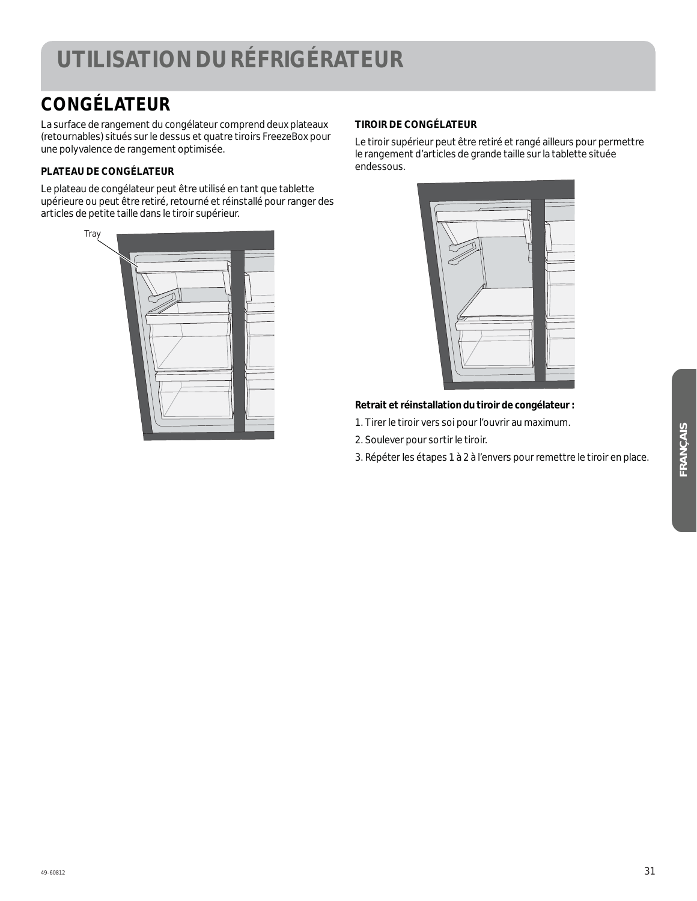# UTILISATION DU RÉFRIGÉRATEUR

## CONGÉLATEUR

La surface de rangement du congélateur comprend deux plateaux (retournables) situés sur le dessus et quatre tiroirs FreezeBox pour une polyvalence de rangement optimisée.

### PLATEAU DE CONGÉLATEUR

Le plateau de congélateur peut être utilisé en tant que tablette upérieure ou peut être retiré, retourné et réinstallé pour ranger des articles de petite taille dans le tiroir supérieur.

Tray

### TIROIR DE CONGÉLATEUR

Le tiroir supérieur peut être retiré et rangé ailleurs pour permettre le rangement d'articles de grande taille sur la tablette située endessous.

**Retrait et réinstallation du tiroir de congélateur :**

1. Tirer le tiroir vers soi pour l'ouvrir au maximum.
2. Soulever pour sortir le tiroir.
3. Répéter les étapes 1 à 2 à l'envers pour remettre le tiroir en place.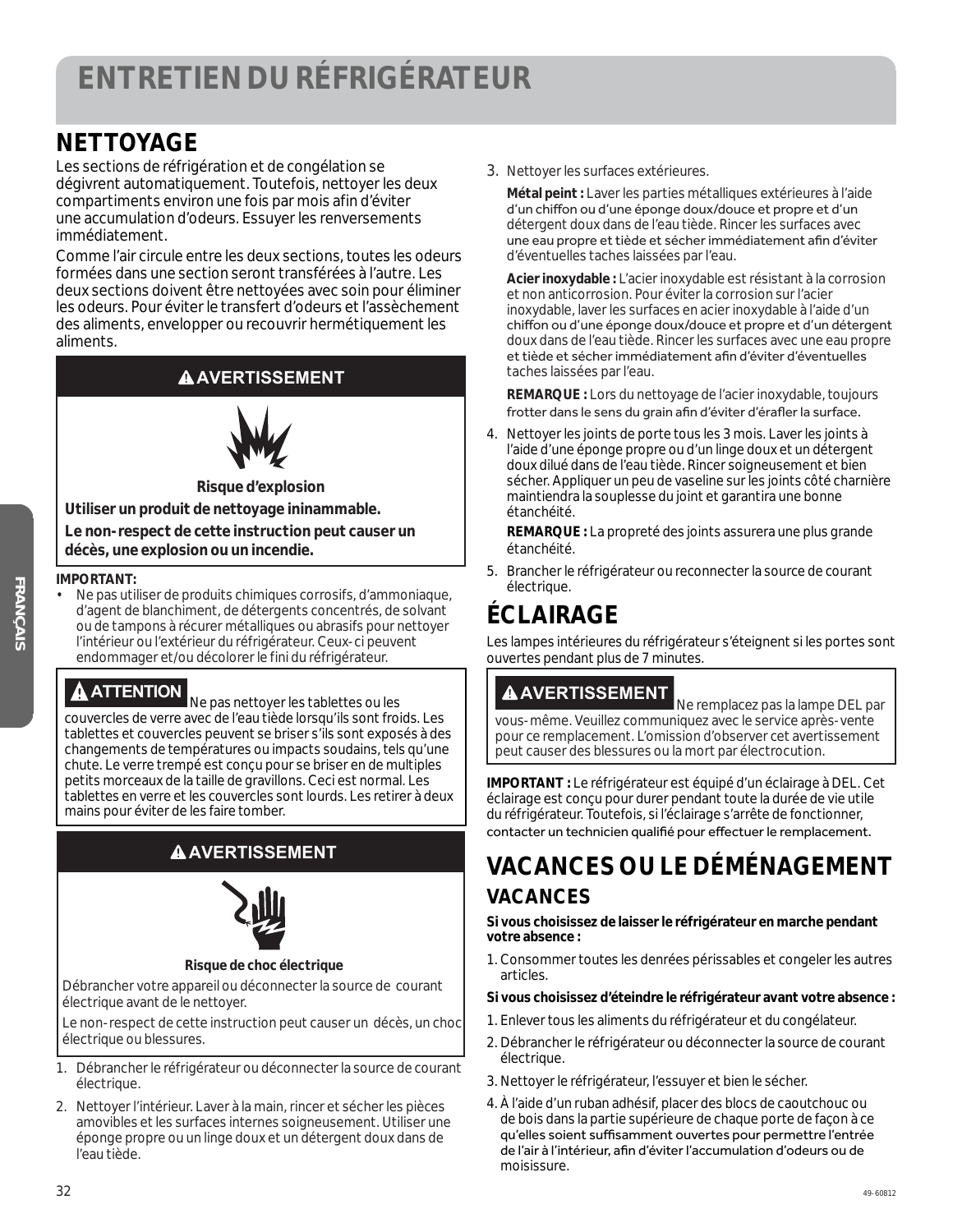# ENTRETIEN DU RÉFRIGÉRATEUR

## NETTOYAGE

Les sections de réfrigération et de congélation se dégivrent automatiquement. Toutefois, nettoyer les deux compartiments environ une fois par mois afin d'éviter une accumulation d'odeurs. Essuyer les renversements immédiatement.

Comme l'air circule entre les deux sections, toutes les odeurs formées dans une section seront transférées à l'autre. Les deux sections doivent être nettoyées avec soin pour éliminer les odeurs. Pour éviter le transfert d'odeurs et l'assèchement des aliments, envelopper ou recouvrir hermétiquement les aliments.

**⚠AVERTISSEMENT**

**Risque d'explosion**

**Utiliser un produit de nettoyage ininammable.**

**Le non-respect de cette instruction peut causer un décès, une explosion ou un incendie.**

**IMPORTANT:**

- Ne pas utiliser de produits chimiques corrosifs, d'ammoniaque, d'agent de blanchiment, de détergents concentrés, de solvant ou de tampons à récurer métalliques ou abrasifs pour nettoyer l'intérieur ou l'extérieur du réfrigérateur. Ceux-ci peuvent endommager et/ou décolorer le fini du réfrigérateur.

**⚠ATTENTION** Ne pas nettoyer les tablettes ou les couvercles de verre avec de l'eau tiède lorsqu'ils sont froids. Les tablettes et couvercles peuvent se briser s'ils sont exposés à des changements de températures ou impacts soudains, tels qu'une chute. Le verre trempé est conçu pour se briser en de multiples petits morceaux de la taille de gravillons. Ceci est normal. Les tablettes en verre et les couvercles sont lourds. Les retirer à deux mains pour éviter de les faire tomber.

**⚠AVERTISSEMENT**

**Risque de choc électrique**

Débrancher votre appareil ou déconnecter la source de courant électrique avant de le nettoyer.

Le non-respect de cette instruction peut causer un décès, un choc électrique ou blessures.

1. Débrancher le réfrigérateur ou déconnecter la source de courant électrique.
2. Nettoyer l'intérieur. Laver à la main, rincer et sécher les pièces amovibles et les surfaces internes soigneusement. Utiliser une éponge propre ou un linge doux et un détergent doux dans de l'eau tiède.
3. Nettoyer les surfaces extérieures.

   **Métal peint :** Laver les parties métalliques extérieures à l'aide d'un chiffon ou d'une éponge doux/douce et propre et d'un détergent doux dans de l'eau tiède. Rincer les surfaces avec une eau propre et tiède et sécher immédiatement afin d'éviter d'éventuelles taches laissées par l'eau.

   **Acier inoxydable :** L'acier inoxydable est résistant à la corrosion et non anticorrosion. Pour éviter la corrosion sur l'acier inoxydable, laver les surfaces en acier inoxydable à l'aide d'un chiffon ou d'une éponge doux/douce et propre et d'un détergent doux dans de l'eau tiède. Rincer les surfaces avec une eau propre et tiède et sécher immédiatement afin d'éviter d'éventuelles taches laissées par l'eau.

   **REMARQUE :** Lors du nettoyage de l'acier inoxydable, toujours frotter dans le sens du grain afin d'éviter d'érafler la surface.
4. Nettoyer les joints de porte tous les 3 mois. Laver les joints à l'aide d'une éponge propre ou d'un linge doux et un détergent doux dilué dans de l'eau tiède. Rincer soigneusement et bien sécher. Appliquer un peu de vaseline sur les joints côté charnière maintiendra la souplesse du joint et garantira une bonne étanchéité.

   **REMARQUE :** La propreté des joints assurera une plus grande étanchéité.
5. Brancher le réfrigérateur ou reconnecter la source de courant électrique.

## ÉCLAIRAGE

Les lampes intérieures du réfrigérateur s'éteignent si les portes sont ouvertes pendant plus de 7 minutes.

**⚠AVERTISSEMENT** Ne remplacez pas la lampe DEL par vous-même. Veuillez communiquez avec le service après-vente pour ce remplacement. L'omission d'observer cet avertissement peut causer des blessures ou la mort par électrocution.

**IMPORTANT :** Le réfrigérateur est équipé d'un éclairage à DEL. Cet éclairage est conçu pour durer pendant toute la durée de vie utile du réfrigérateur. Toutefois, si l'éclairage s'arrête de fonctionner, contacter un technicien qualifié pour effectuer le remplacement.

## VACANCES OU LE DÉMÉNAGEMENT

### VACANCES

**Si vous choisissez de laisser le réfrigérateur en marche pendant votre absence :**

1. Consommer toutes les denrées périssables et congeler les autres articles.

**Si vous choisissez d'éteindre le réfrigérateur avant votre absence :**

1. Enlever tous les aliments du réfrigérateur et du congélateur.
2. Débrancher le réfrigérateur ou déconnecter la source de courant électrique.
3. Nettoyer le réfrigérateur, l'essuyer et bien le sécher.
4. À l'aide d'un ruban adhésif, placer des blocs de caoutchouc ou de bois dans la partie supérieure de chaque porte de façon à ce qu'elles soient suffisamment ouvertes pour permettre l'entrée de l'air à l'intérieur, afin d'éviter l'accumulation d'odeurs ou de moisissure.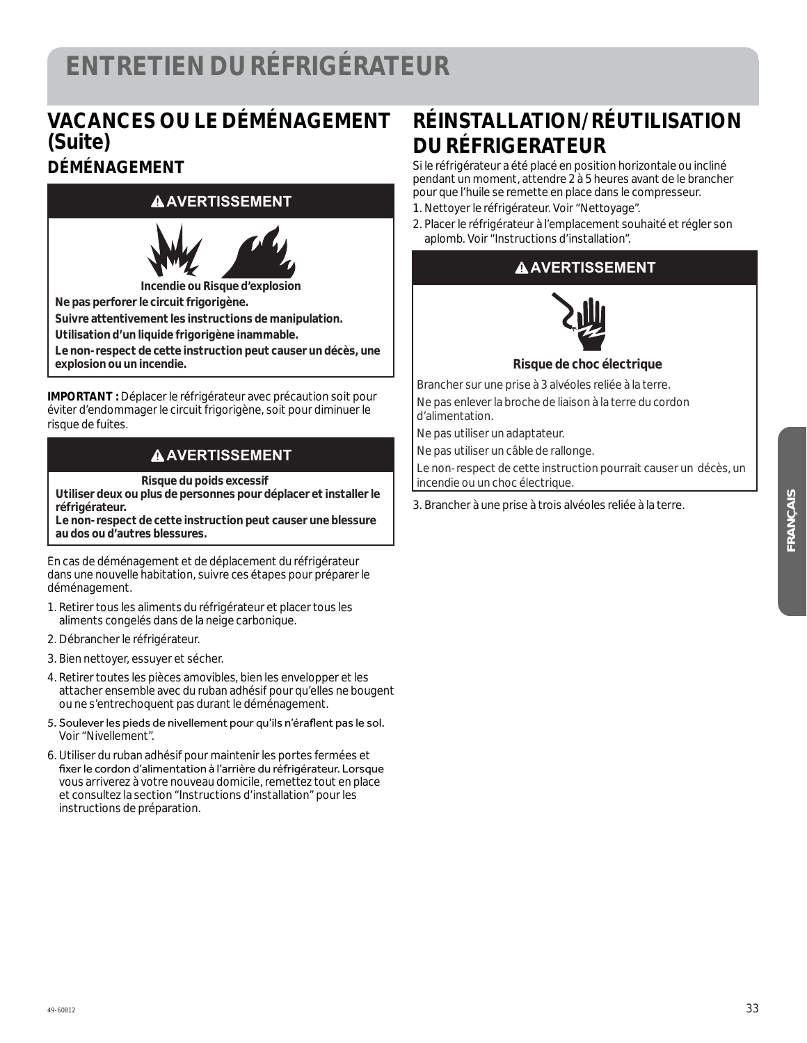# ENTRETIEN DU RÉFRIGÉRATEUR

## VACANCES OU LE DÉMÉNAGEMENT (Suite)

### DÉMÉNAGEMENT

**⚠AVERTISSEMENT**

**Incendie ou Risque d'explosion**

**Ne pas perforer le circuit frigorigène.**

**Suivre attentivement les instructions de manipulation.**

**Utilisation d'un liquide frigorigène inammable.**

**Le non-respect de cette instruction peut causer un décès, une explosion ou un incendie.**

**IMPORTANT :** Déplacer le réfrigérateur avec précaution soit pour éviter d'endommager le circuit frigorigène, soit pour diminuer le risque de fuites.

**⚠AVERTISSEMENT**

**Risque du poids excessif**

**Utiliser deux ou plus de personnes pour déplacer et installer le réfrigérateur.**

**Le non-respect de cette instruction peut causer une blessure au dos ou d'autres blessures.**

En cas de déménagement et de déplacement du réfrigérateur dans une nouvelle habitation, suivre ces étapes pour préparer le déménagement.

1. Retirer tous les aliments du réfrigérateur et placer tous les aliments congelés dans de la neige carbonique.
2. Débrancher le réfrigérateur.
3. Bien nettoyer, essuyer et sécher.
4. Retirer toutes les pièces amovibles, bien les envelopper et les attacher ensemble avec du ruban adhésif pour qu'elles ne bougent ou ne s'entrechoquent pas durant le déménagement.
5. Soulever les pieds de nivellement pour qu'ils n'éraflent pas le sol. Voir "Nivellement".
6. Utiliser du ruban adhésif pour maintenir les portes fermées et fixer le cordon d'alimentation à l'arrière du réfrigérateur. Lorsque vous arriverez à votre nouveau domicile, remettez tout en place et consultez la section "Instructions d'installation" pour les instructions de préparation.

## RÉINSTALLATION/RÉUTILISATION DU RÉFRIGERATEUR

Si le réfrigérateur a été placé en position horizontale ou incliné pendant un moment, attendre 2 à 5 heures avant de le brancher pour que l'huile se remette en place dans le compresseur.

1. Nettoyer le réfrigérateur. Voir "Nettoyage".
2. Placer le réfrigérateur à l'emplacement souhaité et régler son aplomb. Voir "Instructions d'installation".

**⚠AVERTISSEMENT**

**Risque de choc électrique**

Brancher sur une prise à 3 alvéoles reliée à la terre.

Ne pas enlever la broche de liaison à la terre du cordon d'alimentation.

Ne pas utiliser un adaptateur.

Ne pas utiliser un câble de rallonge.

Le non-respect de cette instruction pourrait causer un décès, un incendie ou un choc électrique.

3. Brancher à une prise à trois alvéoles reliée à la terre.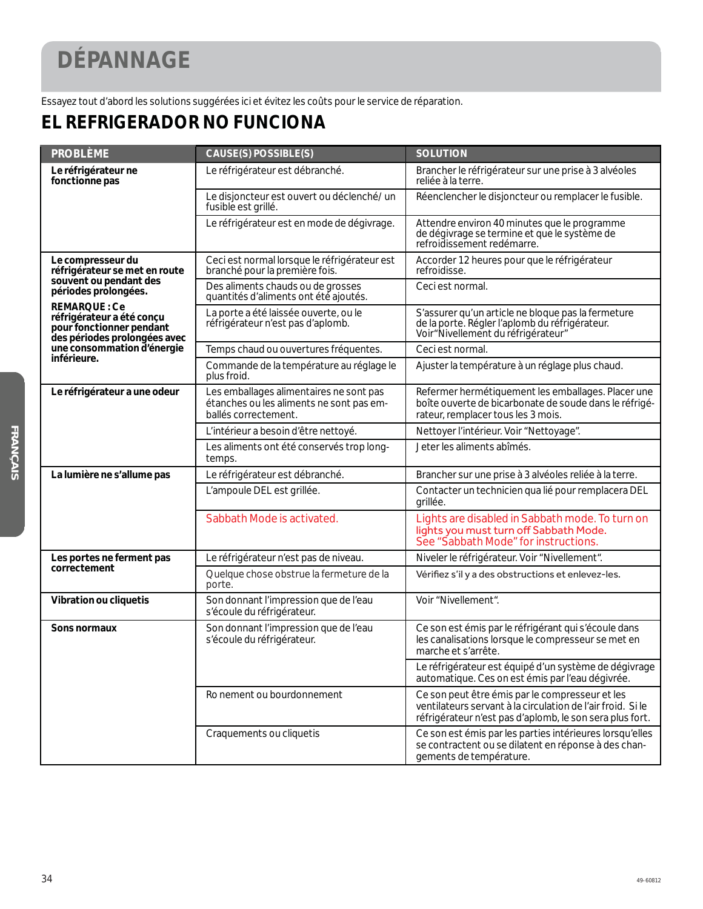# DÉPANNAGE

Essayez tout d'abord les solutions suggérées ici et évitez les coûts pour le service de réparation.

## EL REFRIGERADOR NO FUNCIONA

| PROBLÈME | CAUSE(S) POSSIBLE(S) | SOLUTION |
|---|---|---|
| **Le réfrigérateur ne fonctionne pas** | Le réfrigérateur est débranché. | Brancher le réfrigérateur sur une prise à 3 alvéoles reliée à la terre. |
| | Le disjoncteur est ouvert ou déclenché/ un fusible est grillé. | Réenclencher le disjoncteur ou remplacer le fusible. |
| | Le réfrigérateur est en mode de dégivrage. | Attendre environ 40 minutes que le programme de dégivrage se termine et que le système de refroidissement redémarre. |
| **Le compresseur du réfrigérateur se met en route souvent ou pendant des périodes prolongées.** **REMARQUE : Ce réfrigérateur a été conçu pour fonctionner pendant des périodes prolongées avec une consommation d'énergie inférieure.** | Ceci est normal lorsque le réfrigérateur est branché pour la première fois. | Accorder 12 heures pour que le réfrigérateur refroidisse. |
| | Des aliments chauds ou de grosses quantités d'aliments ont été ajoutés. | Ceci est normal. |
| | La porte a été laissée ouverte, ou le réfrigérateur n'est pas d'aplomb. | S'assurer qu'un article ne bloque pas la fermeture de la porte. Régler l'aplomb du réfrigérateur. Voir"Nivellement du réfrigérateur" |
| | Temps chaud ou ouvertures fréquentes. | Ceci est normal. |
| | Commande de la température au réglage le plus froid. | Ajuster la température à un réglage plus chaud. |
| **Le réfrigérateur a une odeur** | Les emballages alimentaires ne sont pas étanches ou les aliments ne sont pas emballés correctement. | Refermer hermétiquement les emballages. Placer une boîte ouverte de bicarbonate de soude dans le réfrigérateur, remplacer tous les 3 mois. |
| | L'intérieur a besoin d'être nettoyé. | Nettoyer l'intérieur. Voir "Nettoyage". |
| | Les aliments ont été conservés trop longtemps. | Jeter les aliments abîmés. |
| **La lumière ne s'allume pas** | Le réfrigérateur est débranché. | Brancher sur une prise à 3 alvéoles reliée à la terre. |
| | L'ampoule DEL est grillée. | Contacter un technicien qualié pour remplacera DEL grillée. |
| | Sabbath Mode is activated. | Lights are disabled in Sabbath mode. To turn on lights you must turn off Sabbath Mode. See "Sabbath Mode" for instructions. |
| **Les portes ne ferment pas correctement** | Le réfrigérateur n'est pas de niveau. | Niveler le réfrigérateur. Voir "Nivellement". |
| | Quelque chose obstrue la fermeture de la porte. | Vérifiez s'il y a des obstructions et enlevez-les. |
| **Vibration ou cliquetis** | Son donnant l'impression que de l'eau s'écoule du réfrigérateur. | Voir "Nivellement". |
| **Sons normaux** | Son donnant l'impression que de l'eau s'écoule du réfrigérateur. | Ce son est émis par le réfrigérant qui s'écoule dans les canalisations lorsque le compresseur se met en marche et s'arrête. |
| | | Le réfrigérateur est équipé d'un système de dégivrage automatique. Ces on est émis par l'eau dégivrée. |
| | Ronement ou bourdonnement | Ce son peut être émis par le compresseur et les ventilateurs servant à la circulation de l'air froid. Si le réfrigérateur n'est pas d'aplomb, le son sera plus fort. |
| | Craquements ou cliquetis | Ce son est émis par les parties intérieures lorsqu'elles se contractent ou se dilatent en réponse à des changements de température. |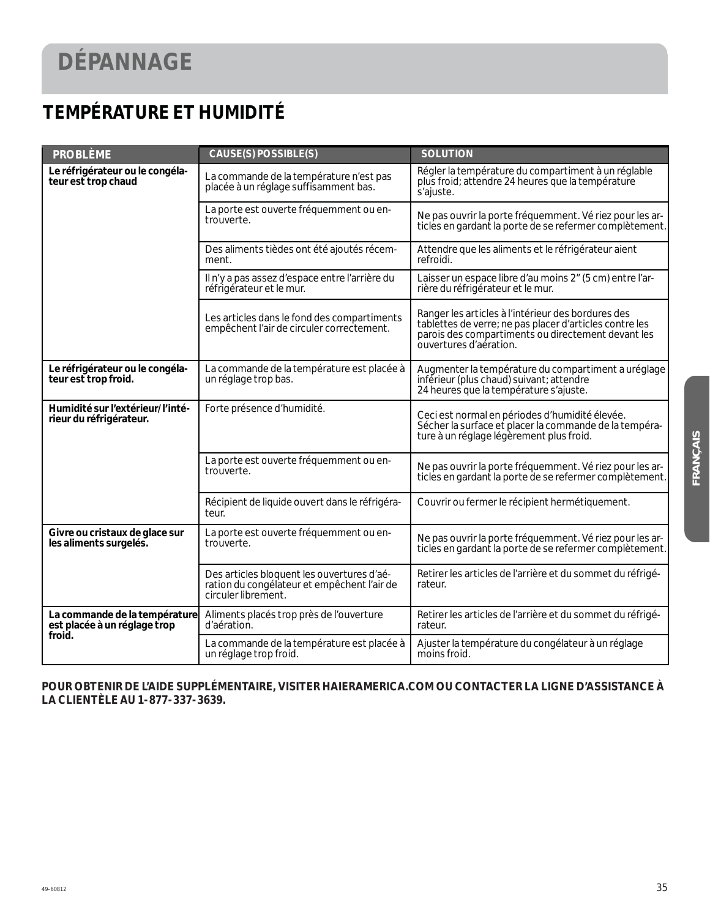# DÉPANNAGE

## TEMPÉRATURE ET HUMIDITÉ

| PROBLÈME | CAUSE(S) POSSIBLE(S) | SOLUTION |
|---|---|---|
| **Le réfrigérateur ou le congélateur est trop chaud** | La commande de la température n'est pas placée à un réglage suffisamment bas. | Régler la température du compartiment à un réglable plus froid; attendre 24 heures que la température s'ajuste. |
| | La porte est ouverte fréquemment ou entrouverte. | Ne pas ouvrir la porte fréquemment. Vé riez pour les articles en gardant la porte de se refermer complètement. |
| | Des aliments tièdes ont été ajoutés récemment. | Attendre que les aliments et le réfrigérateur aient refroidi. |
| | Il n'y a pas assez d'espace entre l'arrière du réfrigérateur et le mur. | Laisser un espace libre d'au moins 2" (5 cm) entre l'arrière du réfrigérateur et le mur. |
| | Les articles dans le fond des compartiments empêchent l'air de circuler correctement. | Ranger les articles à l'intérieur des bordures des tablettes de verre; ne pas placer d'articles contre les parois des compartiments ou directement devant les ouvertures d'aération. |
| **Le réfrigérateur ou le congélateur est trop froid.** | La commande de la température est placée à un réglage trop bas. | Augmenter la température du compartiment a uréglage inférieur (plus chaud) suivant; attendre 24 heures que la température s'ajuste. |
| **Humidité sur l'extérieur/l'intérieur du réfrigérateur.** | Forte présence d'humidité. | Ceci est normal en périodes d'humidité élevée. Sécher la surface et placer la commande de la température à un réglage légèrement plus froid. |
| | La porte est ouverte fréquemment ou entrouverte. | Ne pas ouvrir la porte fréquemment. Vé riez pour les articles en gardant la porte de se refermer complètement. |
| | Récipient de liquide ouvert dans le réfrigérateur. | Couvrir ou fermer le récipient hermétiquement. |
| **Givre ou cristaux de glace sur les aliments surgelés.** | La porte est ouverte fréquemment ou entrouverte. | Ne pas ouvrir la porte fréquemment. Vé riez pour les articles en gardant la porte de se refermer complètement. |
| | Des articles bloquent les ouvertures d'aération du congélateur et empêchent l'air de circuler librement. | Retirer les articles de l'arrière et du sommet du réfrigérateur. |
| **La commande de la température est placée à un réglage trop froid.** | Aliments placés trop près de l'ouverture d'aération. | Retirer les articles de l'arrière et du sommet du réfrigérateur. |
| | La commande de la température est placée à un réglage trop froid. | Ajuster la température du congélateur à un réglage moins froid. |

**POUR OBTENIR DE L'AIDE SUPPLÉMENTAIRE, VISITER HAIERAMERICA.COM OU CONTACTER LA LIGNE D'ASSISTANCE À LA CLIENTÈLE AU 1-877-337-3639.**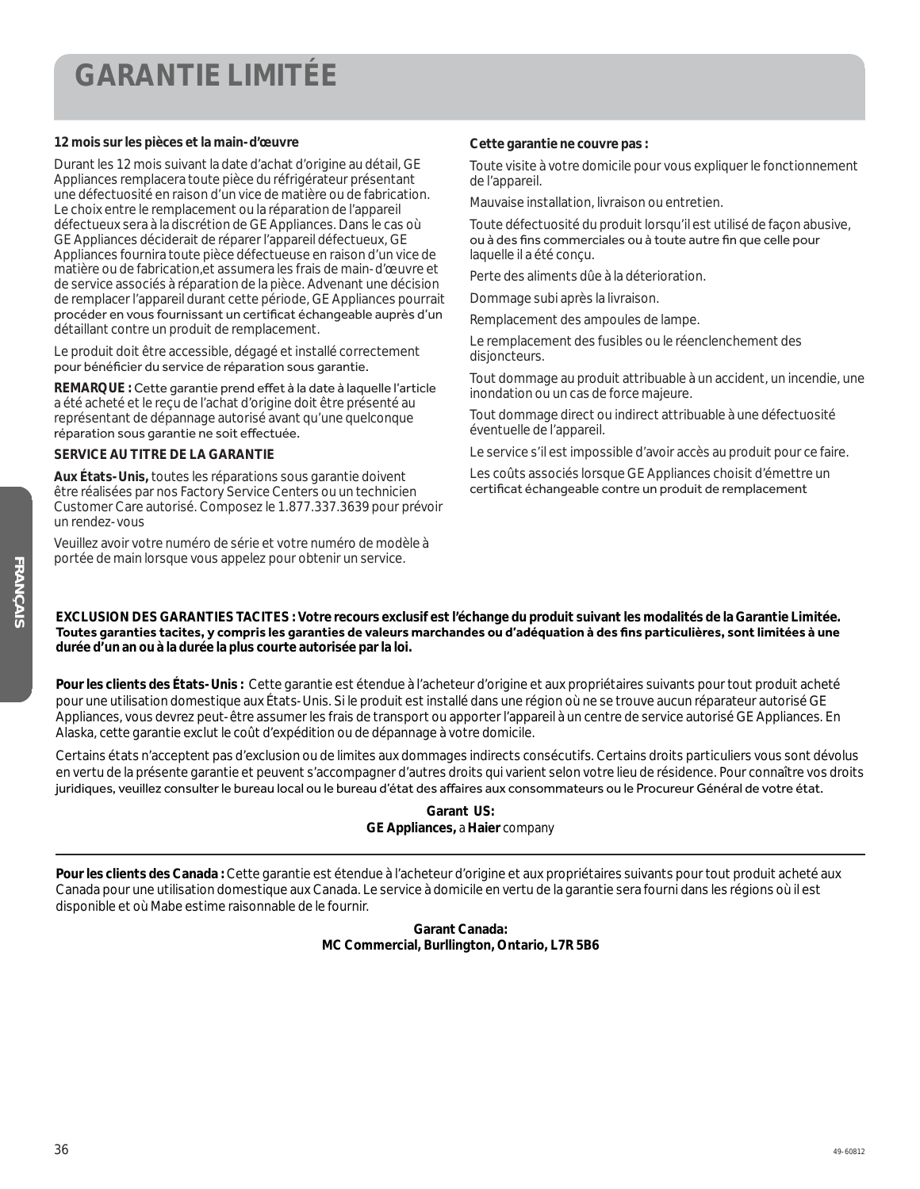# GARANTIE LIMITÉE

**12 mois sur les pièces et la main-d'œuvre**

Durant les 12 mois suivant la date d'achat d'origine au détail, GE Appliances remplacera toute pièce du réfrigérateur présentant une défectuosité en raison d'un vice de matière ou de fabrication. Le choix entre le remplacement ou la réparation de l'appareil défectueux sera à la discrétion de GE Appliances. Dans le cas où GE Appliances déciderait de réparer l'appareil défectueux, GE Appliances fournira toute pièce défectueuse en raison d'un vice de matière ou de fabrication,et assumera les frais de main-d'œuvre et de service associés à réparation de la pièce. Advenant une décision de remplacer l'appareil durant cette période, GE Appliances pourrait procéder en vous fournissant un certificat échangeable auprès d'un détaillant contre un produit de remplacement.

Le produit doit être accessible, dégagé et installé correctement pour bénéficier du service de réparation sous garantie.

**REMARQUE :** Cette garantie prend effet à la date à laquelle l'article a été acheté et le reçu de l'achat d'origine doit être présenté au représentant de dépannage autorisé avant qu'une quelconque réparation sous garantie ne soit effectuée.

**SERVICE AU TITRE DE LA GARANTIE**

**Aux États-Unis,** toutes les réparations sous garantie doivent être réalisées par nos Factory Service Centers ou un technicien Customer Care autorisé. Composez le 1.877.337.3639 pour prévoir un rendez-vous

Veuillez avoir votre numéro de série et votre numéro de modèle à portée de main lorsque vous appelez pour obtenir un service.

**Cette garantie ne couvre pas :**

Toute visite à votre domicile pour vous expliquer le fonctionnement de l'appareil.

Mauvaise installation, livraison ou entretien.

Toute défectuosité du produit lorsqu'il est utilisé de façon abusive, ou à des fins commerciales ou à toute autre fin que celle pour laquelle il a été conçu.

Perte des aliments dûe à la déterioration.

Dommage subi après la livraison.

Remplacement des ampoules de lampe.

Le remplacement des fusibles ou le réenclenchement des disjoncteurs.

Tout dommage au produit attribuable à un accident, un incendie, une inondation ou un cas de force majeure.

Tout dommage direct ou indirect attribuable à une défectuosité éventuelle de l'appareil.

Le service s'il est impossible d'avoir accès au produit pour ce faire.

Les coûts associés lorsque GE Appliances choisit d'émettre un certificat échangeable contre un produit de remplacement

**EXCLUSION DES GARANTIES TACITES : Votre recours exclusif est l'échange du produit suivant les modalités de la Garantie Limitée. Toutes garanties tacites, y compris les garanties de valeurs marchandes ou d'adéquation à des fins particulières, sont limitées à une durée d'un an ou à la durée la plus courte autorisée par la loi.**

**Pour les clients des États-Unis :** Cette garantie est étendue à l'acheteur d'origine et aux propriétaires suivants pour tout produit acheté pour une utilisation domestique aux États-Unis. Si le produit est installé dans une région où ne se trouve aucun réparateur autorisé GE Appliances, vous devrez peut-être assumer les frais de transport ou apporter l'appareil à un centre de service autorisé GE Appliances. En Alaska, cette garantie exclut le coût d'expédition ou de dépannage à votre domicile.

Certains états n'acceptent pas d'exclusion ou de limites aux dommages indirects consécutifs. Certains droits particuliers vous sont dévolus en vertu de la présente garantie et peuvent s'accompagner d'autres droits qui varient selon votre lieu de résidence. Pour connaître vos droits juridiques, veuillez consulter le bureau local ou le bureau d'état des affaires aux consommateurs ou le Procureur Général de votre état.

**Garant US:**
**GE Appliances,** a **Haier** company

---

**Pour les clients des Canada :** Cette garantie est étendue à l'acheteur d'origine et aux propriétaires suivants pour tout produit acheté aux Canada pour une utilisation domestique aux Canada. Le service à domicile en vertu de la garantie sera fourni dans les régions où il est disponible et où Mabe estime raisonnable de le fournir.

**Garant Canada:**
**MC Commercial, Burllington, Ontario, L7R 5B6**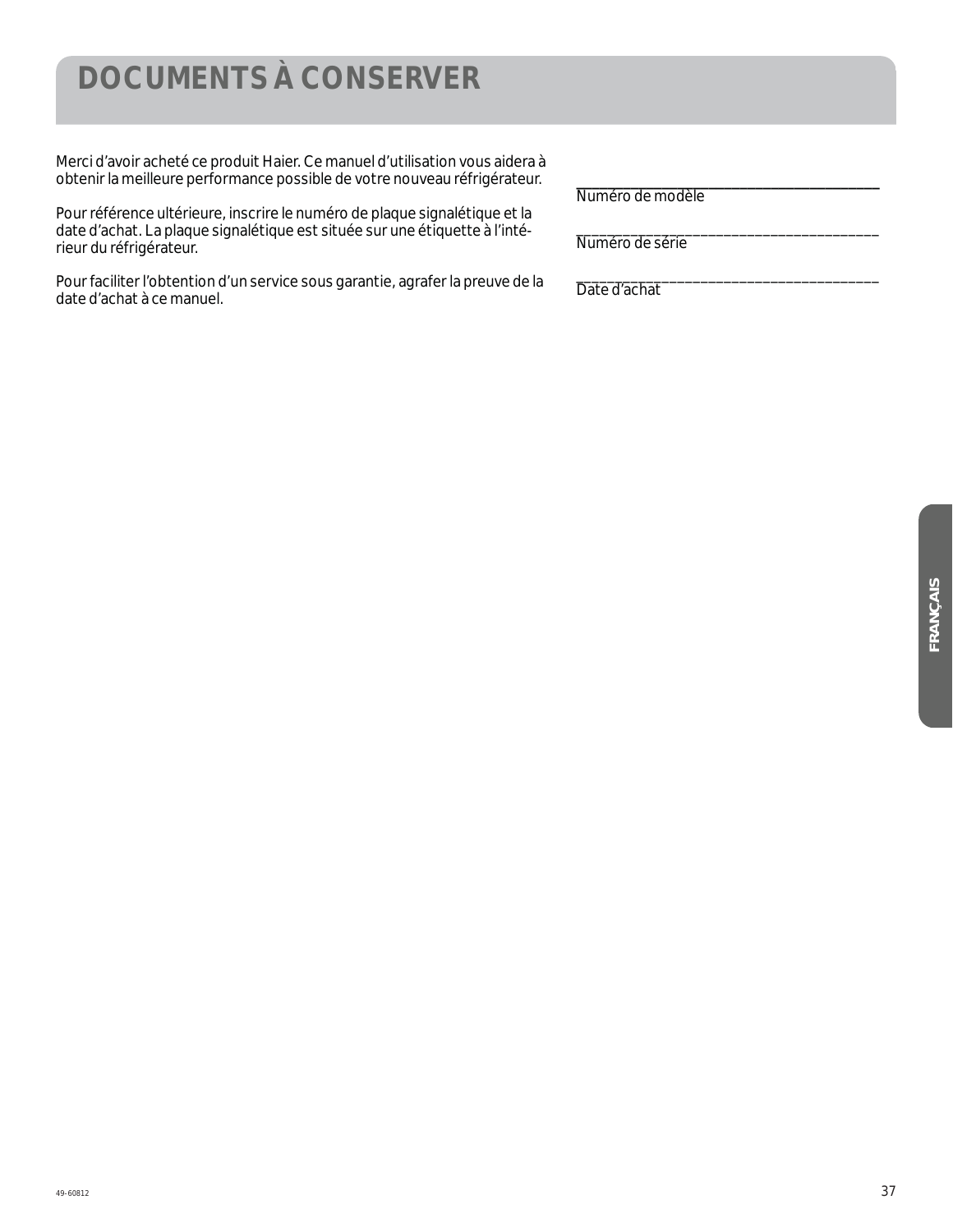# DOCUMENTS À CONSERVER

Merci d'avoir acheté ce produit Haier. Ce manuel d'utilisation vous aidera à obtenir la meilleure performance possible de votre nouveau réfrigérateur.

Pour référence ultérieure, inscrire le numéro de plaque signalétique et la date d'achat. La plaque signalétique est située sur une étiquette à l'intérieur du réfrigérateur.

Pour faciliter l'obtention d'un service sous garantie, agrafer la preuve de la date d'achat à ce manuel.

______________________________________
Numéro de modèle

______________________________________
Numéro de série

______________________________________
Date d'achat

FRANÇAIS

49-60812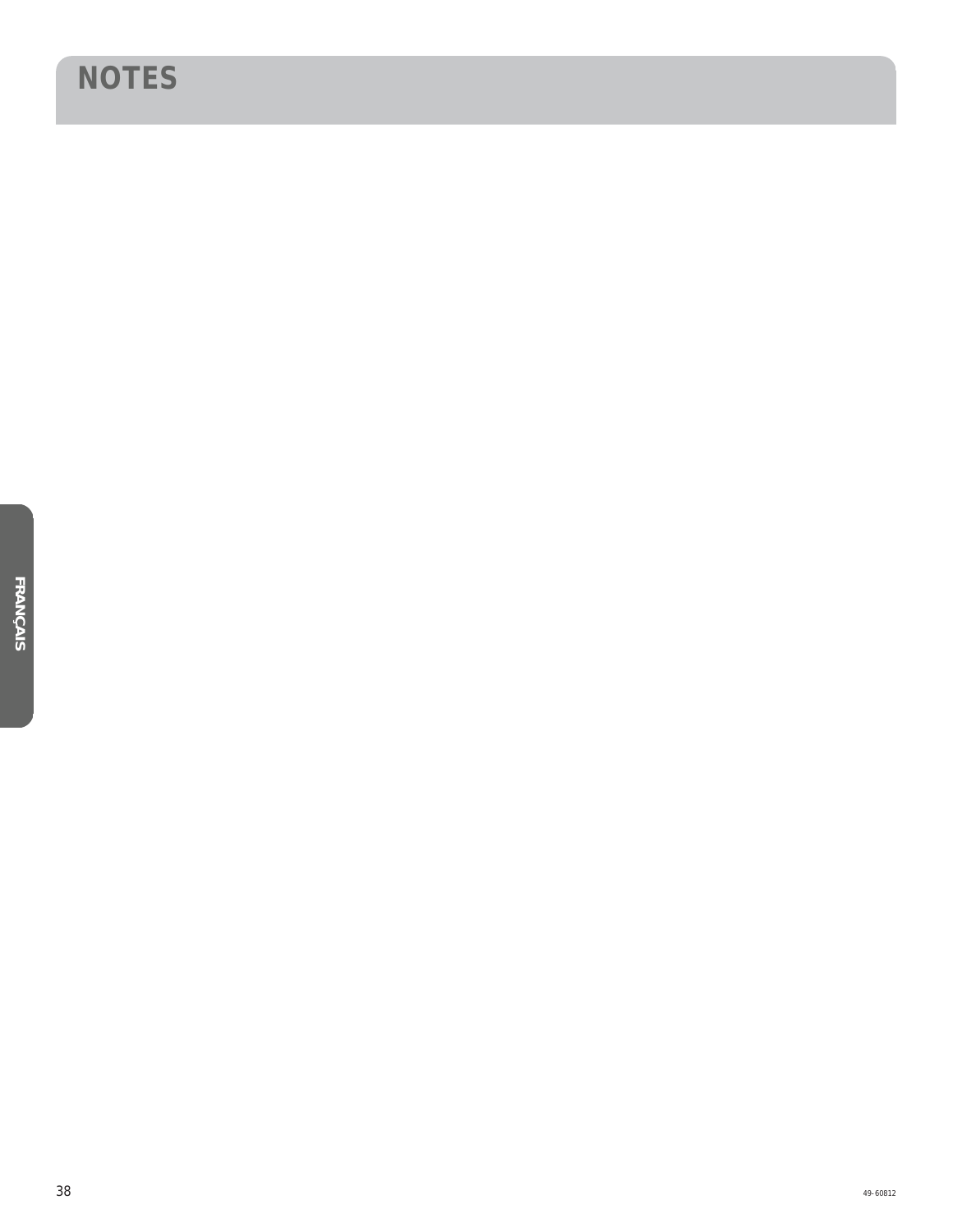# NOTES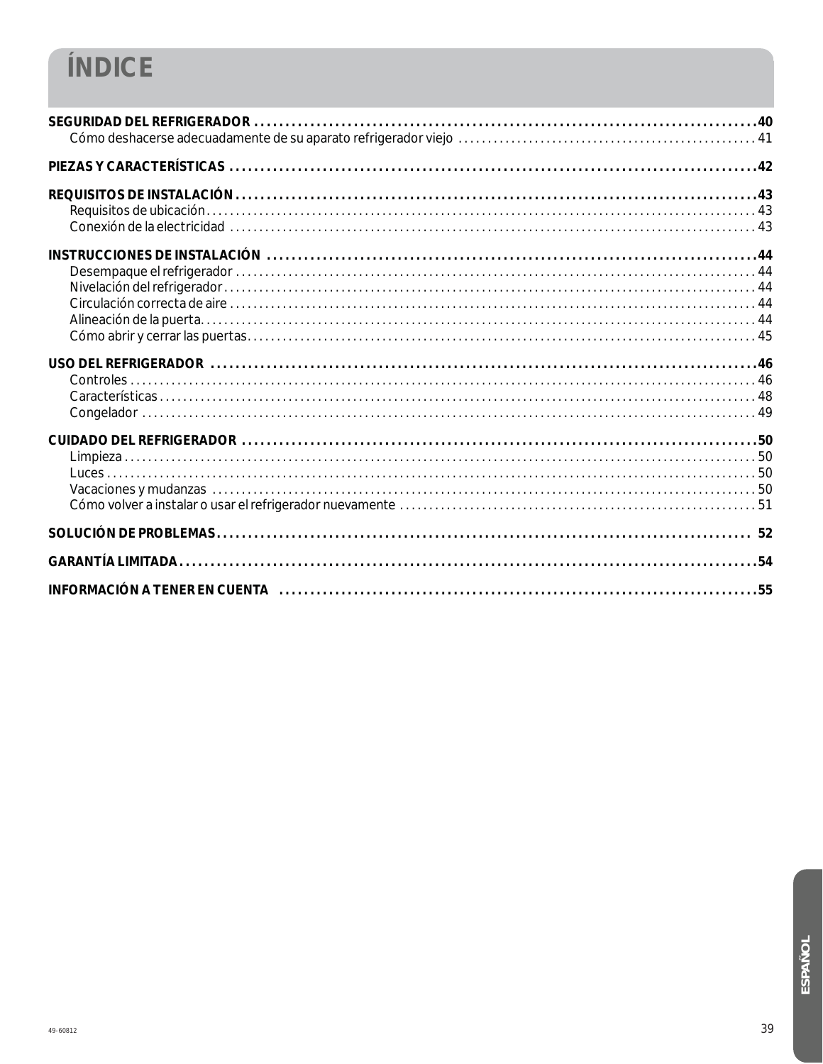# ÍNDICE

**SEGURIDAD DEL REFRIGERADOR** ........................................ **40**
- Cómo deshacerse adecuadamente de su aparato refrigerador viejo ........................................ 41

**PIEZAS Y CARACTERÍSTICAS** ........................................ **42**

**REQUISITOS DE INSTALACIÓN** ........................................ **43**
- Requisitos de ubicación ........................................ 43
- Conexión de la electricidad ........................................ 43

**INSTRUCCIONES DE INSTALACIÓN** ........................................ **44**
- Desempaque el refrigerador ........................................ 44
- Nivelación del refrigerador ........................................ 44
- Circulación correcta de aire ........................................ 44
- Alineación de la puerta ........................................ 44
- Cómo abrir y cerrar las puertas ........................................ 45

**USO DEL REFRIGERADOR** ........................................ **46**
- Controles ........................................ 46
- Características ........................................ 48
- Congelador ........................................ 49

**CUIDADO DEL REFRIGERADOR** ........................................ **50**
- Limpieza ........................................ 50
- Luces ........................................ 50
- Vacaciones y mudanzas ........................................ 50
- Cómo volver a instalar o usar el refrigerador nuevamente ........................................ 51

**SOLUCIÓN DE PROBLEMAS** ........................................ **52**

**GARANTÍA LIMITADA** ........................................ **54**

**INFORMACIÓN A TENER EN CUENTA** ........................................ **55**

ESPAÑOL

49-60812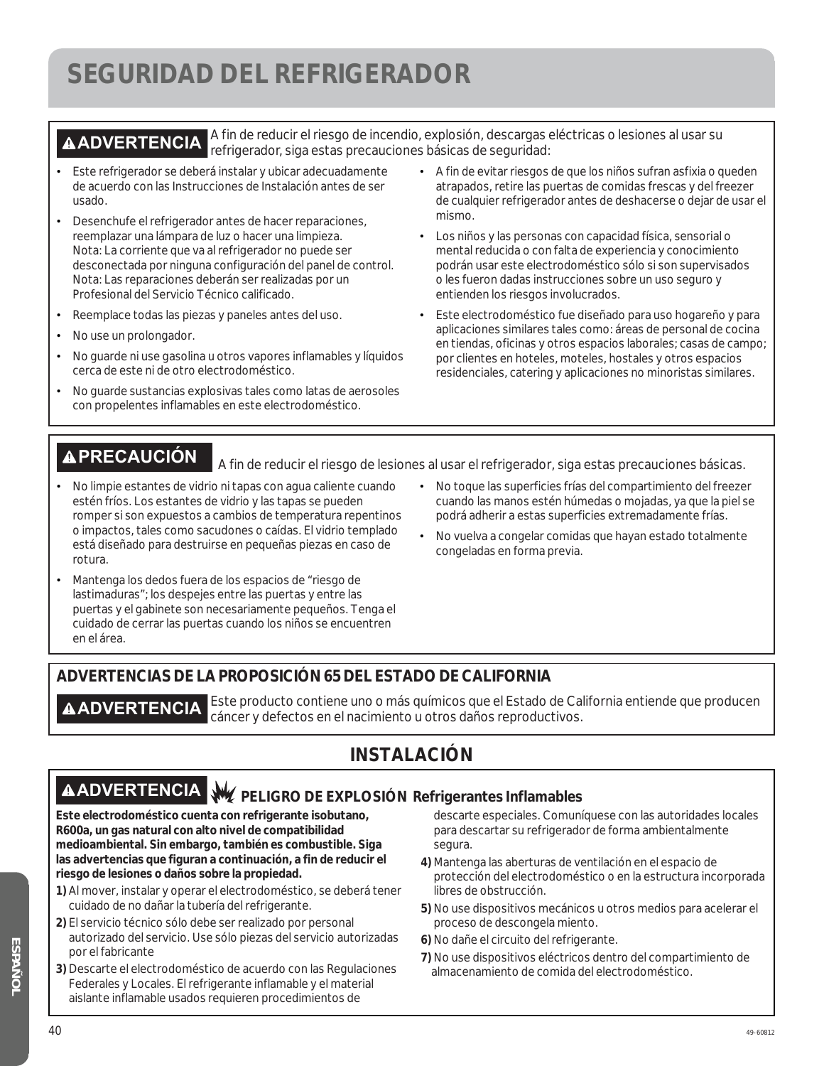# SEGURIDAD DEL REFRIGERADOR

**⚠ADVERTENCIA** A fin de reducir el riesgo de incendio, explosión, descargas eléctricas o lesiones al usar su refrigerador, siga estas precauciones básicas de seguridad:

- Este refrigerador se deberá instalar y ubicar adecuadamente de acuerdo con las Instrucciones de Instalación antes de ser usado.
- Desenchufe el refrigerador antes de hacer reparaciones, reemplazar una lámpara de luz o hacer una limpieza. Nota: La corriente que va al refrigerador no puede ser desconectada por ninguna configuración del panel de control. Nota: Las reparaciones deberán ser realizadas por un Profesional del Servicio Técnico calificado.
- Reemplace todas las piezas y paneles antes del uso.
- No use un prolongador.
- No guarde ni use gasolina u otros vapores inflamables y líquidos cerca de este ni de otro electrodoméstico.
- No guarde sustancias explosivas tales como latas de aerosoles con propelentes inflamables en este electrodoméstico.
- A fin de evitar riesgos de que los niños sufran asfixia o queden atrapados, retire las puertas de comidas frescas y del freezer de cualquier refrigerador antes de deshacerse o dejar de usar el mismo.
- Los niños y las personas con capacidad física, sensorial o mental reducida o con falta de experiencia y conocimiento podrán usar este electrodoméstico sólo si son supervisados o les fueron dadas instrucciones sobre un uso seguro y entienden los riesgos involucrados.
- Este electrodoméstico fue diseñado para uso hogareño y para aplicaciones similares tales como: áreas de personal de cocina en tiendas, oficinas y otros espacios laborales; casas de campo; por clientes en hoteles, moteles, hostales y otros espacios residenciales, catering y aplicaciones no minoristas similares.

**⚠PRECAUCIÓN** A fin de reducir el riesgo de lesiones al usar el refrigerador, siga estas precauciones básicas.

- No limpie estantes de vidrio ni tapas con agua caliente cuando estén fríos. Los estantes de vidrio y las tapas se pueden romper si son expuestos a cambios de temperatura repentinos o impactos, tales como sacudones o caídas. El vidrio templado está diseñado para destruirse en pequeñas piezas en caso de rotura.
- Mantenga los dedos fuera de los espacios de “riesgo de lastimaduras”; los despejes entre las puertas y entre las puertas y el gabinete son necesariamente pequeños. Tenga el cuidado de cerrar las puertas cuando los niños se encuentren en el área.
- No toque las superficies frías del compartimiento del freezer cuando las manos estén húmedas o mojadas, ya que la piel se podrá adherir a estas superficies extremadamente frías.
- No vuelva a congelar comidas que hayan estado totalmente congeladas en forma previa.

## ADVERTENCIAS DE LA PROPOSICIÓN 65 DEL ESTADO DE CALIFORNIA

**⚠ADVERTENCIA** Este producto contiene uno o más químicos que el Estado de California entiende que producen cáncer y defectos en el nacimiento u otros daños reproductivos.

## INSTALACIÓN

**⚠ADVERTENCIA** **PELIGRO DE EXPLOSIÓN Refrigerantes Inflamables**

**Este electrodoméstico cuenta con refrigerante isobutano, R600a, un gas natural con alto nivel de compatibilidad medioambiental. Sin embargo, también es combustible. Siga las advertencias que figuran a continuación, a fin de reducir el riesgo de lesiones o daños sobre la propiedad.**

**1)** Al mover, instalar y operar el electrodoméstico, se deberá tener cuidado de no dañar la tubería del refrigerante.

**2)** El servicio técnico sólo debe ser realizado por personal autorizado del servicio. Use sólo piezas del servicio autorizadas por el fabricante

**3)** Descarte el electrodoméstico de acuerdo con las Regulaciones Federales y Locales. El refrigerante inflamable y el material aislante inflamable usados requieren procedimientos de descarte especiales. Comuníquese con las autoridades locales para descartar su refrigerador de forma ambientalmente segura.

**4)** Mantenga las aberturas de ventilación en el espacio de protección del electrodoméstico o en la estructura incorporada libres de obstrucción.

**5)** No use dispositivos mecánicos u otros medios para acelerar el proceso de descongela miento.

**6)** No dañe el circuito del refrigerante.

**7)** No use dispositivos eléctricos dentro del compartimiento de almacenamiento de comida del electrodoméstico.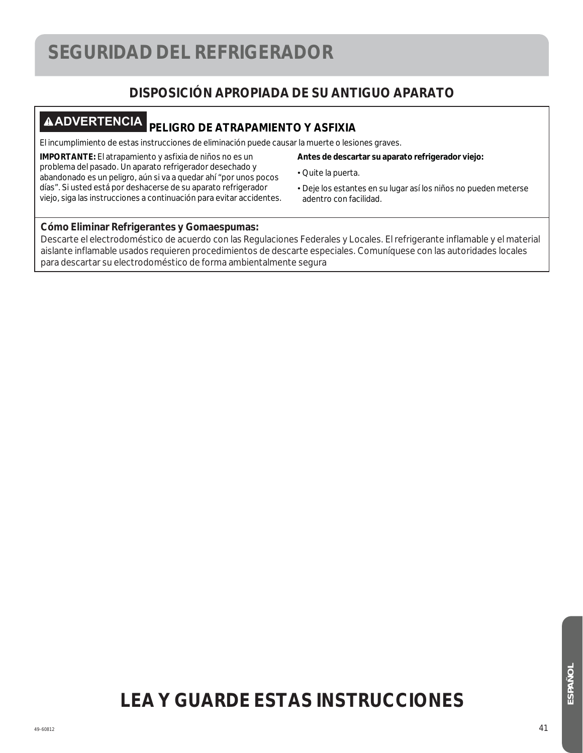# SEGURIDAD DEL REFRIGERADOR

## DISPOSICIÓN APROPIADA DE SU ANTIGUO APARATO

**⚠ADVERTENCIA** **PELIGRO DE ATRAPAMIENTO Y ASFIXIA**

El incumplimiento de estas instrucciones de eliminación puede causar la muerte o lesiones graves.

**IMPORTANTE:** El atrapamiento y asfixia de niños no es un problema del pasado. Un aparato refrigerador desechado y abandonado es un peligro, aún si va a quedar ahí "por unos pocos días". Si usted está por deshacerse de su aparato refrigerador viejo, siga las instrucciones a continuación para evitar accidentes.

**Antes de descartar su aparato refrigerador viejo:**

- Quite la puerta.
- Deje los estantes en su lugar así los niños no pueden meterse adentro con facilidad.

**Cómo Eliminar Refrigerantes y Gomaespumas:**

Descarte el electrodoméstico de acuerdo con las Regulaciones Federales y Locales. El refrigerante inflamable y el material aislante inflamable usados requieren procedimientos de descarte especiales. Comuníquese con las autoridades locales para descartar su electrodoméstico de forma ambientalmente segura

# LEA Y GUARDE ESTAS INSTRUCCIONES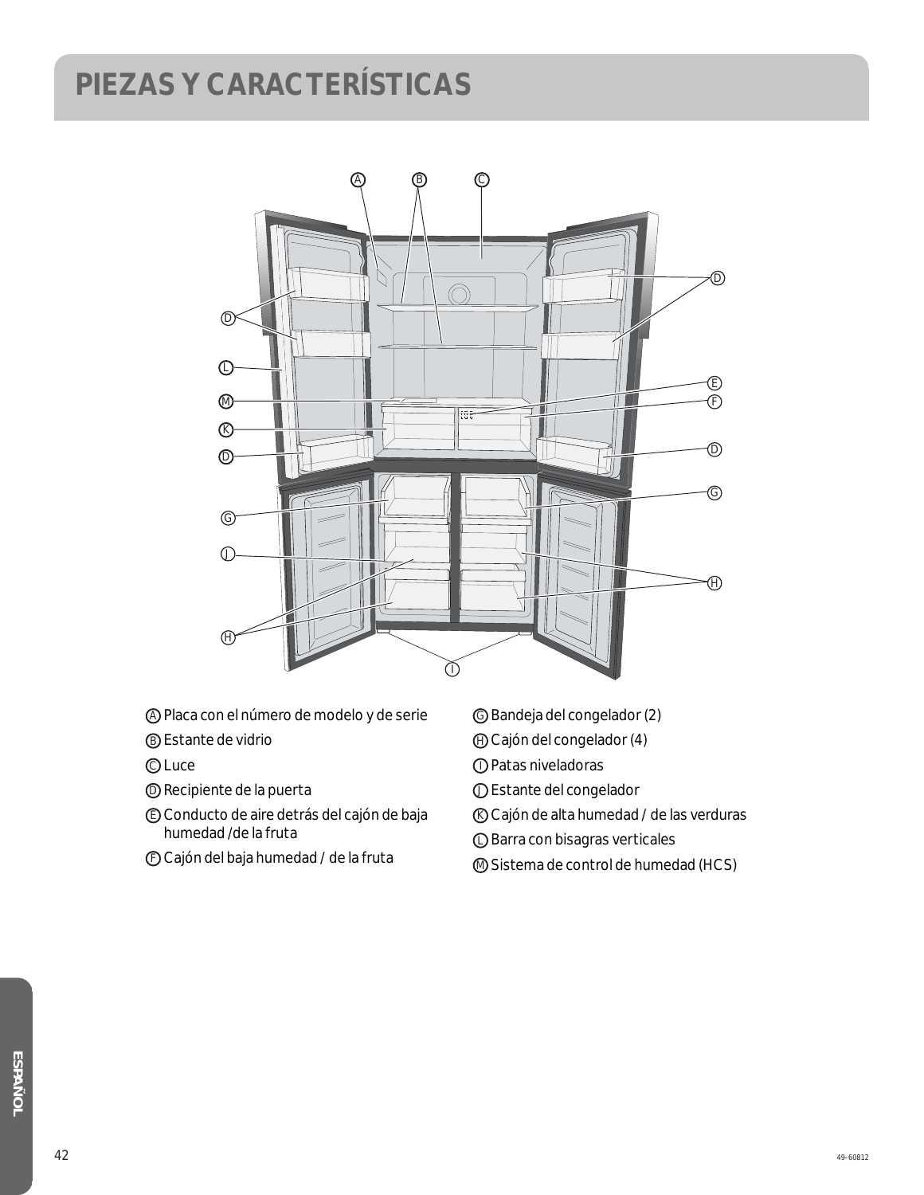# PIEZAS Y CARACTERÍSTICAS

- Ⓐ Placa con el número de modelo y de serie
- Ⓑ Estante de vidrio
- Ⓒ Luce
- Ⓓ Recipiente de la puerta
- Ⓔ Conducto de aire detrás del cajón de baja humedad /de la fruta
- Ⓕ Cajón del baja humedad / de la fruta
- Ⓖ Bandeja del congelador (2)
- Ⓗ Cajón del congelador (4)
- Ⓘ Patas niveladoras
- Ⓙ Estante del congelador
- Ⓚ Cajón de alta humedad / de las verduras
- Ⓛ Barra con bisagras verticales
- Ⓜ Sistema de control de humedad (HCS)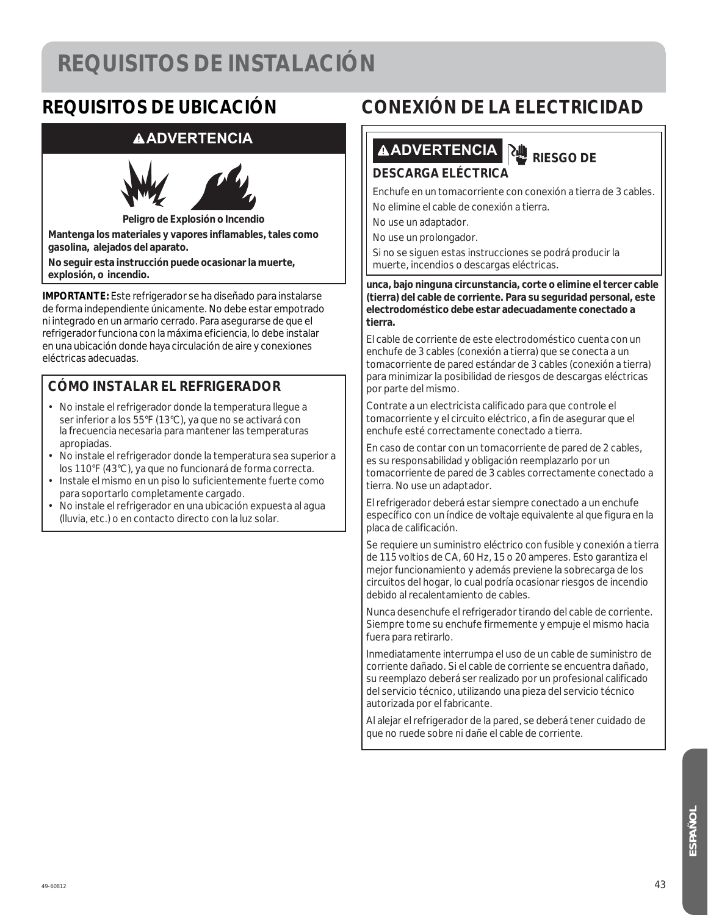# REQUISITOS DE INSTALACIÓN

## REQUISITOS DE UBICACIÓN

**⚠ADVERTENCIA**

**Peligro de Explosión o Incendio**

**Mantenga los materiales y vapores inflamables, tales como gasolina, alejados del aparato.**

**No seguir esta instrucción puede ocasionar la muerte, explosión, o incendio.**

**IMPORTANTE:** Este refrigerador se ha diseñado para instalarse de forma independiente únicamente. No debe estar empotrado ni integrado en un armario cerrado. Para asegurarse de que el refrigerador funciona con la máxima eficiencia, lo debe instalar en una ubicación donde haya circulación de aire y conexiones eléctricas adecuadas.

### CÓMO INSTALAR EL REFRIGERADOR

- No instale el refrigerador donde la temperatura llegue a ser inferior a los 55°F (13°C), ya que no se activará con la frecuencia necesaria para mantener las temperaturas apropiadas.
- No instale el refrigerador donde la temperatura sea superior a los 110°F (43°C), ya que no funcionará de forma correcta.
- Instale el mismo en un piso lo suficientemente fuerte como para soportarlo completamente cargado.
- No instale el refrigerador en una ubicación expuesta al agua (lluvia, etc.) o en contacto directo con la luz solar.

## CONEXIÓN DE LA ELECTRICIDAD

**⚠ADVERTENCIA** **RIESGO DE DESCARGA ELÉCTRICA**

Enchufe en un tomacorriente con conexión a tierra de 3 cables.

No elimine el cable de conexión a tierra.

No use un adaptador.

No use un prolongador.

Si no se siguen estas instrucciones se podrá producir la muerte, incendios o descargas eléctricas.

**unca, bajo ninguna circunstancia, corte o elimine el tercer cable (tierra) del cable de corriente. Para su seguridad personal, este electrodoméstico debe estar adecuadamente conectado a tierra.**

El cable de corriente de este electrodoméstico cuenta con un enchufe de 3 cables (conexión a tierra) que se conecta a un tomacorriente de pared estándar de 3 cables (conexión a tierra) para minimizar la posibilidad de riesgos de descargas eléctricas por parte del mismo.

Contrate a un electricista calificado para que controle el tomacorriente y el circuito eléctrico, a fin de asegurar que el enchufe esté correctamente conectado a tierra.

En caso de contar con un tomacorriente de pared de 2 cables, es su responsabilidad y obligación reemplazarlo por un tomacorriente de pared de 3 cables correctamente conectado a tierra. No use un adaptador.

El refrigerador deberá estar siempre conectado a un enchufe específico con un índice de voltaje equivalente al que figura en la placa de calificación.

Se requiere un suministro eléctrico con fusible y conexión a tierra de 115 voltios de CA, 60 Hz, 15 o 20 amperes. Esto garantiza el mejor funcionamiento y además previene la sobrecarga de los circuitos del hogar, lo cual podría ocasionar riesgos de incendio debido al recalentamiento de cables.

Nunca desenchufe el refrigerador tirando del cable de corriente. Siempre tome su enchufe firmemente y empuje el mismo hacia fuera para retirarlo.

Inmediatamente interrumpa el uso de un cable de suministro de corriente dañado. Si el cable de corriente se encuentra dañado, su reemplazo deberá ser realizado por un profesional calificado del servicio técnico, utilizando una pieza del servicio técnico autorizada por el fabricante.

Al alejar el refrigerador de la pared, se deberá tener cuidado de que no ruede sobre ni dañe el cable de corriente.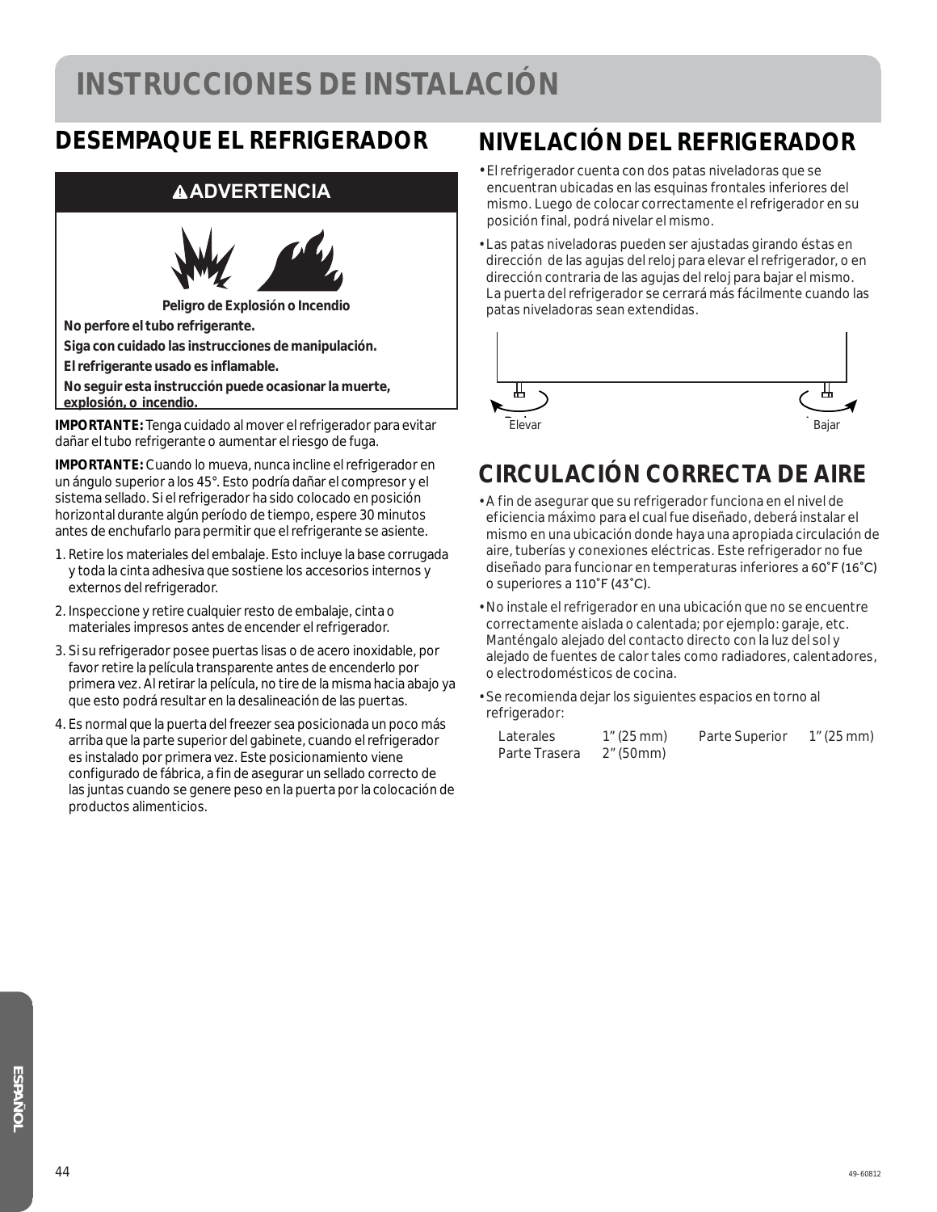# INSTRUCCIONES DE INSTALACIÓN

## DESEMPAQUE EL REFRIGERADOR

**⚠ADVERTENCIA**

**Peligro de Explosión o Incendio**

**No perfore el tubo refrigerante.**

**Siga con cuidado las instrucciones de manipulación.**

**El refrigerante usado es inflamable.**

**No seguir esta instrucción puede ocasionar la muerte, explosión, o incendio.**

**IMPORTANTE:** Tenga cuidado al mover el refrigerador para evitar dañar el tubo refrigerante o aumentar el riesgo de fuga.

**IMPORTANTE:** Cuando lo mueva, nunca incline el refrigerador en un ángulo superior a los 45°. Esto podría dañar el compresor y el sistema sellado. Si el refrigerador ha sido colocado en posición horizontal durante algún período de tiempo, espere 30 minutos antes de enchufarlo para permitir que el refrigerante se asiente.

1. Retire los materiales del embalaje. Esto incluye la base corrugada y toda la cinta adhesiva que sostiene los accesorios internos y externos del refrigerador.
2. Inspeccione y retire cualquier resto de embalaje, cinta o materiales impresos antes de encender el refrigerador.
3. Si su refrigerador posee puertas lisas o de acero inoxidable, por favor retire la película transparente antes de encenderlo por primera vez. Al retirar la película, no tire de la misma hacia abajo ya que esto podrá resultar en la desalineación de las puertas.
4. Es normal que la puerta del freezer sea posicionada un poco más arriba que la parte superior del gabinete, cuando el refrigerador es instalado por primera vez. Este posicionamiento viene configurado de fábrica, a fin de asegurar un sellado correcto de las juntas cuando se genere peso en la puerta por la colocación de productos alimenticios.

## NIVELACIÓN DEL REFRIGERADOR

- El refrigerador cuenta con dos patas niveladoras que se encuentran ubicadas en las esquinas frontales inferiores del mismo. Luego de colocar correctamente el refrigerador en su posición final, podrá nivelar el mismo.
- Las patas niveladoras pueden ser ajustadas girando éstas en dirección de las agujas del reloj para elevar el refrigerador, o en dirección contraria de las agujas del reloj para bajar el mismo. La puerta del refrigerador se cerrará más fácilmente cuando las patas niveladoras sean extendidas.

Elevar

Bajar

## CIRCULACIÓN CORRECTA DE AIRE

- A fin de asegurar que su refrigerador funciona en el nivel de eficiencia máximo para el cual fue diseñado, deberá instalar el mismo en una ubicación donde haya una apropiada circulación de aire, tuberías y conexiones eléctricas. Este refrigerador no fue diseñado para funcionar en temperaturas inferiores a 60˚F (16˚C) o superiores a 110˚F (43˚C).
- No instale el refrigerador en una ubicación que no se encuentre correctamente aislada o calentada; por ejemplo: garaje, etc. Manténgalo alejado del contacto directo con la luz del sol y alejado de fuentes de calor tales como radiadores, calentadores, o electrodomésticos de cocina.
- Se recomienda dejar los siguientes espacios en torno al refrigerador:

| | | | |
|---|---|---|---|
| Laterales | 1" (25 mm) | Parte Superior | 1" (25 mm) |
| Parte Trasera | 2" (50mm) | | |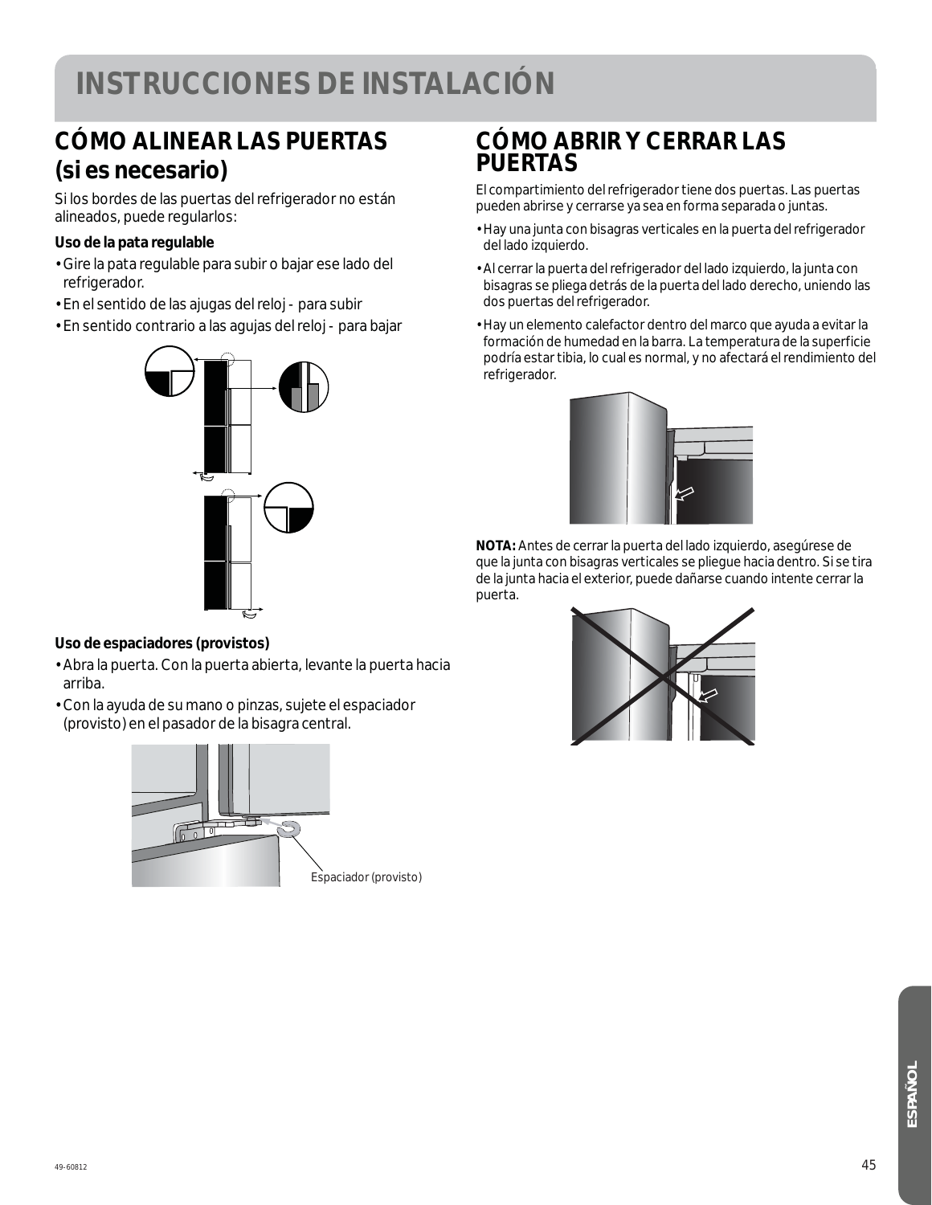# INSTRUCCIONES DE INSTALACIÓN

## CÓMO ALINEAR LAS PUERTAS (si es necesario)

Si los bordes de las puertas del refrigerador no están alineados, puede regularlos:

**Uso de la pata regulable**

- Gire la pata regulable para subir o bajar ese lado del refrigerador.
- En el sentido de las ajugas del reloj - para subir
- En sentido contrario a las agujas del reloj - para bajar

**Uso de espaciadores (provistos)**

- Abra la puerta. Con la puerta abierta, levante la puerta hacia arriba.
- Con la ayuda de su mano o pinzas, sujete el espaciador (provisto) en el pasador de la bisagra central.

Espaciador (provisto)

## CÓMO ABRIR Y CERRAR LAS PUERTAS

El compartimiento del refrigerador tiene dos puertas. Las puertas pueden abrirse y cerrarse ya sea en forma separada o juntas.

- Hay una junta con bisagras verticales en la puerta del refrigerador del lado izquierdo.
- Al cerrar la puerta del refrigerador del lado izquierdo, la junta con bisagras se pliega detrás de la puerta del lado derecho, uniendo las dos puertas del refrigerador.
- Hay un elemento calefactor dentro del marco que ayuda a evitar la formación de humedad en la barra. La temperatura de la superficie podría estar tibia, lo cual es normal, y no afectará el rendimiento del refrigerador.

**NOTA:** Antes de cerrar la puerta del lado izquierdo, asegúrese de que la junta con bisagras verticales se pliegue hacia dentro. Si se tira de la junta hacia el exterior, puede dañarse cuando intente cerrar la puerta.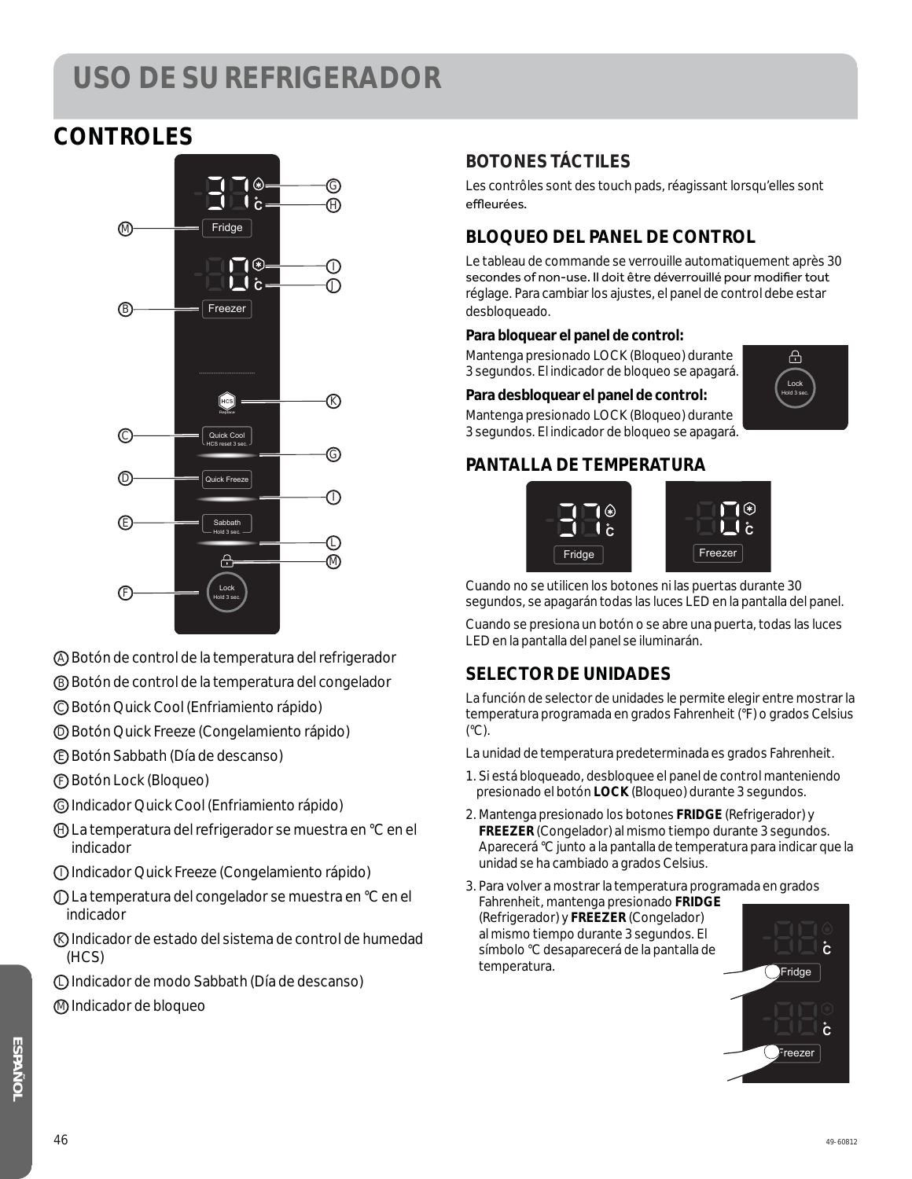# USO DE SU REFRIGERADOR

## CONTROLES

Ⓐ Botón de control de la temperatura del refrigerador

Ⓑ Botón de control de la temperatura del congelador

Ⓒ Botón Quick Cool (Enfriamiento rápido)

Ⓓ Botón Quick Freeze (Congelamiento rápido)

Ⓔ Botón Sabbath (Día de descanso)

Ⓕ Botón Lock (Bloqueo)

Ⓖ Indicador Quick Cool (Enfriamiento rápido)

Ⓗ La temperatura del refrigerador se muestra en °C en el indicador

Ⓘ Indicador Quick Freeze (Congelamiento rápido)

Ⓙ La temperatura del congelador se muestra en °C en el indicador

Ⓚ Indicador de estado del sistema de control de humedad (HCS)

Ⓛ Indicador de modo Sabbath (Día de descanso)

Ⓜ Indicador de bloqueo

### BOTONES TÁCTILES

Les contrôles sont des touch pads, réagissant lorsqu'elles sont effleurées.

### BLOQUEO DEL PANEL DE CONTROL

Le tableau de commande se verrouille automatiquement après 30 secondes of non-use. Il doit être déverrouillé pour modifier tout réglage. Para cambiar los ajustes, el panel de control debe estar desbloqueado.

**Para bloquear el panel de control:**
Mantenga presionado LOCK (Bloqueo) durante 3 segundos. El indicador de bloqueo se apagará.

**Para desbloquear el panel de control:**
Mantenga presionado LOCK (Bloqueo) durante 3 segundos. El indicador de bloqueo se apagará.

### PANTALLA DE TEMPERATURA

Cuando no se utilicen los botones ni las puertas durante 30 segundos, se apagarán todas las luces LED en la pantalla del panel.

Cuando se presiona un botón o se abre una puerta, todas las luces LED en la pantalla del panel se iluminarán.

### SELECTOR DE UNIDADES

La función de selector de unidades le permite elegir entre mostrar la temperatura programada en grados Fahrenheit (°F) o grados Celsius (°C).

La unidad de temperatura predeterminada es grados Fahrenheit.

1. Si está bloqueado, desbloquee el panel de control manteniendo presionado el botón **LOCK** (Bloqueo) durante 3 segundos.
2. Mantenga presionado los botones **FRIDGE** (Refrigerador) y **FREEZER** (Congelador) al mismo tiempo durante 3 segundos. Aparecerá °C junto a la pantalla de temperatura para indicar que la unidad se ha cambiado a grados Celsius.
3. Para volver a mostrar la temperatura programada en grados Fahrenheit, mantenga presionado **FRIDGE** (Refrigerador) y **FREEZER** (Congelador) al mismo tiempo durante 3 segundos. El símbolo °C desaparecerá de la pantalla de temperatura.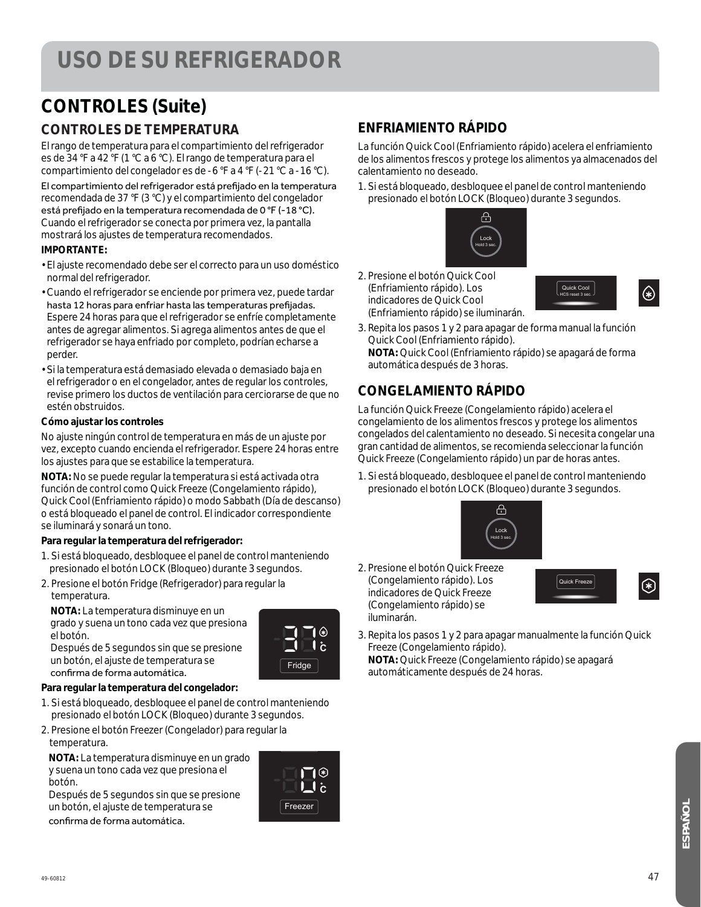# USO DE SU REFRIGERADOR

## CONTROLES (Suite)

### CONTROLES DE TEMPERATURA

El rango de temperatura para el compartimiento del refrigerador es de 34 °F a 42 °F (1 °C a 6 °C). El rango de temperatura para el compartimiento del congelador es de - 6 °F a 4 °F (- 21 °C a - 16 °C).

El compartimiento del refrigerador está prefijado en la temperatura recomendada de 37 °F (3 °C) y el compartimiento del congelador está prefijado en la temperatura recomendada de 0 °F (–18 °C). Cuando el refrigerador se conecta por primera vez, la pantalla mostrará los ajustes de temperatura recomendados.

**IMPORTANTE:**

- El ajuste recomendado debe ser el correcto para un uso doméstico normal del refrigerador.
- Cuando el refrigerador se enciende por primera vez, puede tardar hasta 12 horas para enfriar hasta las temperaturas prefijadas. Espere 24 horas para que el refrigerador se enfríe completamente antes de agregar alimentos. Si agrega alimentos antes de que el refrigerador se haya enfriado por completo, podrían echarse a perder.
- Si la temperatura está demasiado elevada o demasiado baja en el refrigerador o en el congelador, antes de regular los controles, revise primero los ductos de ventilación para cerciorarse de que no estén obstruidos.

**Cómo ajustar los controles**

No ajuste ningún control de temperatura en más de un ajuste por vez, excepto cuando encienda el refrigerador. Espere 24 horas entre los ajustes para que se estabilice la temperatura.

**NOTA:** No se puede regular la temperatura si está activada otra función de control como Quick Freeze (Congelamiento rápido), Quick Cool (Enfriamiento rápido) o modo Sabbath (Día de descanso) o está bloqueado el panel de control. El indicador correspondiente se iluminará y sonará un tono.

**Para regular la temperatura del refrigerador:**

1. Si está bloqueado, desbloquee el panel de control manteniendo presionado el botón LOCK (Bloqueo) durante 3 segundos.
2. Presione el botón Fridge (Refrigerador) para regular la temperatura.

   **NOTA:** La temperatura disminuye en un grado y suena un tono cada vez que presiona el botón.
   Después de 5 segundos sin que se presione un botón, el ajuste de temperatura se confirma de forma automática.

**Para regular la temperatura del congelador:**

1. Si está bloqueado, desbloquee el panel de control manteniendo presionado el botón LOCK (Bloqueo) durante 3 segundos.
2. Presione el botón Freezer (Congelador) para regular la temperatura.

   **NOTA:** La temperatura disminuye en un grado y suena un tono cada vez que presiona el botón.
   Después de 5 segundos sin que se presione un botón, el ajuste de temperatura se confirma de forma automática.

### ENFRIAMIENTO RÁPIDO

La función Quick Cool (Enfriamiento rápido) acelera el enfriamiento de los alimentos frescos y protege los alimentos ya almacenados del calentamiento no deseado.

1. Si está bloqueado, desbloquee el panel de control manteniendo presionado el botón LOCK (Bloqueo) durante 3 segundos.
2. Presione el botón Quick Cool (Enfriamiento rápido). Los indicadores de Quick Cool (Enfriamiento rápido) se iluminarán.
3. Repita los pasos 1 y 2 para apagar de forma manual la función Quick Cool (Enfriamiento rápido).
   **NOTA:** Quick Cool (Enfriamiento rápido) se apagará de forma automática después de 3 horas.

### CONGELAMIENTO RÁPIDO

La función Quick Freeze (Congelamiento rápido) acelera el congelamiento de los alimentos frescos y protege los alimentos congelados del calentamiento no deseado. Si necesita congelar una gran cantidad de alimentos, se recomienda seleccionar la función Quick Freeze (Congelamiento rápido) un par de horas antes.

1. Si está bloqueado, desbloquee el panel de control manteniendo presionado el botón LOCK (Bloqueo) durante 3 segundos.
2. Presione el botón Quick Freeze (Congelamiento rápido). Los indicadores de Quick Freeze (Congelamiento rápido) se iluminarán.
3. Repita los pasos 1 y 2 para apagar manualmente la función Quick Freeze (Congelamiento rápido).
   **NOTA:** Quick Freeze (Congelamiento rápido) se apagará automáticamente después de 24 horas.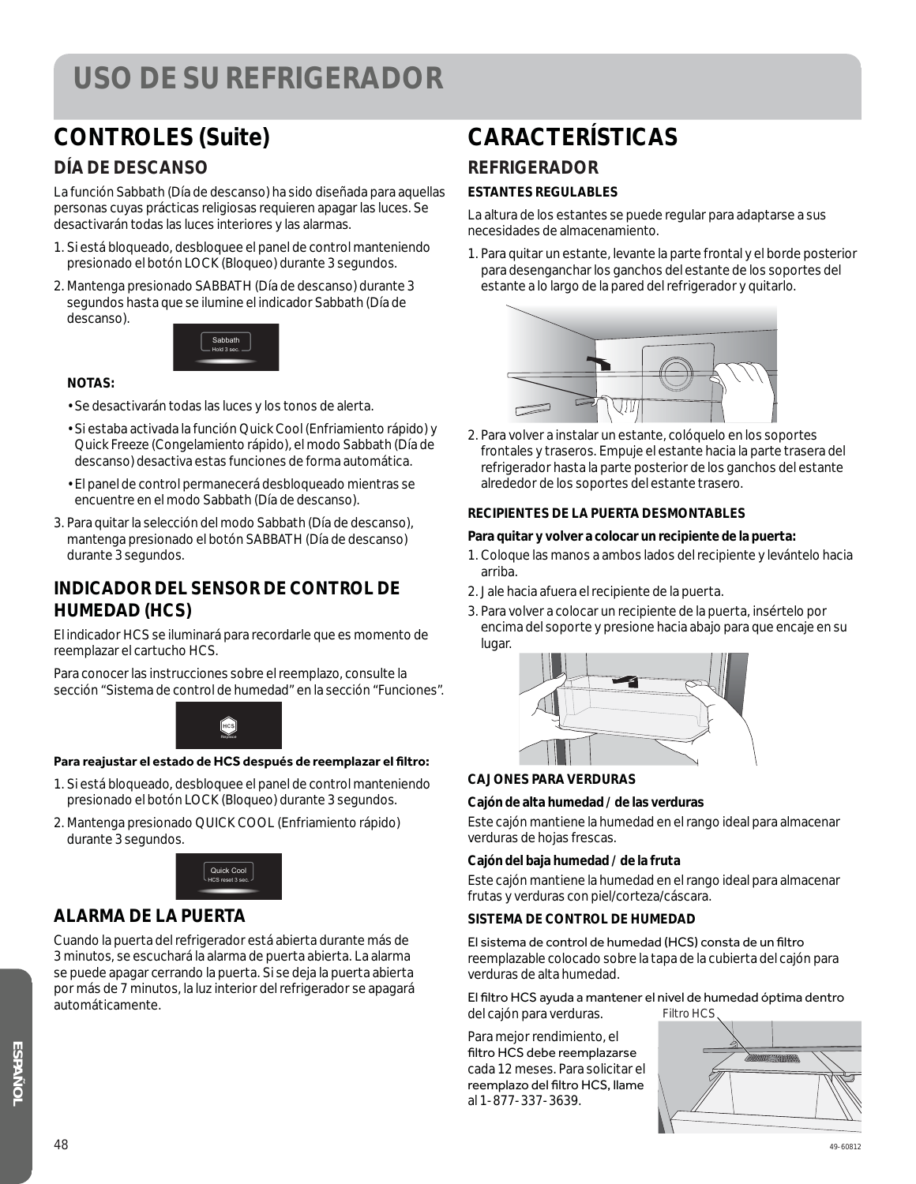// USO DE SU REFRIGERADOR

## CONTROLES (Suite)

### DÍA DE DESCANSO

La función Sabbath (Día de descanso) ha sido diseñada para aquellas personas cuyas prácticas religiosas requieren apagar las luces. Se desactivarán todas las luces interiores y las alarmas.

1. Si está bloqueado, desbloquee el panel de control manteniendo presionado el botón LOCK (Bloqueo) durante 3 segundos.
2. Mantenga presionado SABBATH (Día de descanso) durante 3 segundos hasta que se ilumine el indicador Sabbath (Día de descanso).

Sabbath
Hold 3 sec.

**NOTAS:**

- Se desactivarán todas las luces y los tonos de alerta.
- Si estaba activada la función Quick Cool (Enfriamiento rápido) y Quick Freeze (Congelamiento rápido), el modo Sabbath (Día de descanso) desactiva estas funciones de forma automática.
- El panel de control permanecerá desbloqueado mientras se encuentre en el modo Sabbath (Día de descanso).

3. Para quitar la selección del modo Sabbath (Día de descanso), mantenga presionado el botón SABBATH (Día de descanso) durante 3 segundos.

### INDICADOR DEL SENSOR DE CONTROL DE HUMEDAD (HCS)

El indicador HCS se iluminará para recordarle que es momento de reemplazar el cartucho HCS.

Para conocer las instrucciones sobre el reemplazo, consulte la sección "Sistema de control de humedad" en la sección "Funciones".

HCS
Replace

**Para reajustar el estado de HCS después de reemplazar el filtro:**

1. Si está bloqueado, desbloquee el panel de control manteniendo presionado el botón LOCK (Bloqueo) durante 3 segundos.
2. Mantenga presionado QUICK COOL (Enfriamiento rápido) durante 3 segundos.

Quick Cool
HCS reset 3 sec.

### ALARMA DE LA PUERTA

Cuando la puerta del refrigerador está abierta durante más de 3 minutos, se escuchará la alarma de puerta abierta. La alarma se puede apagar cerrando la puerta. Si se deja la puerta abierta por más de 7 minutos, la luz interior del refrigerador se apagará automáticamente.

## CARACTERÍSTICAS

### REFRIGERADOR

**ESTANTES REGULABLES**

La altura de los estantes se puede regular para adaptarse a sus necesidades de almacenamiento.

1. Para quitar un estante, levante la parte frontal y el borde posterior para desenganchar los ganchos del estante de los soportes del estante a lo largo de la pared del refrigerador y quitarlo.
2. Para volver a instalar un estante, colóquelo en los soportes frontales y traseros. Empuje el estante hacia la parte trasera del refrigerador hasta la parte posterior de los ganchos del estante alrededor de los soportes del estante trasero.

**RECIPIENTES DE LA PUERTA DESMONTABLES**

**Para quitar y volver a colocar un recipiente de la puerta:**

1. Coloque las manos a ambos lados del recipiente y levántelo hacia arriba.
2. Jale hacia afuera el recipiente de la puerta.
3. Para volver a colocar un recipiente de la puerta, insértelo por encima del soporte y presione hacia abajo para que encaje en su lugar.

**CAJONES PARA VERDURAS**

**Cajón de alta humedad / de las verduras**

Este cajón mantiene la humedad en el rango ideal para almacenar verduras de hojas frescas.

**Cajón del baja humedad / de la fruta**

Este cajón mantiene la humedad en el rango ideal para almacenar frutas y verduras con piel/corteza/cáscara.

**SISTEMA DE CONTROL DE HUMEDAD**

El sistema de control de humedad (HCS) consta de un filtro reemplazable colocado sobre la tapa de la cubierta del cajón para verduras de alta humedad.

El filtro HCS ayuda a mantener el nivel de humedad óptima dentro del cajón para verduras.

Filtro HCS

Para mejor rendimiento, el filtro HCS debe reemplazarse cada 12 meses. Para solicitar el reemplazo del filtro HCS, llame al 1-877-337-3639.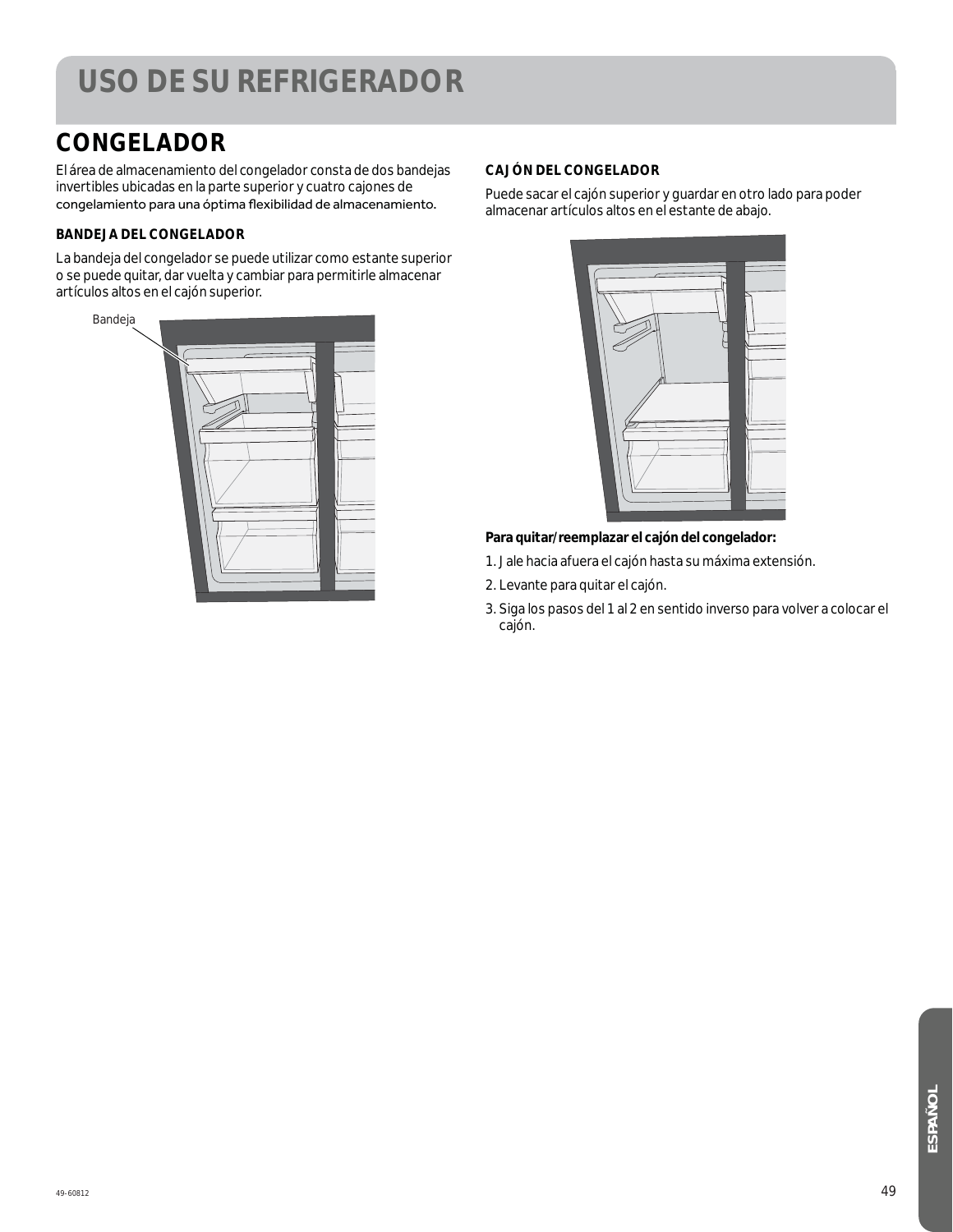# USO DE SU REFRIGERADOR

## CONGELADOR

El área de almacenamiento del congelador consta de dos bandejas invertibles ubicadas en la parte superior y cuatro cajones de congelamiento para una óptima flexibilidad de almacenamiento.

### BANDEJA DEL CONGELADOR

La bandeja del congelador se puede utilizar como estante superior o se puede quitar, dar vuelta y cambiar para permitirle almacenar artículos altos en el cajón superior.

Bandeja

### CAJÓN DEL CONGELADOR

Puede sacar el cajón superior y guardar en otro lado para poder almacenar artículos altos en el estante de abajo.

**Para quitar/reemplazar el cajón del congelador:**

1. Jale hacia afuera el cajón hasta su máxima extensión.
2. Levante para quitar el cajón.
3. Siga los pasos del 1 al 2 en sentido inverso para volver a colocar el cajón.

49-60812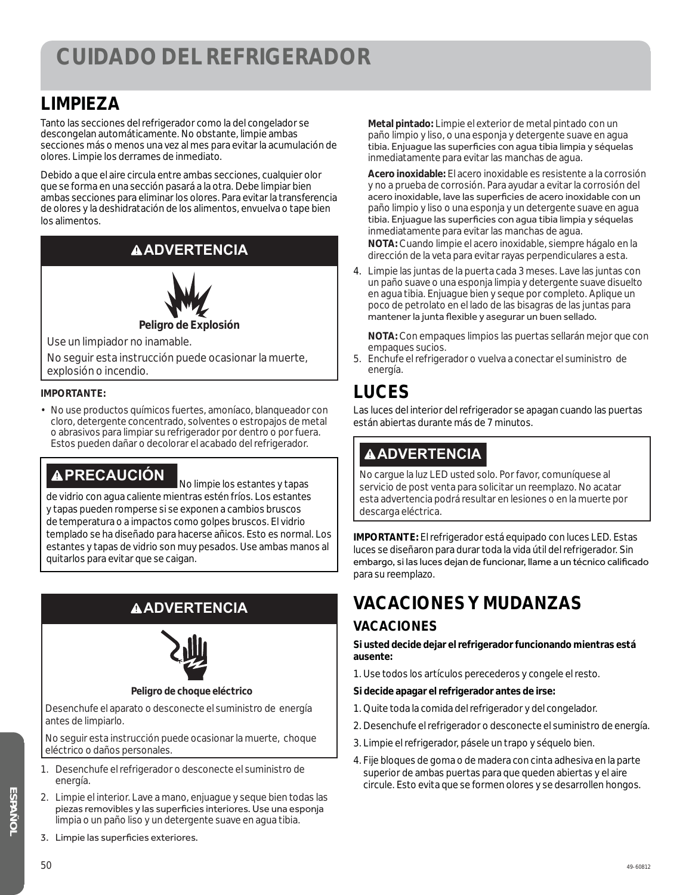# CUIDADO DEL REFRIGERADOR

## LIMPIEZA

Tanto las secciones del refrigerador como la del congelador se descongelan automáticamente. No obstante, limpie ambas secciones más o menos una vez al mes para evitar la acumulación de olores. Limpie los derrames de inmediato.

Debido a que el aire circula entre ambas secciones, cualquier olor que se forma en una sección pasará a la otra. Debe limpiar bien ambas secciones para eliminar los olores. Para evitar la transferencia de olores y la deshidratación de los alimentos, envuelva o tape bien los alimentos.

**⚠ADVERTENCIA**

**Peligro de Explosión**

Use un limpiador no inamable.

No seguir esta instrucción puede ocasionar la muerte, explosión o incendio.

**IMPORTANTE:**

- No use productos químicos fuertes, amoníaco, blanqueador con cloro, detergente concentrado, solventes o estropajos de metal o abrasivos para limpiar su refrigerador por dentro o por fuera. Estos pueden dañar o decolorar el acabado del refrigerador.

**⚠PRECAUCIÓN** No limpie los estantes y tapas de vidrio con agua caliente mientras estén fríos. Los estantes y tapas pueden romperse si se exponen a cambios bruscos de temperatura o a impactos como golpes bruscos. El vidrio templado se ha diseñado para hacerse añicos. Esto es normal. Los estantes y tapas de vidrio son muy pesados. Use ambas manos al quitarlos para evitar que se caigan.

**⚠ADVERTENCIA**

**Peligro de choque eléctrico**

Desenchufe el aparato o desconecte el suministro de energía antes de limpiarlo.

No seguir esta instrucción puede ocasionar la muerte, choque eléctrico o daños personales.

1. Desenchufe el refrigerador o desconecte el suministro de energía.
2. Limpie el interior. Lave a mano, enjuague y seque bien todas las piezas removibles y las superficies interiores. Use una esponja limpia o un paño liso y un detergente suave en agua tibia.
3. Limpie las superficies exteriores.

   **Metal pintado:** Limpie el exterior de metal pintado con un paño limpio y liso, o una esponja y detergente suave en agua tibia. Enjuague las superficies con agua tibia limpia y séquelas inmediatamente para evitar las manchas de agua.

   **Acero inoxidable:** El acero inoxidable es resistente a la corrosión y no a prueba de corrosión. Para ayudar a evitar la corrosión del acero inoxidable, lave las superficies de acero inoxidable con un paño limpio y liso o una esponja y un detergente suave en agua tibia. Enjuague las superficies con agua tibia limpia y séquelas inmediatamente para evitar las manchas de agua.

   **NOTA:** Cuando limpie el acero inoxidable, siempre hágalo en la dirección de la veta para evitar rayas perpendiculares a esta.
4. Limpie las juntas de la puerta cada 3 meses. Lave las juntas con un paño suave o una esponja limpia y detergente suave disuelto en agua tibia. Enjuague bien y seque por completo. Aplique un poco de petrolato en el lado de las bisagras de las juntas para mantener la junta flexible y asegurar un buen sellado.

   **NOTA:** Con empaques limpios las puertas sellarán mejor que con empaques sucios.
5. Enchufe el refrigerador o vuelva a conectar el suministro de energía.

## LUCES

Las luces del interior del refrigerador se apagan cuando las puertas están abiertas durante más de 7 minutos.

**⚠ADVERTENCIA**

No cargue la luz LED usted solo. Por favor, comuníquese al servicio de post venta para solicitar un reemplazo. No acatar esta advertencia podrá resultar en lesiones o en la muerte por descarga eléctrica.

**IMPORTANTE:** El refrigerador está equipado con luces LED. Estas luces se diseñaron para durar toda la vida útil del refrigerador. Sin embargo, si las luces dejan de funcionar, llame a un técnico calificado para su reemplazo.

## VACACIONES Y MUDANZAS

### VACACIONES

**Si usted decide dejar el refrigerador funcionando mientras está ausente:**

1. Use todos los artículos perecederos y congele el resto.

**Si decide apagar el refrigerador antes de irse:**

1. Quite toda la comida del refrigerador y del congelador.
2. Desenchufe el refrigerador o desconecte el suministro de energía.
3. Limpie el refrigerador, pásele un trapo y séquelo bien.
4. Fije bloques de goma o de madera con cinta adhesiva en la parte superior de ambas puertas para que queden abiertas y el aire circule. Esto evita que se formen olores y se desarrollen hongos.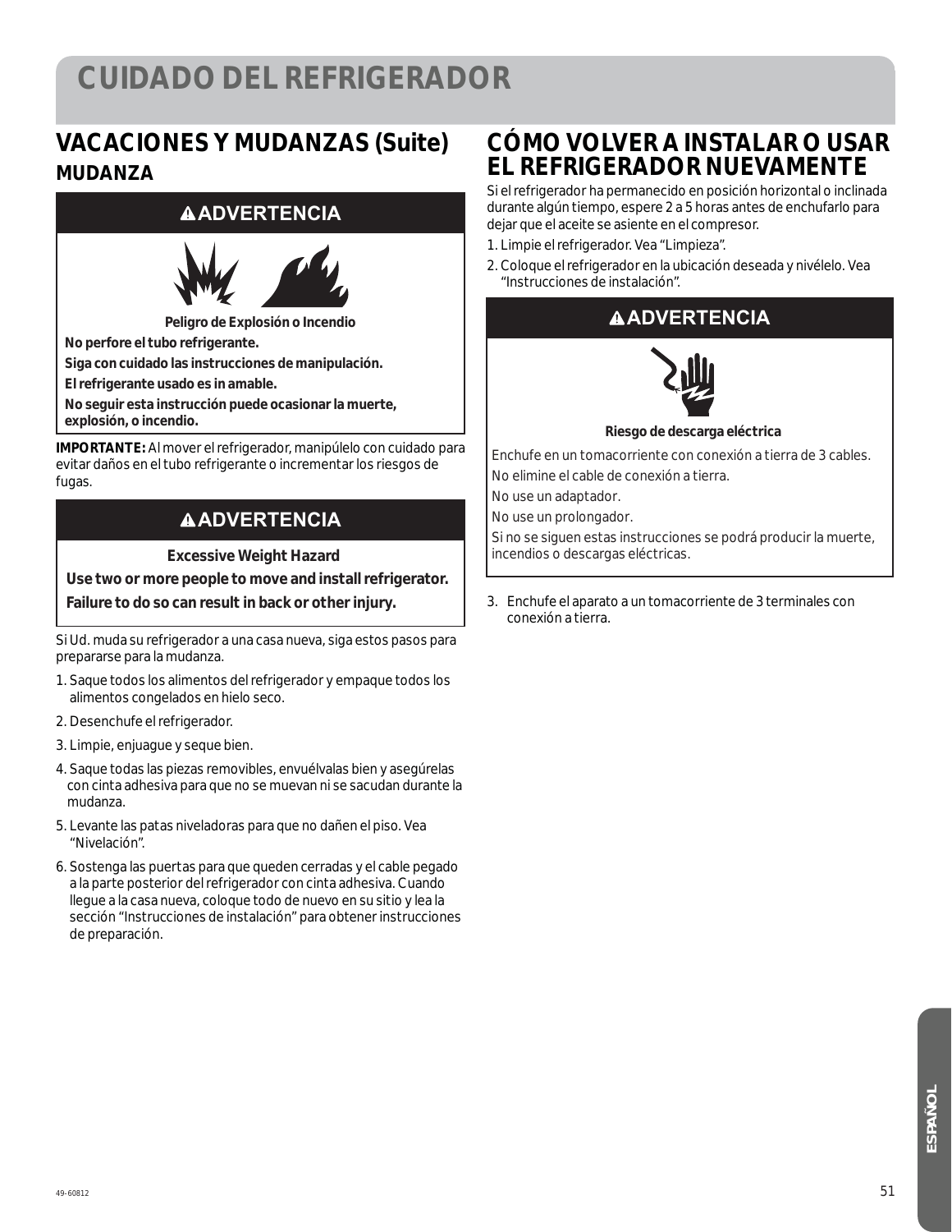# CUIDADO DEL REFRIGERADOR

## VACACIONES Y MUDANZAS (Suite)

### MUDANZA

**⚠ADVERTENCIA**

**Peligro de Explosión o Incendio**

**No perfore el tubo refrigerante.**

**Siga con cuidado las instrucciones de manipulación.**

**El refrigerante usado es in amable.**

**No seguir esta instrucción puede ocasionar la muerte, explosión, o incendio.**

**IMPORTANTE:** Al mover el refrigerador, manipúlelo con cuidado para evitar daños en el tubo refrigerante o incrementar los riesgos de fugas.

**⚠ADVERTENCIA**

**Excessive Weight Hazard**

**Use two or more people to move and install refrigerator.**

**Failure to do so can result in back or other injury.**

Si Ud. muda su refrigerador a una casa nueva, siga estos pasos para prepararse para la mudanza.

1. Saque todos los alimentos del refrigerador y empaque todos los alimentos congelados en hielo seco.
2. Desenchufe el refrigerador.
3. Limpie, enjuague y seque bien.
4. Saque todas las piezas removibles, envuélvalas bien y asegúrelas con cinta adhesiva para que no se muevan ni se sacudan durante la mudanza.
5. Levante las patas niveladoras para que no dañen el piso. Vea "Nivelación".
6. Sostenga las puertas para que queden cerradas y el cable pegado a la parte posterior del refrigerador con cinta adhesiva. Cuando llegue a la casa nueva, coloque todo de nuevo en su sitio y lea la sección "Instrucciones de instalación" para obtener instrucciones de preparación.

## CÓMO VOLVER A INSTALAR O USAR EL REFRIGERADOR NUEVAMENTE

Si el refrigerador ha permanecido en posición horizontal o inclinada durante algún tiempo, espere 2 a 5 horas antes de enchufarlo para dejar que el aceite se asiente en el compresor.

1. Limpie el refrigerador. Vea "Limpieza".
2. Coloque el refrigerador en la ubicación deseada y nivélelo. Vea "Instrucciones de instalación".

**⚠ADVERTENCIA**

**Riesgo de descarga eléctrica**

Enchufe en un tomacorriente con conexión a tierra de 3 cables.

No elimine el cable de conexión a tierra.

No use un adaptador.

No use un prolongador.

Si no se siguen estas instrucciones se podrá producir la muerte, incendios o descargas eléctricas.

3. Enchufe el aparato a un tomacorriente de 3 terminales con conexión a tierra.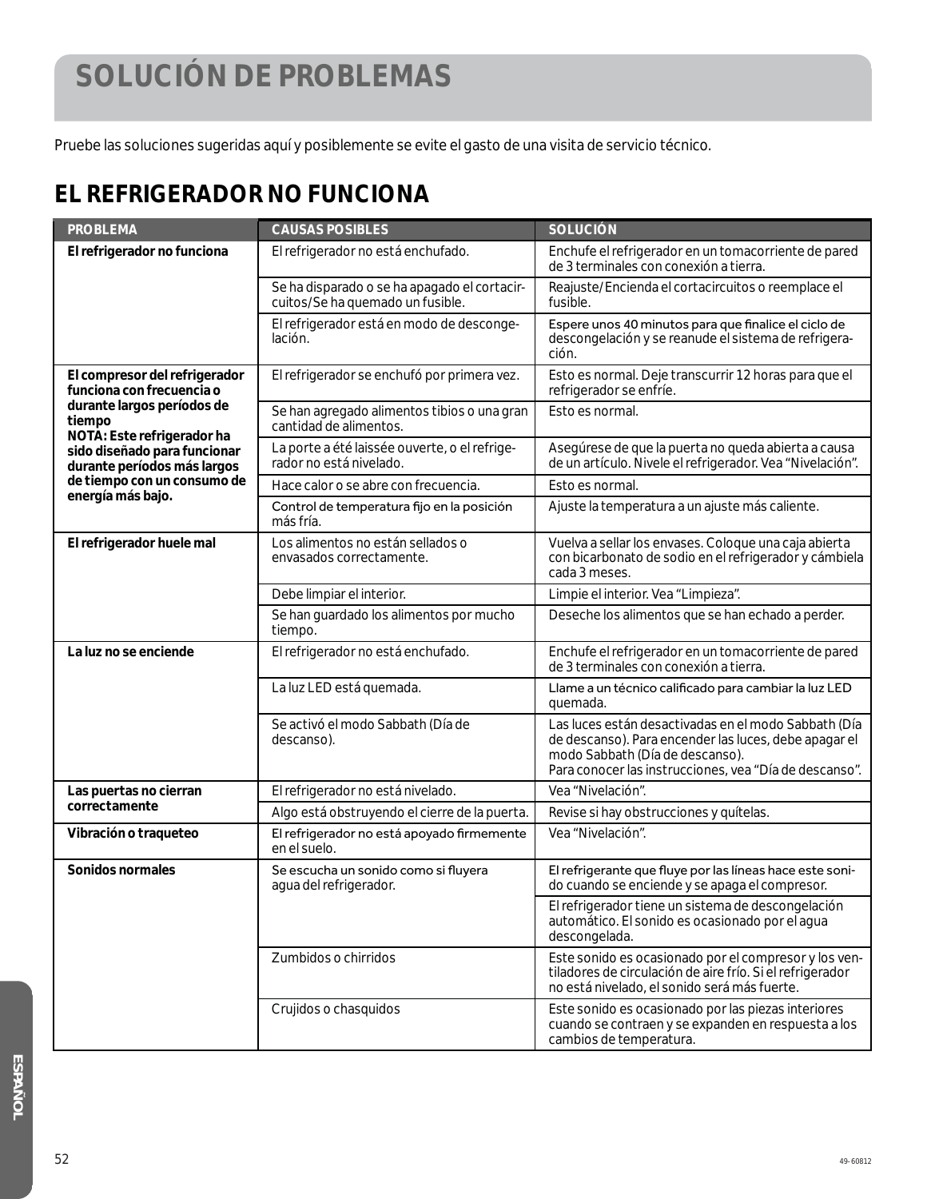# SOLUCIÓN DE PROBLEMAS

Pruebe las soluciones sugeridas aquí y posiblemente se evite el gasto de una visita de servicio técnico.

## EL REFRIGERADOR NO FUNCIONA

| PROBLEMA | CAUSAS POSIBLES | SOLUCIÓN |
|---|---|---|
| **El refrigerador no funciona** | El refrigerador no está enchufado. | Enchufe el refrigerador en un tomacorriente de pared de 3 terminales con conexión a tierra. |
| | Se ha disparado o se ha apagado el cortacircuitos/Se ha quemado un fusible. | Reajuste/Encienda el cortacircuitos o reemplace el fusible. |
| | El refrigerador está en modo de descongelación. | Espere unos 40 minutos para que finalice el ciclo de descongelación y se reanude el sistema de refrigeración. |
| **El compresor del refrigerador funciona con frecuencia o durante largos períodos de tiempo NOTA: Este refrigerador ha sido diseñado para funcionar durante períodos más largos de tiempo con un consumo de energía más bajo.** | El refrigerador se enchufó por primera vez. | Esto es normal. Deje transcurrir 12 horas para que el refrigerador se enfríe. |
| | Se han agregado alimentos tibios o una gran cantidad de alimentos. | Esto es normal. |
| | La porte a été laissée ouverte, o el refrigerador no está nivelado. | Asegúrese de que la puerta no queda abierta a causa de un artículo. Nivele el refrigerador. Vea "Nivelación". |
| | Hace calor o se abre con frecuencia. | Esto es normal. |
| | Control de temperatura fijo en la posición más fría. | Ajuste la temperatura a un ajuste más caliente. |
| **El refrigerador huele mal** | Los alimentos no están sellados o envasados correctamente. | Vuelva a sellar los envases. Coloque una caja abierta con bicarbonato de sodio en el refrigerador y cámbiela cada 3 meses. |
| | Debe limpiar el interior. | Limpie el interior. Vea "Limpieza". |
| | Se han guardado los alimentos por mucho tiempo. | Deseche los alimentos que se han echado a perder. |
| **La luz no se enciende** | El refrigerador no está enchufado. | Enchufe el refrigerador en un tomacorriente de pared de 3 terminales con conexión a tierra. |
| | La luz LED está quemada. | Llame a un técnico calificado para cambiar la luz LED quemada. |
| | Se activó el modo Sabbath (Día de descanso). | Las luces están desactivadas en el modo Sabbath (Día de descanso). Para encender las luces, debe apagar el modo Sabbath (Día de descanso). Para conocer las instrucciones, vea "Día de descanso". |
| **Las puertas no cierran correctamente** | El refrigerador no está nivelado. | Vea "Nivelación". |
| | Algo está obstruyendo el cierre de la puerta. | Revise si hay obstrucciones y quítelas. |
| **Vibración o traqueteo** | El refrigerador no está apoyado firmemente en el suelo. | Vea "Nivelación". |
| **Sonidos normales** | Se escucha un sonido como si fluyera agua del refrigerador. | El refrigerante que fluye por las líneas hace este sonido cuando se enciende y se apaga el compresor. |
| | | El refrigerador tiene un sistema de descongelación automático. El sonido es ocasionado por el agua descongelada. |
| | Zumbidos o chirridos | Este sonido es ocasionado por el compresor y los ventiladores de circulación de aire frío. Si el refrigerador no está nivelado, el sonido será más fuerte. |
| | Crujidos o chasquidos | Este sonido es ocasionado por las piezas interiores cuando se contraen y se expanden en respuesta a los cambios de temperatura. |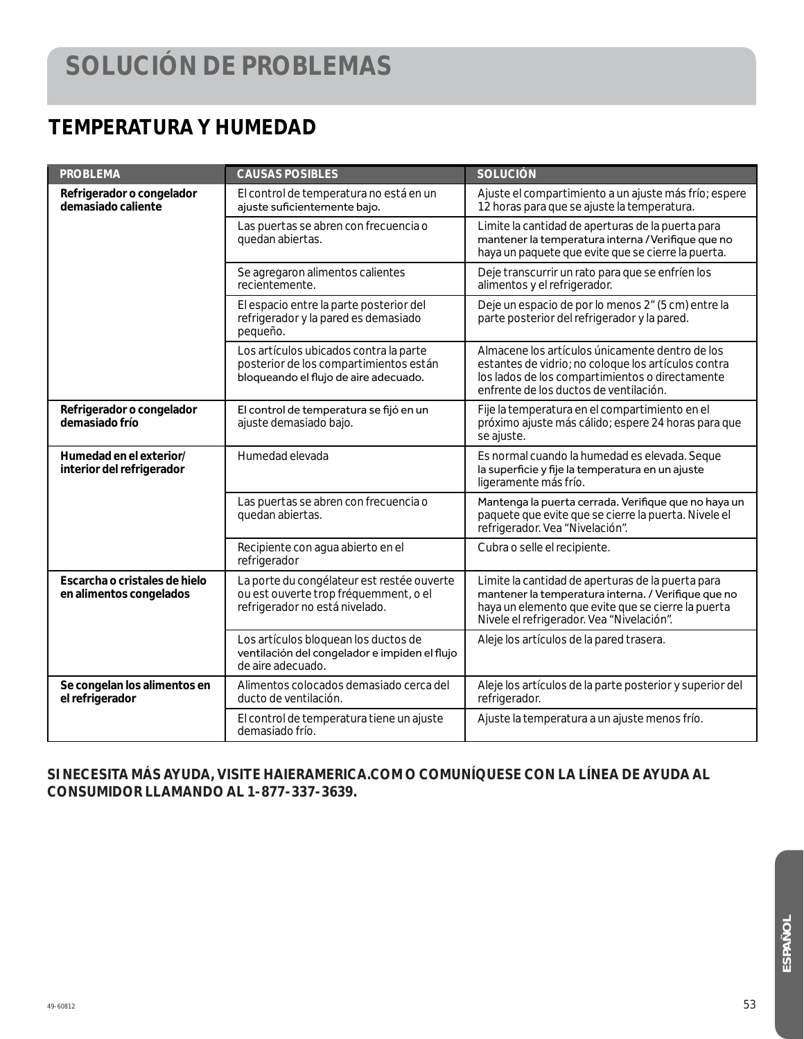# SOLUCIÓN DE PROBLEMAS

## TEMPERATURA Y HUMEDAD

| PROBLEMA | CAUSAS POSIBLES | SOLUCIÓN |
| --- | --- | --- |
| **Refrigerador o congelador demasiado caliente** | El control de temperatura no está en un ajuste suficientemente bajo. | Ajuste el compartimiento a un ajuste más frío; espere 12 horas para que se ajuste la temperatura. |
| | Las puertas se abren con frecuencia o quedan abiertas. | Limite la cantidad de aperturas de la puerta para mantener la temperatura interna / Verifique que no haya un paquete que evite que se cierre la puerta. |
| | Se agregaron alimentos calientes recientemente. | Deje transcurrir un rato para que se enfríen los alimentos y el refrigerador. |
| | El espacio entre la parte posterior del refrigerador y la pared es demasiado pequeño. | Deje un espacio de por lo menos 2" (5 cm) entre la parte posterior del refrigerador y la pared. |
| | Los artículos ubicados contra la parte posterior de los compartimientos están bloqueando el flujo de aire adecuado. | Almacene los artículos únicamente dentro de los estantes de vidrio; no coloque los artículos contra los lados de los compartimientos o directamente enfrente de los ductos de ventilación. |
| **Refrigerador o congelador demasiado frío** | El control de temperatura se fijó en un ajuste demasiado bajo. | Fije la temperatura en el compartimiento en el próximo ajuste más cálido; espere 24 horas para que se ajuste. |
| **Humedad en el exterior/ interior del refrigerador** | Humedad elevada | Es normal cuando la humedad es elevada. Seque la superficie y fije la temperatura en un ajuste ligeramente más frío. |
| | Las puertas se abren con frecuencia o quedan abiertas. | Mantenga la puerta cerrada. Verifique que no haya un paquete que evite que se cierre la puerta. Nivele el refrigerador. Vea "Nivelación". |
| | Recipiente con agua abierto en el refrigerador | Cubra o selle el recipiente. |
| **Escarcha o cristales de hielo en alimentos congelados** | La porte du congélateur est restée ouverte ou est ouverte trop fréquemment, o el refrigerador no está nivelado. | Limite la cantidad de aperturas de la puerta para mantener la temperatura interna. / Verifique que no haya un elemento que evite que se cierre la puerta Nivele el refrigerador. Vea "Nivelación". |
| | Los artículos bloquean los ductos de ventilación del congelador e impiden el flujo de aire adecuado. | Aleje los artículos de la pared trasera. |
| **Se congelan los alimentos en el refrigerador** | Alimentos colocados demasiado cerca del ducto de ventilación. | Aleje los artículos de la parte posterior y superior del refrigerador. |
| | El control de temperatura tiene un ajuste demasiado frío. | Ajuste la temperatura a un ajuste menos frío. |

**SI NECESITA MÁS AYUDA, VISITE HAIERAMERICA.COM O COMUNÍQUESE CON LA LÍNEA DE AYUDA AL CONSUMIDOR LLAMANDO AL 1-877-337-3639.**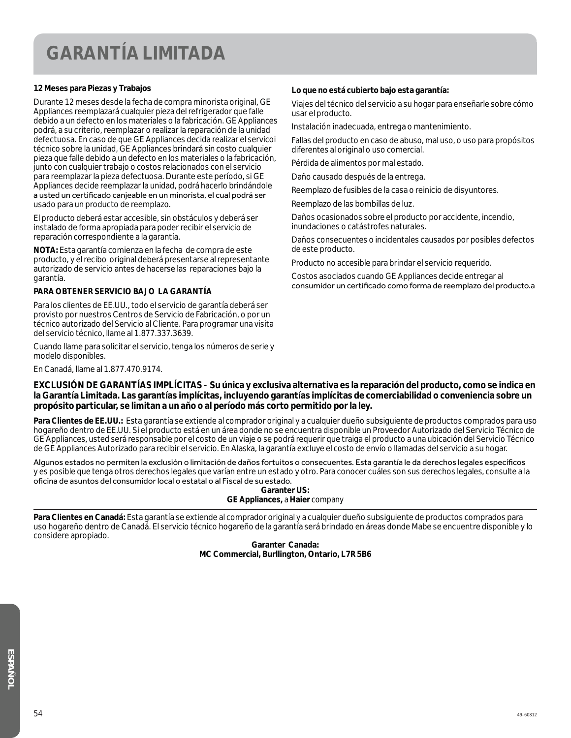# GARANTÍA LIMITADA

**12 Meses para Piezas y Trabajos**

Durante 12 meses desde la fecha de compra minorista original, GE Appliances reemplazará cualquier pieza del refrigerador que falle debido a un defecto en los materiales o la fabricación. GE Appliances podrá, a su criterio, reemplazar o realizar la reparación de la unidad defectuosa. En caso de que GE Appliances decida realizar el servicoi técnico sobre la unidad, GE Appliances brindará sin costo cualquier pieza que falle debido a un defecto en los materiales o la fabricación, junto con cualquier trabajo o costos relacionados con el servicio para reemplazar la pieza defectuosa. Durante este período, si GE Appliances decide reemplazar la unidad, podrá hacerlo brindándole a usted un certificado canjeable en un minorista, el cual podrá ser usado para un producto de reemplazo.

El producto deberá estar accesible, sin obstáculos y deberá ser instalado de forma apropiada para poder recibir el servicio de reparación correspondiente a la garantía.

**NOTA:** Esta garantía comienza en la fecha de compra de este producto, y el recibo original deberá presentarse al representante autorizado de servicio antes de hacerse las reparaciones bajo la garantía.

**PARA OBTENER SERVICIO BAJO LA GARANTÍA**

Para los clientes de EE.UU., todo el servicio de garantía deberá ser provisto por nuestros Centros de Servicio de Fabricación, o por un técnico autorizado del Servicio al Cliente. Para programar una visita del servicio técnico, llame al 1.877.337.3639.

Cuando llame para solicitar el servicio, tenga los números de serie y modelo disponibles.

En Canadá, llame al 1.877.470.9174.

**Lo que no está cubierto bajo esta garantía:**

Viajes del técnico del servicio a su hogar para enseñarle sobre cómo usar el producto.

Instalación inadecuada, entrega o mantenimiento.

Fallas del producto en caso de abuso, mal uso, o uso para propósitos diferentes al original o uso comercial.

Pérdida de alimentos por mal estado.

Daño causado después de la entrega.

Reemplazo de fusibles de la casa o reinicio de disyuntores.

Reemplazo de las bombillas de luz.

Daños ocasionados sobre el producto por accidente, incendio, inundaciones o catástrofes naturales.

Daños consecuentes o incidentales causados por posibles defectos de este producto.

Producto no accesible para brindar el servicio requerido.

Costos asociados cuando GE Appliances decide entregar al consumidor un certificado como forma de reemplazo del producto.a

**EXCLUSIÓN DE GARANTÍAS IMPLÍCITAS - Su única y exclusiva alternativa es la reparación del producto, como se indica en la Garantía Limitada. Las garantías implícitas, incluyendo garantías implícitas de comerciabilidad o conveniencia sobre un propósito particular, se limitan a un año o al período más corto permitido por la ley.**

**Para Clientes de EE.UU.:** Esta garantía se extiende al comprador original y a cualquier dueño subsiguiente de productos comprados para uso hogareño dentro de EE.UU. Si el producto está en un área donde no se encuentra disponible un Proveedor Autorizado del Servicio Técnico de GE Appliances, usted será responsable por el costo de un viaje o se podrá requerir que traiga el producto a una ubicación del Servicio Técnico de GE Appliances Autorizado para recibir el servicio. En Alaska, la garantía excluye el costo de envío o llamadas del servicio a su hogar.

Algunos estados no permiten la exclusión o limitación de daños fortuitos o consecuentes. Esta garantía le da derechos legales específicos y es posible que tenga otros derechos legales que varían entre un estado y otro. Para conocer cuáles son sus derechos legales, consulte a la oficina de asuntos del consumidor local o estatal o al Fiscal de su estado.

**Garanter US:**
**GE Appliances,** a **Haier** company

---

**Para Clientes en Canadá:** Esta garantía se extiende al comprador original y a cualquier dueño subsiguiente de productos comprados para uso hogareño dentro de Canadá. El servicio técnico hogareño de la garantía será brindado en áreas donde Mabe se encuentre disponible y lo considere apropiado.

**Garanter Canada:**
**MC Commercial, Burllington, Ontario, L7R 5B6**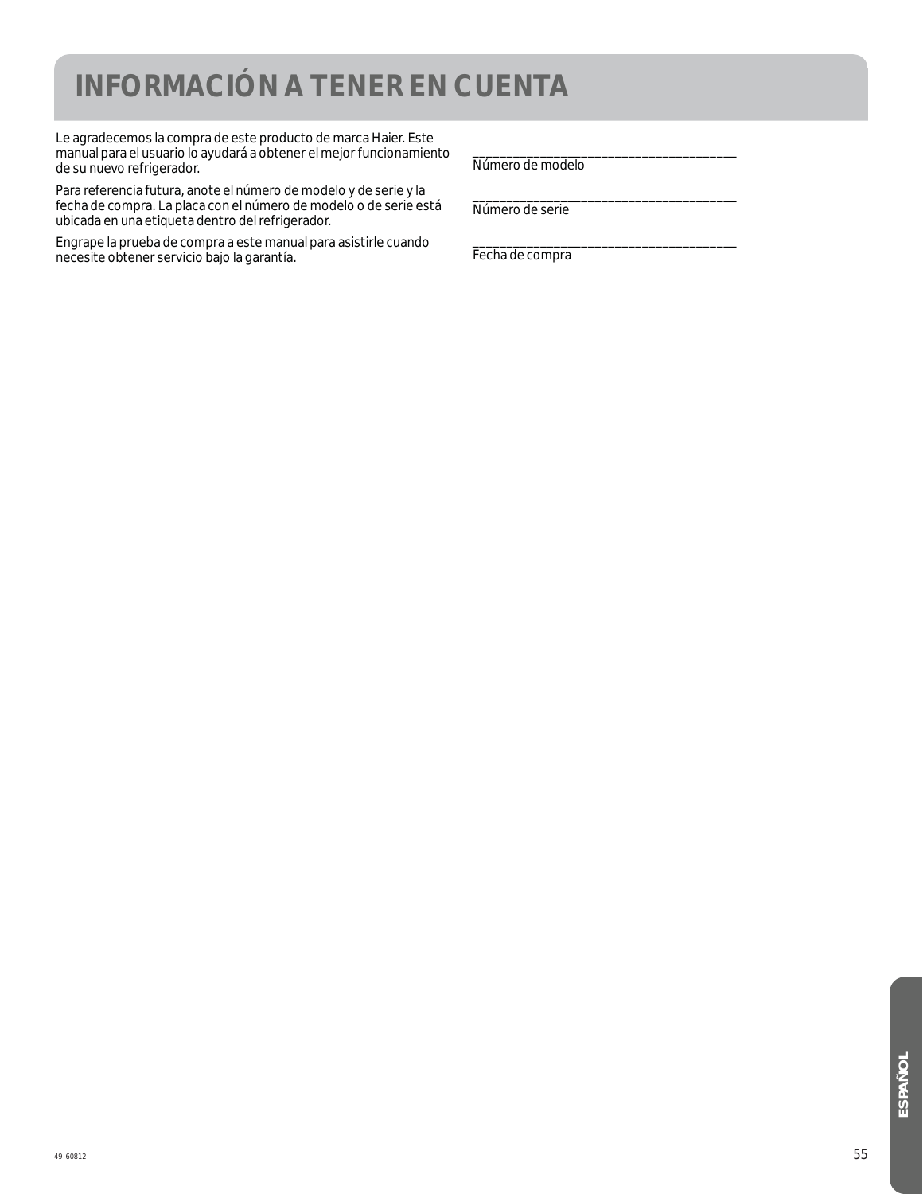# INFORMACIÓN A TENER EN CUENTA

Le agradecemos la compra de este producto de marca Haier. Este manual para el usuario lo ayudará a obtener el mejor funcionamiento de su nuevo refrigerador.

Para referencia futura, anote el número de modelo y de serie y la fecha de compra. La placa con el número de modelo o de serie está ubicada en una etiqueta dentro del refrigerador.

Engrape la prueba de compra a este manual para asistirle cuando necesite obtener servicio bajo la garantía.

_____________________________________________
Número de modelo

_____________________________________________
Número de serie

_____________________________________________
Fecha de compra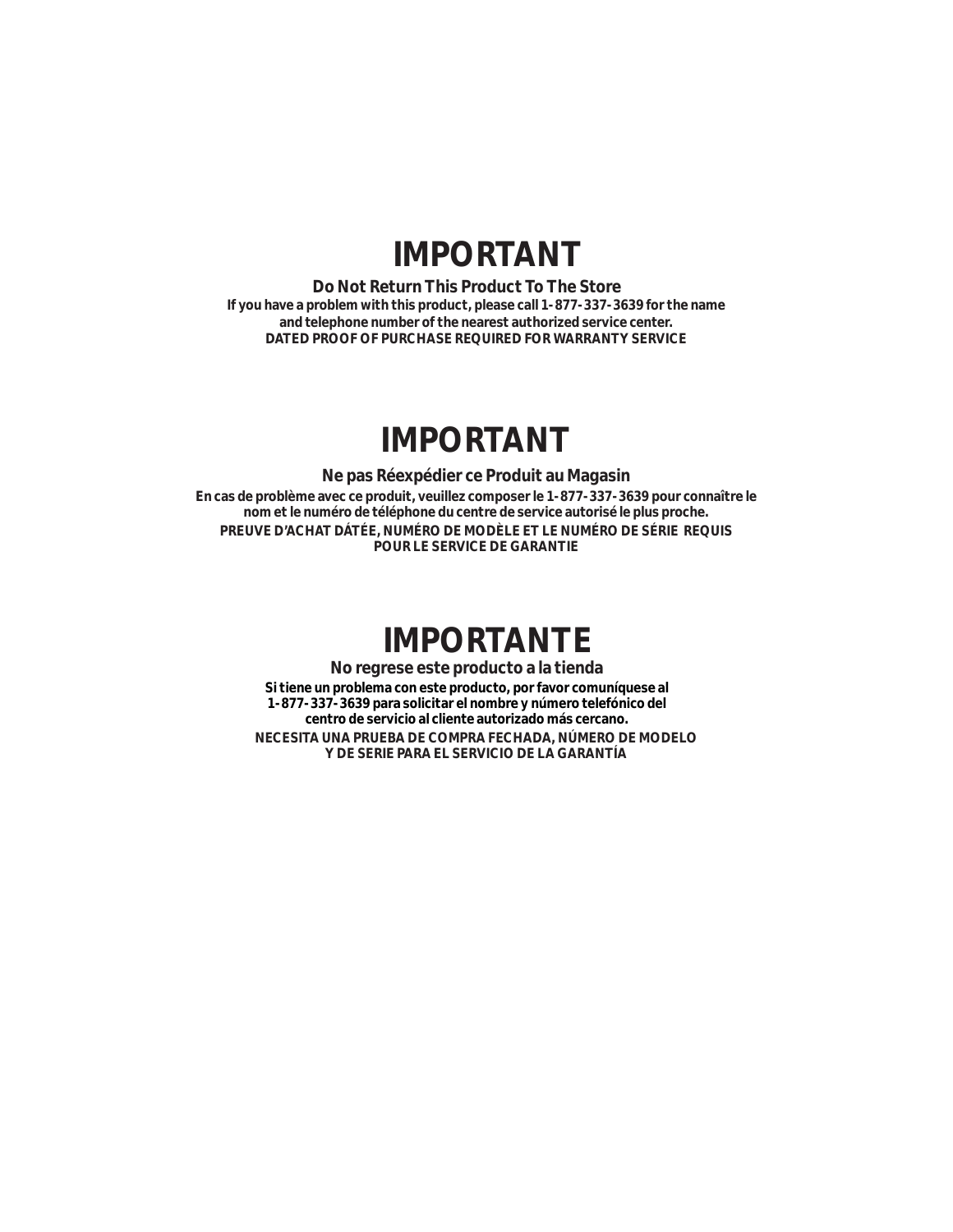# IMPORTANT

**Do Not Return This Product To The Store**

**If you have a problem with this product, please call 1-877-337-3639 for the name and telephone number of the nearest authorized service center.**

**DATED PROOF OF PURCHASE REQUIRED FOR WARRANTY SERVICE**

# IMPORTANT

**Ne pas Réexpédier ce Produit au Magasin**

**En cas de problème avec ce produit, veuillez composer le 1-877-337-3639 pour connaître le nom et le numéro de téléphone du centre de service autorisé le plus proche.**

**PREUVE D'ACHAT DÁTÉE, NUMÉRO DE MODÈLE ET LE NUMÉRO DE SÉRIE REQUIS POUR LE SERVICE DE GARANTIE**

# IMPORTANTE

**No regrese este producto a la tienda**

**Si tiene un problema con este producto, por favor comuníquese al 1-877-337-3639 para solicitar el nombre y número telefónico del centro de servicio al cliente autorizado más cercano.**

**NECESITA UNA PRUEBA DE COMPRA FECHADA, NÚMERO DE MODELO Y DE SERIE PARA EL SERVICIO DE LA GARANTÍA**